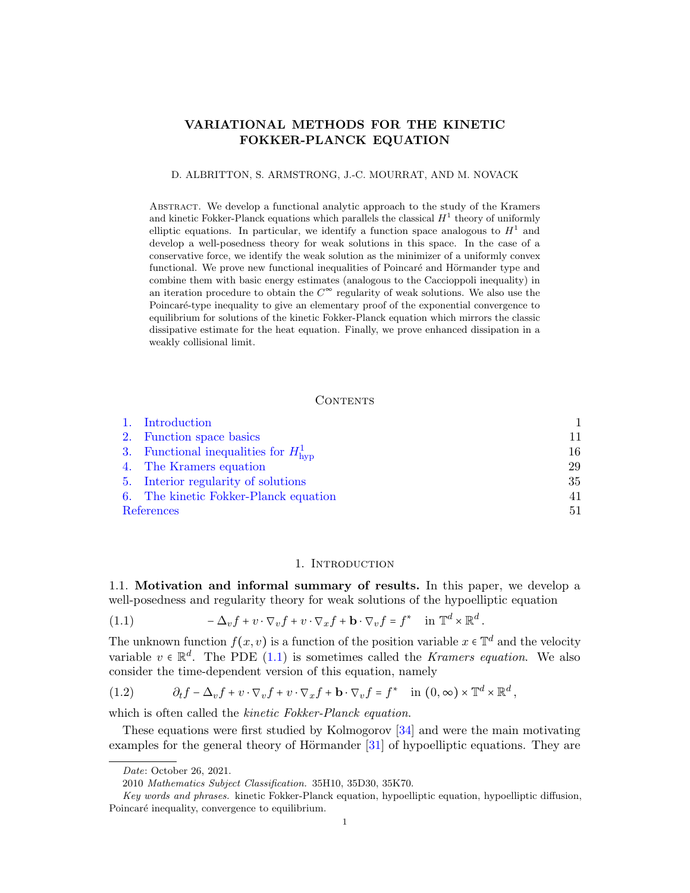# VARIATIONAL METHODS FOR THE KINETIC FOKKER-PLANCK EQUATION

D. ALBRITTON, S. ARMSTRONG, J.-C. MOURRAT, AND M. NOVACK

Abstract. We develop a functional analytic approach to the study of the Kramers and kinetic Fokker-Planck equations which parallels the classical $H^1$ theory of uniformly elliptic equations. In particular, we identify a function space analogous to $H^1$ and develop a well-posedness theory for weak solutions in this space. In the case of a conservative force, we identify the weak solution as the minimizer of a uniformly convex functional. We prove new functional inequalities of Poincaré and Hörmander type and combine them with basic energy estimates (analogous to the Caccioppoli inequality) in an iteration procedure to obtain the $C^\infty$ regularity of weak solutions. We also use the Poincaré-type inequality to give an elementary proof of the exponential convergence to equilibrium for solutions of the kinetic Fokker-Planck equation which mirrors the classic dissipative estimate for the heat equation. Finally, we prove enhanced dissipation in a weakly collisional limit.

## Contents

| | |
|---|---|
| 1. Introduction | 1 |
| 2. Function space basics | 11 |
| 3. Functional inequalities for $H^1_{\mathrm{hyp}}$ | 16 |
| 4. The Kramers equation | 29 |
| 5. Interior regularity of solutions | 35 |
| 6. The kinetic Fokker-Planck equation | 41 |
| References | 51 |

## 1. Introduction

1.1. **Motivation and informal summary of results.** In this paper, we develop a well-posedness and regularity theory for weak solutions of the hypoelliptic equation

$$-\Delta_v f + v \cdot \nabla_v f + v \cdot \nabla_x f + \mathbf{b} \cdot \nabla_v f = f^* \quad \text{in } \mathbb{T}^d \times \mathbb{R}^d. \tag{1.1}$$

The unknown function $f(x, v)$ is a function of the position variable $x \in \mathbb{T}^d$ and the velocity variable $v \in \mathbb{R}^d$. The PDE (1.1) is sometimes called the *Kramers equation*. We also consider the time-dependent version of this equation, namely

$$\partial_t f - \Delta_v f + v \cdot \nabla_v f + v \cdot \nabla_x f + \mathbf{b} \cdot \nabla_v f = f^* \quad \text{in } (0, \infty) \times \mathbb{T}^d \times \mathbb{R}^d, \tag{1.2}$$

which is often called the *kinetic Fokker-Planck equation*.

These equations were first studied by Kolmogorov [34] and were the main motivating examples for the general theory of Hörmander [31] of hypoelliptic equations. They are

*Date*: October 26, 2021.

2010 *Mathematics Subject Classification.* 35H10, 35D30, 35K70.

*Key words and phrases.* kinetic Fokker-Planck equation, hypoelliptic equation, hypoelliptic diffusion, Poincaré inequality, convergence to equilibrium.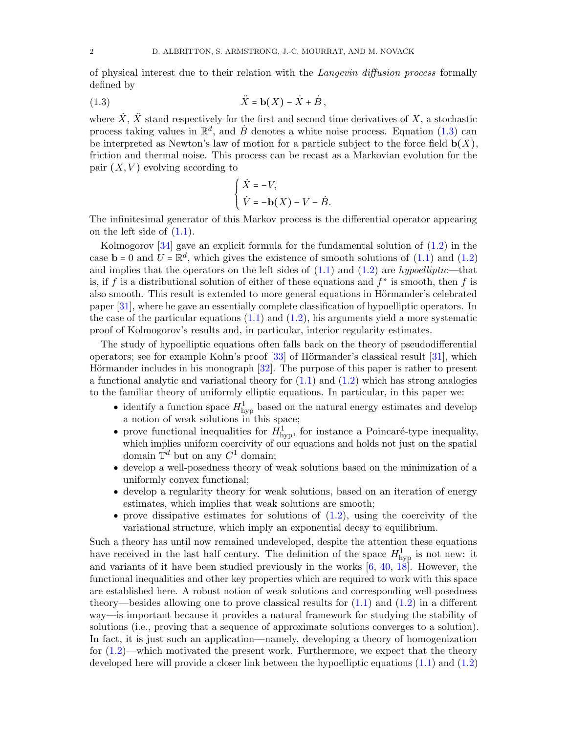of physical interest due to their relation with the *Langevin diffusion process* formally defined by

$$\ddot{X} = \mathbf{b}(X) - \dot{X} + \dot{B}\,, \tag{1.3}$$

where $\dot{X}$, $\ddot{X}$ stand respectively for the first and second time derivatives of $X$, a stochastic process taking values in $\mathbb{R}^d$, and $\dot{B}$ denotes a white noise process. Equation (1.3) can be interpreted as Newton's law of motion for a particle subject to the force field $\mathbf{b}(X)$, friction and thermal noise. This process can be recast as a Markovian evolution for the pair $(X, V)$ evolving according to

$$\begin{cases} \dot{X} = -V, \\ \dot{V} = -\mathbf{b}(X) - V - \dot{B}. \end{cases}$$

The infinitesimal generator of this Markov process is the differential operator appearing on the left side of (1.1).

Kolmogorov [34] gave an explicit formula for the fundamental solution of (1.2) in the case $\mathbf{b} = 0$ and $U = \mathbb{R}^d$, which gives the existence of smooth solutions of (1.1) and (1.2) and implies that the operators on the left sides of (1.1) and (1.2) are *hypoelliptic*—that is, if $f$ is a distributional solution of either of these equations and $f^*$ is smooth, then $f$ is also smooth. This result is extended to more general equations in Hörmander's celebrated paper [31], where he gave an essentially complete classification of hypoelliptic operators. In the case of the particular equations (1.1) and (1.2), his arguments yield a more systematic proof of Kolmogorov's results and, in particular, interior regularity estimates.

The study of hypoelliptic equations often falls back on the theory of pseudodifferential operators; see for example Kohn's proof [33] of Hörmander's classical result [31], which Hörmander includes in his monograph [32]. The purpose of this paper is rather to present a functional analytic and variational theory for (1.1) and (1.2) which has strong analogies to the familiar theory of uniformly elliptic equations. In particular, in this paper we:

- identify a function space $H^1_{\mathrm{hyp}}$ based on the natural energy estimates and develop a notion of weak solutions in this space;
- prove functional inequalities for $H^1_{\mathrm{hyp}}$, for instance a Poincaré-type inequality, which implies uniform coercivity of our equations and holds not just on the spatial domain $\mathbb{T}^d$ but on any $C^1$ domain;
- develop a well-posedness theory of weak solutions based on the minimization of a uniformly convex functional;
- develop a regularity theory for weak solutions, based on an iteration of energy estimates, which implies that weak solutions are smooth;
- prove dissipative estimates for solutions of (1.2), using the coercivity of the variational structure, which imply an exponential decay to equilibrium.

Such a theory has until now remained undeveloped, despite the attention these equations have received in the last half century. The definition of the space $H^1_{\mathrm{hyp}}$ is not new: it and variants of it have been studied previously in the works [6, 40, 18]. However, the functional inequalities and other key properties which are required to work with this space are established here. A robust notion of weak solutions and corresponding well-posedness theory—besides allowing one to prove classical results for (1.1) and (1.2) in a different way—is important because it provides a natural framework for studying the stability of solutions (i.e., proving that a sequence of approximate solutions converges to a solution). In fact, it is just such an application—namely, developing a theory of homogenization for (1.2)—which motivated the present work. Furthermore, we expect that the theory developed here will provide a closer link between the hypoelliptic equations (1.1) and (1.2)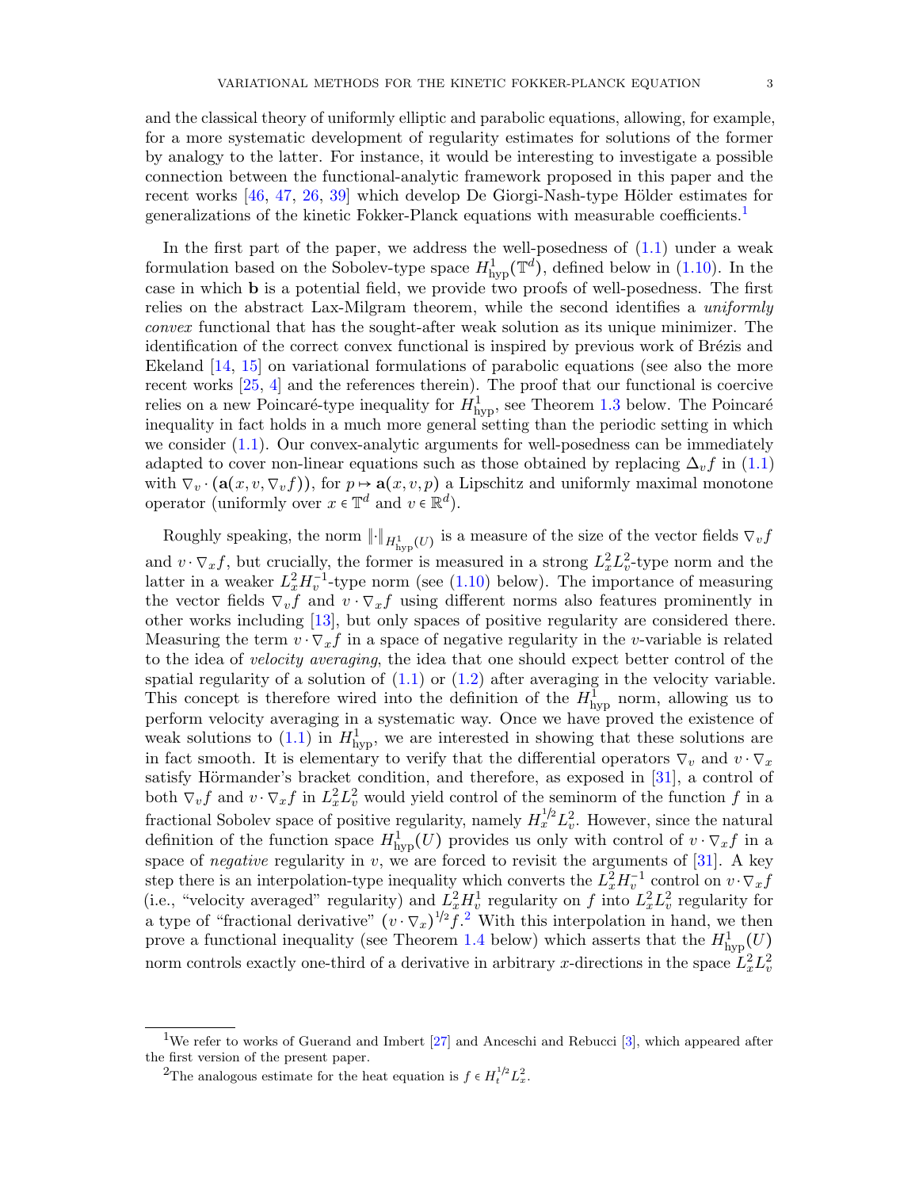and the classical theory of uniformly elliptic and parabolic equations, allowing, for example, for a more systematic development of regularity estimates for solutions of the former by analogy to the latter. For instance, it would be interesting to investigate a possible connection between the functional-analytic framework proposed in this paper and the recent works [46, 47, 26, 39] which develop De Giorgi-Nash-type Hölder estimates for generalizations of the kinetic Fokker-Planck equations with measurable coefficients.[1]

In the first part of the paper, we address the well-posedness of (1.1) under a weak formulation based on the Sobolev-type space $H^1_{\mathrm{hyp}}(\mathbb{T}^d)$, defined below in (1.10). In the case in which $\mathbf{b}$ is a potential field, we provide two proofs of well-posedness. The first relies on the abstract Lax-Milgram theorem, while the second identifies a *uniformly convex* functional that has the sought-after weak solution as its unique minimizer. The identification of the correct convex functional is inspired by previous work of Brézis and Ekeland [14, 15] on variational formulations of parabolic equations (see also the more recent works [25, 4] and the references therein). The proof that our functional is coercive relies on a new Poincaré-type inequality for $H^1_{\mathrm{hyp}}$, see Theorem 1.3 below. The Poincaré inequality in fact holds in a much more general setting than the periodic setting in which we consider (1.1). Our convex-analytic arguments for well-posedness can be immediately adapted to cover non-linear equations such as those obtained by replacing $\Delta_v f$ in (1.1) with $\nabla_v \cdot (\mathbf{a}(x,v,\nabla_v f))$, for $p \mapsto \mathbf{a}(x,v,p)$ a Lipschitz and uniformly maximal monotone operator (uniformly over $x \in \mathbb{T}^d$ and $v \in \mathbb{R}^d$).

Roughly speaking, the norm $\|\cdot\|_{H^1_{\mathrm{hyp}}(U)}$ is a measure of the size of the vector fields $\nabla_v f$ and $v \cdot \nabla_x f$, but crucially, the former is measured in a strong $L^2_x L^2_v$-type norm and the latter in a weaker $L^2_x H^{-1}_v$-type norm (see (1.10) below). The importance of measuring the vector fields $\nabla_v f$ and $v \cdot \nabla_x f$ using different norms also features prominently in other works including [13], but only spaces of positive regularity are considered there. Measuring the term $v \cdot \nabla_x f$ in a space of negative regularity in the $v$-variable is related to the idea of *velocity averaging*, the idea that one should expect better control of the spatial regularity of a solution of (1.1) or (1.2) after averaging in the velocity variable. This concept is therefore wired into the definition of the $H^1_{\mathrm{hyp}}$ norm, allowing us to perform velocity averaging in a systematic way. Once we have proved the existence of weak solutions to (1.1) in $H^1_{\mathrm{hyp}}$, we are interested in showing that these solutions are in fact smooth. It is elementary to verify that the differential operators $\nabla_v$ and $v \cdot \nabla_x$ satisfy Hörmander's bracket condition, and therefore, as exposed in [31], a control of both $\nabla_v f$ and $v \cdot \nabla_x f$ in $L^2_x L^2_v$ would yield control of the seminorm of the function $f$ in a fractional Sobolev space of positive regularity, namely $H^{1/2}_x L^2_v$. However, since the natural definition of the function space $H^1_{\mathrm{hyp}}(U)$ provides us only with control of $v \cdot \nabla_x f$ in a space of *negative* regularity in $v$, we are forced to revisit the arguments of [31]. A key step there is an interpolation-type inequality which converts the $L^2_x H^{-1}_v$ control on $v \cdot \nabla_x f$ (i.e., "velocity averaged" regularity) and $L^2_x H^1_v$ regularity on $f$ into $L^2_x L^2_v$ regularity for a type of "fractional derivative" $(v \cdot \nabla_x)^{1/2} f$.[2] With this interpolation in hand, we then prove a functional inequality (see Theorem 1.4 below) which asserts that the $H^1_{\mathrm{hyp}}(U)$ norm controls exactly one-third of a derivative in arbitrary $x$-directions in the space $L^2_x L^2_v$

---

[1] We refer to works of Guerand and Imbert [27] and Anceschi and Rebucci [3], which appeared after the first version of the present paper.

[2] The analogous estimate for the heat equation is $f \in H^{1/2}_t L^2_x$.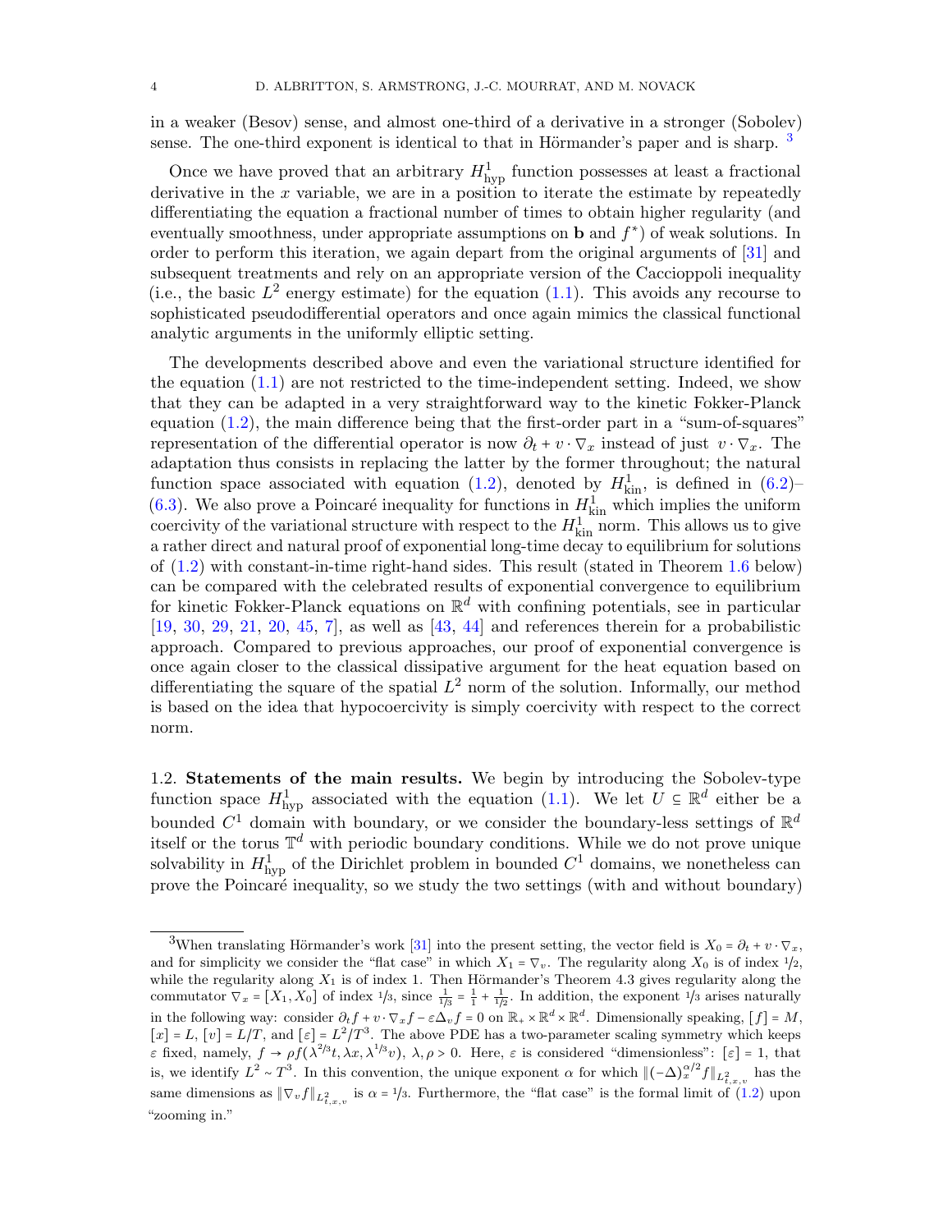in a weaker (Besov) sense, and almost one-third of a derivative in a stronger (Sobolev) sense. The one-third exponent is identical to that in Hörmander's paper and is sharp. [3]

Once we have proved that an arbitrary $H^1_{\mathrm{hyp}}$ function possesses at least a fractional derivative in the $x$ variable, we are in a position to iterate the estimate by repeatedly differentiating the equation a fractional number of times to obtain higher regularity (and eventually smoothness, under appropriate assumptions on $\mathbf{b}$ and $f^*$) of weak solutions. In order to perform this iteration, we again depart from the original arguments of [31] and subsequent treatments and rely on an appropriate version of the Caccioppoli inequality (i.e., the basic $L^2$ energy estimate) for the equation (1.1). This avoids any recourse to sophisticated pseudodifferential operators and once again mimics the classical functional analytic arguments in the uniformly elliptic setting.

The developments described above and even the variational structure identified for the equation (1.1) are not restricted to the time-independent setting. Indeed, we show that they can be adapted in a very straightforward way to the kinetic Fokker-Planck equation (1.2), the main difference being that the first-order part in a "sum-of-squares" representation of the differential operator is now $\partial_t + v\cdot\nabla_x$ instead of just $v\cdot\nabla_x$. The adaptation thus consists in replacing the latter by the former throughout; the natural function space associated with equation (1.2), denoted by $H^1_{\mathrm{kin}}$, is defined in (6.2)–(6.3). We also prove a Poincaré inequality for functions in $H^1_{\mathrm{kin}}$ which implies the uniform coercivity of the variational structure with respect to the $H^1_{\mathrm{kin}}$ norm. This allows us to give a rather direct and natural proof of exponential long-time decay to equilibrium for solutions of (1.2) with constant-in-time right-hand sides. This result (stated in Theorem 1.6 below) can be compared with the celebrated results of exponential convergence to equilibrium for kinetic Fokker-Planck equations on $\mathbb{R}^d$ with confining potentials, see in particular [19, 30, 29, 21, 20, 45, 7], as well as [43, 44] and references therein for a probabilistic approach. Compared to previous approaches, our proof of exponential convergence is once again closer to the classical dissipative argument for the heat equation based on differentiating the square of the spatial $L^2$ norm of the solution. Informally, our method is based on the idea that hypocoercivity is simply coercivity with respect to the correct norm.

## 1.2. Statements of the main results.

We begin by introducing the Sobolev-type function space $H^1_{\mathrm{hyp}}$ associated with the equation (1.1). We let $U \subseteq \mathbb{R}^d$ either be a bounded $C^1$ domain with boundary, or we consider the boundary-less settings of $\mathbb{R}^d$ itself or the torus $\mathbb{T}^d$ with periodic boundary conditions. While we do not prove unique solvability in $H^1_{\mathrm{hyp}}$ of the Dirichlet problem in bounded $C^1$ domains, we nonetheless can prove the Poincaré inequality, so we study the two settings (with and without boundary)

---

[3] When translating Hörmander's work [31] into the present setting, the vector field is $X_0 = \partial_t + v\cdot\nabla_x$, and for simplicity we consider the "flat case" in which $X_1 = \nabla_v$. The regularity along $X_0$ is of index $1/2$, while the regularity along $X_1$ is of index 1. Then Hörmander's Theorem 4.3 gives regularity along the commutator $\nabla_x = [X_1, X_0]$ of index $1/3$, since $\frac{1}{1/3} = \frac{1}{1} + \frac{1}{1/2}$. In addition, the exponent $1/3$ arises naturally in the following way: consider $\partial_t f + v\cdot\nabla_x f - \varepsilon\Delta_v f = 0$ on $\mathbb{R}_+\times\mathbb{R}^d\times\mathbb{R}^d$. Dimensionally speaking, $[f] = M$, $[x] = L$, $[v] = L/T$, and $[\varepsilon] = L^2/T^3$. The above PDE has a two-parameter scaling symmetry which keeps $\varepsilon$ fixed, namely, $f \to \rho f(\lambda^{2/3}t, \lambda x, \lambda^{1/3}v)$, $\lambda, \rho > 0$. Here, $\varepsilon$ is considered "dimensionless": $[\varepsilon] = 1$, that is, we identify $L^2 \sim T^3$. In this convention, the unique exponent $\alpha$ for which $\|(-\Delta)_x^{\alpha/2} f\|_{L^2_{t,x,v}}$ has the same dimensions as $\|\nabla_v f\|_{L^2_{t,x,v}}$ is $\alpha = 1/3$. Furthermore, the "flat case" is the formal limit of (1.2) upon "zooming in."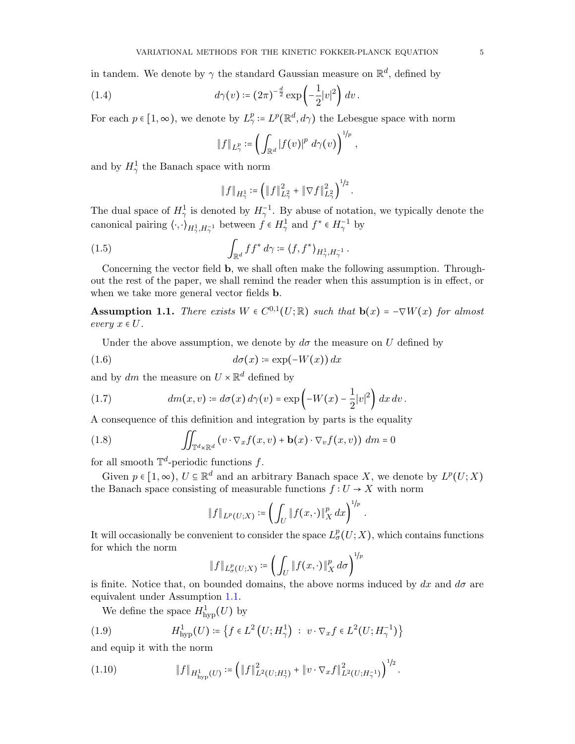in tandem. We denote by $\gamma$ the standard Gaussian measure on $\mathbb{R}^d$, defined by

$$d\gamma(v) := (2\pi)^{-\frac{d}{2}} \exp\left(-\frac{1}{2}|v|^2\right) dv \,. \tag{1.4}$$

For each $p \in [1, \infty)$, we denote by $L^p_\gamma := L^p(\mathbb{R}^d, d\gamma)$ the Lebesgue space with norm

$$\|f\|_{L^p_\gamma} := \left( \int_{\mathbb{R}^d} |f(v)|^p \, d\gamma(v) \right)^{1/p},$$

and by $H^1_\gamma$ the Banach space with norm

$$\|f\|_{H^1_\gamma} := \left( \|f\|^2_{L^2_\gamma} + \|\nabla f\|^2_{L^2_\gamma} \right)^{1/2}.$$

The dual space of $H^1_\gamma$ is denoted by $H^{-1}_\gamma$. By abuse of notation, we typically denote the canonical pairing $\langle \cdot, \cdot \rangle_{H^1_\gamma, H^{-1}_\gamma}$ between $f \in H^1_\gamma$ and $f^* \in H^{-1}_\gamma$ by

$$\int_{\mathbb{R}^d} f f^* \, d\gamma := \langle f, f^* \rangle_{H^1_\gamma, H^{-1}_\gamma} \,. \tag{1.5}$$

Concerning the vector field $\mathbf{b}$, we shall often make the following assumption. Throughout the rest of the paper, we shall remind the reader when this assumption is in effect, or when we take more general vector fields $\mathbf{b}$.

**Assumption 1.1.** *There exists $W \in C^{0,1}(U;\mathbb{R})$ such that $\mathbf{b}(x) = -\nabla W(x)$ for almost every $x \in U$.*

Under the above assumption, we denote by $d\sigma$ the measure on $U$ defined by

$$d\sigma(x) := \exp(-W(x)) \, dx \tag{1.6}$$

and by $dm$ the measure on $U \times \mathbb{R}^d$ defined by

$$dm(x,v) := d\sigma(x) \, d\gamma(v) = \exp\left(-W(x) - \frac{1}{2}|v|^2\right) dx \, dv \,. \tag{1.7}$$

A consequence of this definition and integration by parts is the equality

$$\iint_{\mathbb{T}^d \times \mathbb{R}^d} \left( v \cdot \nabla_x f(x,v) + \mathbf{b}(x) \cdot \nabla_v f(x,v) \right) \, dm = 0 \tag{1.8}$$

for all smooth $\mathbb{T}^d$-periodic functions $f$.

Given $p \in [1, \infty)$, $U \subseteq \mathbb{R}^d$ and an arbitrary Banach space $X$, we denote by $L^p(U;X)$ the Banach space consisting of measurable functions $f : U \to X$ with norm

$$\|f\|_{L^p(U;X)} := \left( \int_U \|f(x,\cdot)\|^p_X \, dx \right)^{1/p}.$$

It will occasionally be convenient to consider the space $L^p_\sigma(U;X)$, which contains functions for which the norm

$$\|f\|_{L^p_\sigma(U;X)} := \left( \int_U \|f(x,\cdot)\|^p_X \, d\sigma \right)^{1/p}$$

is finite. Notice that, on bounded domains, the above norms induced by $dx$ and $d\sigma$ are equivalent under Assumption 1.1.

We define the space $H^1_{\mathrm{hyp}}(U)$ by

$$H^1_{\mathrm{hyp}}(U) := \left\{ f \in L^2\left(U; H^1_\gamma\right) \; : \; v \cdot \nabla_x f \in L^2(U; H^{-1}_\gamma) \right\} \tag{1.9}$$

and equip it with the norm

$$\|f\|_{H^1_{\mathrm{hyp}}(U)} := \left( \|f\|^2_{L^2(U;H^1_\gamma)} + \|v \cdot \nabla_x f\|^2_{L^2(U;H^{-1}_\gamma)} \right)^{1/2}. \tag{1.10}$$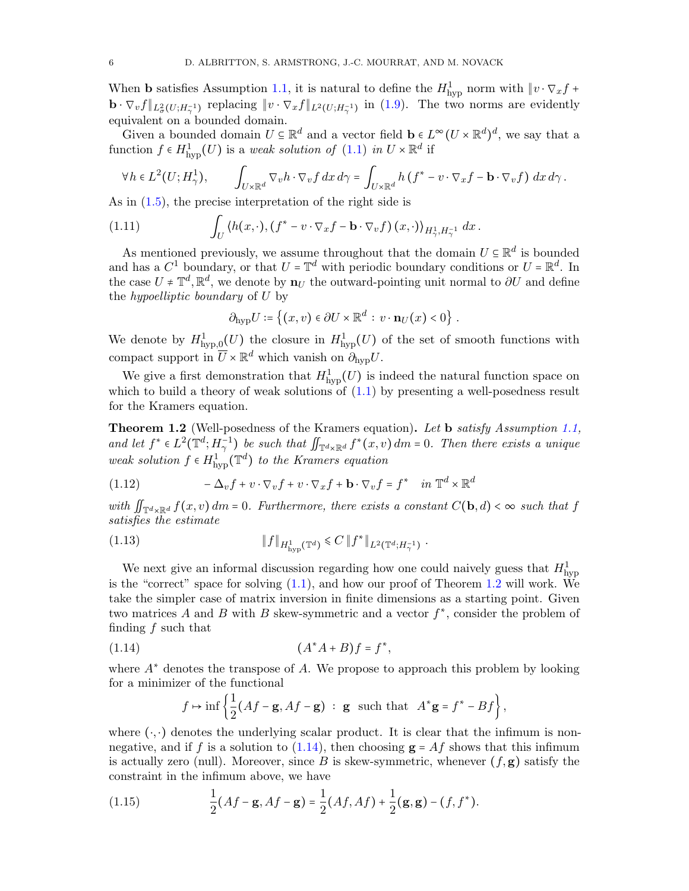When $\mathbf{b}$ satisfies Assumption 1.1, it is natural to define the $H^1_{\mathrm{hyp}}$ norm with $\|v\cdot\nabla_x f + \mathbf{b}\cdot\nabla_v f\|_{L^2_\sigma(U;H^{-1}_\gamma)}$ replacing $\|v\cdot\nabla_x f\|_{L^2(U;H^{-1}_\gamma)}$ in (1.9). The two norms are evidently equivalent on a bounded domain.

Given a bounded domain $U\subseteq\mathbb{R}^d$ and a vector field $\mathbf{b}\in L^\infty(U\times\mathbb{R}^d)^d$, we say that a function $f\in H^1_{\mathrm{hyp}}(U)$ is a *weak solution of* (1.1) *in* $U\times\mathbb{R}^d$ if

$$
\forall\, h\in L^2(U;H^1_\gamma),\qquad \int_{U\times\mathbb{R}^d}\nabla_v h\cdot\nabla_v f\,dx\,d\gamma = \int_{U\times\mathbb{R}^d} h\left(f^* - v\cdot\nabla_x f - \mathbf{b}\cdot\nabla_v f\right)\,dx\,d\gamma\,.
$$

As in (1.5), the precise interpretation of the right side is

$$
\int_U \left\langle h(x,\cdot),\left(f^*-v\cdot\nabla_x f - \mathbf{b}\cdot\nabla_v f\right)(x,\cdot)\right\rangle_{H^1_\gamma,H^{-1}_\gamma}\,dx\,. \tag{1.11}
$$

As mentioned previously, we assume throughout that the domain $U\subseteq\mathbb{R}^d$ is bounded and has a $C^1$ boundary, or that $U=\mathbb{T}^d$ with periodic boundary conditions or $U=\mathbb{R}^d$. In the case $U\neq\mathbb{T}^d,\mathbb{R}^d$, we denote by $\mathbf{n}_U$ the outward-pointing unit normal to $\partial U$ and define the *hypoelliptic boundary* of $U$ by

$$
\partial_{\mathrm{hyp}}U := \left\{(x,v)\in\partial U\times\mathbb{R}^d\,:\, v\cdot\mathbf{n}_U(x)<0\right\}\,.
$$

We denote by $H^1_{\mathrm{hyp},0}(U)$ the closure in $H^1_{\mathrm{hyp}}(U)$ of the set of smooth functions with compact support in $\overline{U}\times\mathbb{R}^d$ which vanish on $\partial_{\mathrm{hyp}}U$.

We give a first demonstration that $H^1_{\mathrm{hyp}}(U)$ is indeed the natural function space on which to build a theory of weak solutions of (1.1) by presenting a well-posedness result for the Kramers equation.

**Theorem 1.2** (Well-posedness of the Kramers equation)**.** *Let* $\mathbf{b}$ *satisfy Assumption 1.1, and let* $f^*\in L^2(\mathbb{T}^d;H^{-1}_\gamma)$ *be such that* $\iint_{\mathbb{T}^d\times\mathbb{R}^d} f^*(x,v)\,dm=0$. *Then there exists a unique weak solution* $f\in H^1_{\mathrm{hyp}}(\mathbb{T}^d)$ *to the Kramers equation*

$$
-\Delta_v f + v\cdot\nabla_v f + v\cdot\nabla_x f + \mathbf{b}\cdot\nabla_v f = f^*\quad \text{in } \mathbb{T}^d\times\mathbb{R}^d \tag{1.12}
$$

*with* $\iint_{\mathbb{T}^d\times\mathbb{R}^d} f(x,v)\,dm=0$. *Furthermore, there exists a constant* $C(\mathbf{b},d)<\infty$ *such that* $f$ *satisfies the estimate*

$$
\|f\|_{H^1_{\mathrm{hyp}}(\mathbb{T}^d)}\leqslant C\,\|f^*\|_{L^2(\mathbb{T}^d;H^{-1}_\gamma)}\,. \tag{1.13}
$$

We next give an informal discussion regarding how one could naively guess that $H^1_{\mathrm{hyp}}$ is the "correct" space for solving (1.1), and how our proof of Theorem 1.2 will work. We take the simpler case of matrix inversion in finite dimensions as a starting point. Given two matrices $A$ and $B$ with $B$ skew-symmetric and a vector $f^*$, consider the problem of finding $f$ such that

$$
(A^*A+B)f=f^*, \tag{1.14}
$$

where $A^*$ denotes the transpose of $A$. We propose to approach this problem by looking for a minimizer of the functional

$$
f\mapsto \inf\left\{\frac{1}{2}(Af-\mathbf{g},Af-\mathbf{g})\;:\;\mathbf{g}\;\text{ such that }\;A^*\mathbf{g}=f^*-Bf\right\},
$$

where $(\cdot,\cdot)$ denotes the underlying scalar product. It is clear that the infimum is non-negative, and if $f$ is a solution to (1.14), then choosing $\mathbf{g}=Af$ shows that this infimum is actually zero (null). Moreover, since $B$ is skew-symmetric, whenever $(f,\mathbf{g})$ satisfy the constraint in the infimum above, we have

$$
\frac{1}{2}(Af-\mathbf{g},Af-\mathbf{g}) = \frac{1}{2}(Af,Af)+\frac{1}{2}(\mathbf{g},\mathbf{g})-(f,f^*). \tag{1.15}
$$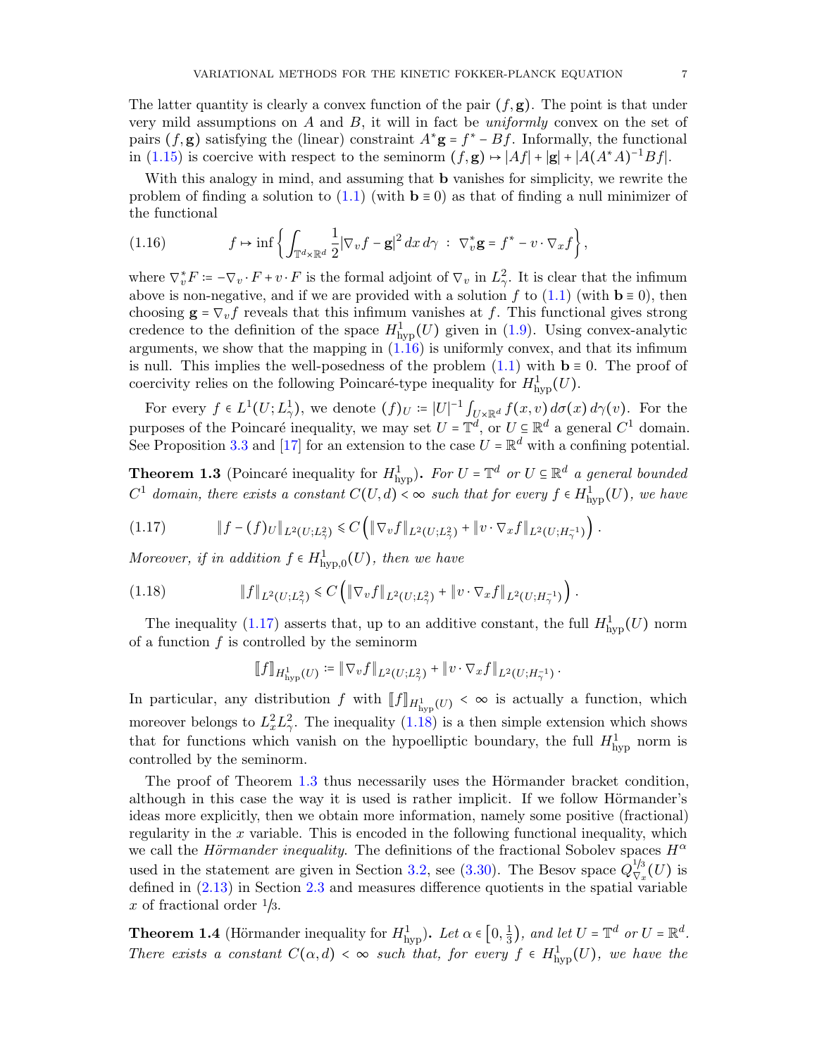The latter quantity is clearly a convex function of the pair $(f, \mathbf{g})$. The point is that under very mild assumptions on $A$ and $B$, it will in fact be *uniformly* convex on the set of pairs $(f, \mathbf{g})$ satisfying the (linear) constraint $A^* \mathbf{g} = f^* - Bf$. Informally, the functional in (1.15) is coercive with respect to the seminorm $(f, \mathbf{g}) \mapsto |Af| + |\mathbf{g}| + |A(A^*A)^{-1}Bf|$.

With this analogy in mind, and assuming that $\mathbf{b}$ vanishes for simplicity, we rewrite the problem of finding a solution to (1.1) (with $\mathbf{b} \equiv 0$) as that of finding a null minimizer of the functional

$$
f \mapsto \inf \left\{ \int_{\mathbb{T}^d \times \mathbb{R}^d} \frac{1}{2} |\nabla_v f - \mathbf{g}|^2 \, dx \, d\gamma \; : \; \nabla_v^* \mathbf{g} = f^* - v \cdot \nabla_x f \right\}, \tag{1.16}
$$

where $\nabla_v^* F := -\nabla_v \cdot F + v \cdot F$ is the formal adjoint of $\nabla_v$ in $L^2_\gamma$. It is clear that the infimum above is non-negative, and if we are provided with a solution $f$ to (1.1) (with $\mathbf{b} \equiv 0$), then choosing $\mathbf{g} = \nabla_v f$ reveals that this infimum vanishes at $f$. This functional gives strong credence to the definition of the space $H^1_{\mathrm{hyp}}(U)$ given in (1.9). Using convex-analytic arguments, we show that the mapping in (1.16) is uniformly convex, and that its infimum is null. This implies the well-posedness of the problem (1.1) with $\mathbf{b} \equiv 0$. The proof of coercivity relies on the following Poincaré-type inequality for $H^1_{\mathrm{hyp}}(U)$.

For every $f \in L^1(U; L^1_\gamma)$, we denote $(f)_U := |U|^{-1} \int_{U \times \mathbb{R}^d} f(x,v) \, d\sigma(x) \, d\gamma(v)$. For the purposes of the Poincaré inequality, we may set $U = \mathbb{T}^d$, or $U \subseteq \mathbb{R}^d$ a general $C^1$ domain. See Proposition 3.3 and [17] for an extension to the case $U = \mathbb{R}^d$ with a confining potential.

**Theorem 1.3** (Poincaré inequality for $H^1_{\mathrm{hyp}}$)**.** *For $U = \mathbb{T}^d$ or $U \subseteq \mathbb{R}^d$ a general bounded $C^1$ domain, there exists a constant $C(U,d) < \infty$ such that for every $f \in H^1_{\mathrm{hyp}}(U)$, we have*

$$
\| f - (f)_U \|_{L^2(U; L^2_\gamma)} \leqslant C \left( \| \nabla_v f \|_{L^2(U; L^2_\gamma)} + \| v \cdot \nabla_x f \|_{L^2(U; H^{-1}_\gamma)} \right). \tag{1.17}
$$

*Moreover, if in addition $f \in H^1_{\mathrm{hyp},0}(U)$, then we have*

$$
\| f \|_{L^2(U; L^2_\gamma)} \leqslant C \left( \| \nabla_v f \|_{L^2(U; L^2_\gamma)} + \| v \cdot \nabla_x f \|_{L^2(U; H^{-1}_\gamma)} \right). \tag{1.18}
$$

The inequality (1.17) asserts that, up to an additive constant, the full $H^1_{\mathrm{hyp}}(U)$ norm of a function $f$ is controlled by the seminorm

$$
[\![ f ]\!]_{H^1_{\mathrm{hyp}}(U)} := \| \nabla_v f \|_{L^2(U; L^2_\gamma)} + \| v \cdot \nabla_x f \|_{L^2(U; H^{-1}_\gamma)} .
$$

In particular, any distribution $f$ with $[\![ f ]\!]_{H^1_{\mathrm{hyp}}(U)} < \infty$ is actually a function, which moreover belongs to $L^2_x L^2_\gamma$. The inequality (1.18) is a then simple extension which shows that for functions which vanish on the hypoelliptic boundary, the full $H^1_{\mathrm{hyp}}$ norm is controlled by the seminorm.

The proof of Theorem 1.3 thus necessarily uses the Hörmander bracket condition, although in this case the way it is used is rather implicit. If we follow Hörmander's ideas more explicitly, then we obtain more information, namely some positive (fractional) regularity in the $x$ variable. This is encoded in the following functional inequality, which we call the *Hörmander inequality*. The definitions of the fractional Sobolev spaces $H^\alpha$ used in the statement are given in Section 3.2, see (3.30). The Besov space $Q^{1/3}_{\nabla_x}(U)$ is defined in (2.13) in Section 2.3 and measures difference quotients in the spatial variable $x$ of fractional order $1/3$.

**Theorem 1.4** (Hörmander inequality for $H^1_{\mathrm{hyp}}$)**.** *Let $\alpha \in \left[0, \frac{1}{3}\right)$, and let $U = \mathbb{T}^d$ or $U = \mathbb{R}^d$. There exists a constant $C(\alpha, d) < \infty$ such that, for every $f \in H^1_{\mathrm{hyp}}(U)$, we have the*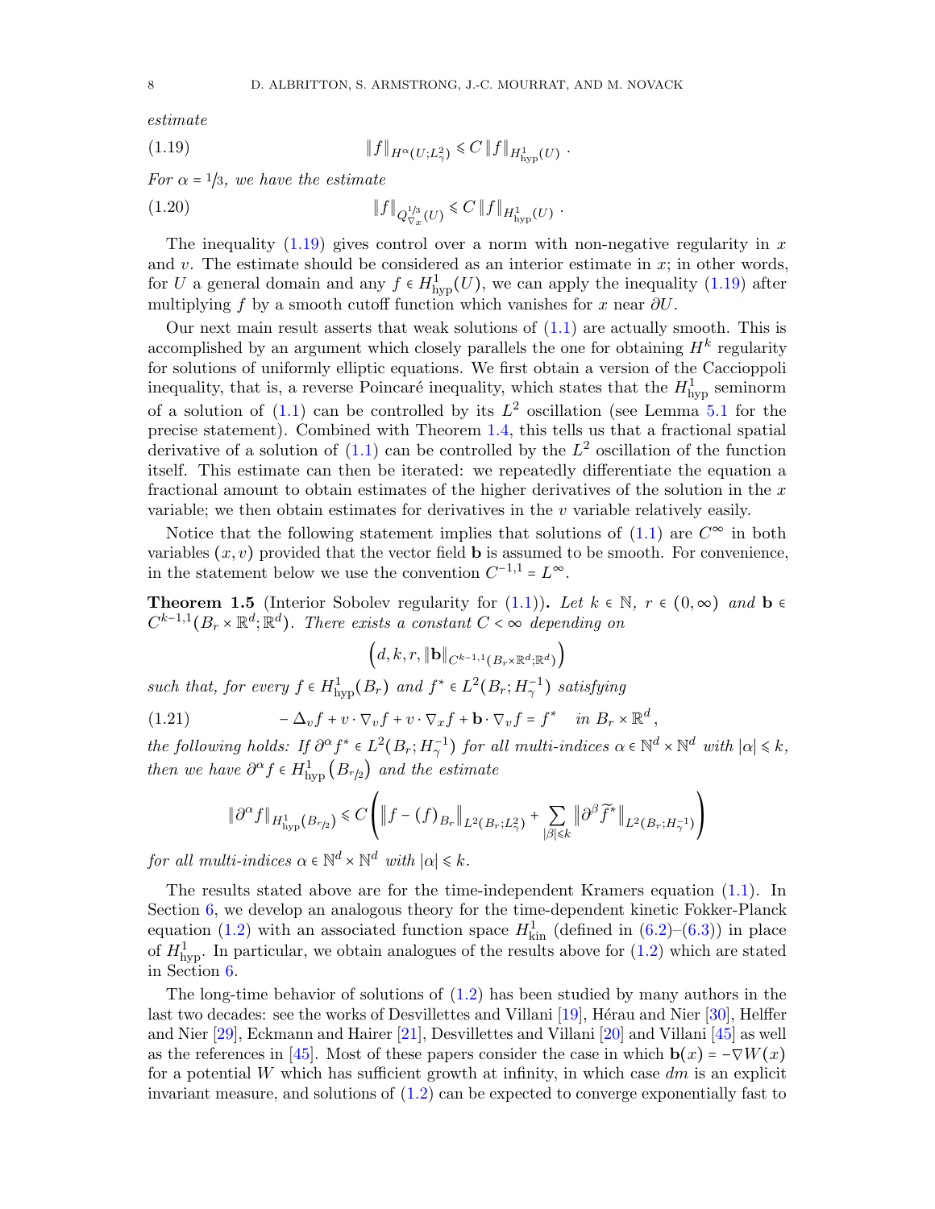*estimate*

$$\|f\|_{H^{\alpha}(U;L^2_\gamma)} \leqslant C \|f\|_{H^1_{\mathrm{hyp}}(U)} \,. \tag{1.19}$$

*For $\alpha = 1/3$, we have the estimate*

$$\|f\|_{Q^{1/3}_{\nabla_x}(U)} \leqslant C \|f\|_{H^1_{\mathrm{hyp}}(U)} \,. \tag{1.20}$$

The inequality (1.19) gives control over a norm with non-negative regularity in $x$ and $v$. The estimate should be considered as an interior estimate in $x$; in other words, for $U$ a general domain and any $f \in H^1_{\mathrm{hyp}}(U)$, we can apply the inequality (1.19) after multiplying $f$ by a smooth cutoff function which vanishes for $x$ near $\partial U$.

Our next main result asserts that weak solutions of (1.1) are actually smooth. This is accomplished by an argument which closely parallels the one for obtaining $H^k$ regularity for solutions of uniformly elliptic equations. We first obtain a version of the Caccioppoli inequality, that is, a reverse Poincaré inequality, which states that the $H^1_{\mathrm{hyp}}$ seminorm of a solution of (1.1) can be controlled by its $L^2$ oscillation (see Lemma 5.1 for the precise statement). Combined with Theorem 1.4, this tells us that a fractional spatial derivative of a solution of (1.1) can be controlled by the $L^2$ oscillation of the function itself. This estimate can then be iterated: we repeatedly differentiate the equation a fractional amount to obtain estimates of the higher derivatives of the solution in the $x$ variable; we then obtain estimates for derivatives in the $v$ variable relatively easily.

Notice that the following statement implies that solutions of (1.1) are $C^\infty$ in both variables $(x,v)$ provided that the vector field $\mathbf{b}$ is assumed to be smooth. For convenience, in the statement below we use the convention $C^{-1,1} = L^\infty$.

**Theorem 1.5** (Interior Sobolev regularity for (1.1))**.** *Let $k \in \mathbb{N}$, $r \in (0,\infty)$ and $\mathbf{b} \in C^{k-1,1}(B_r \times \mathbb{R}^d; \mathbb{R}^d)$. There exists a constant $C < \infty$ depending on*

$$\left(d, k, r, \|\mathbf{b}\|_{C^{k-1,1}(B_r\times\mathbb{R}^d;\mathbb{R}^d)}\right)$$

*such that, for every $f \in H^1_{\mathrm{hyp}}(B_r)$ and $f^* \in L^2(B_r; H^{-1}_\gamma)$ satisfying*

$$-\Delta_v f + v\cdot\nabla_v f + v\cdot\nabla_x f + \mathbf{b}\cdot\nabla_v f = f^* \quad \text{in } B_r \times \mathbb{R}^d\,, \tag{1.21}$$

*the following holds: If $\partial^\alpha f^* \in L^2(B_r; H^{-1}_\gamma)$ for all multi-indices $\alpha \in \mathbb{N}^d \times \mathbb{N}^d$ with $|\alpha| \leqslant k$, then we have $\partial^\alpha f \in H^1_{\mathrm{hyp}}\left(B_{r/2}\right)$ and the estimate*

$$\|\partial^\alpha f\|_{H^1_{\mathrm{hyp}}(B_{r/2})} \leqslant C\left( \left\| f - (f)_{B_r}\right\|_{L^2(B_r;L^2_\gamma)} + \sum_{|\beta|\leqslant k} \left\|\partial^\beta \widetilde{f}^*\right\|_{L^2(B_r;H^{-1}_\gamma)}\right)$$

*for all multi-indices $\alpha \in \mathbb{N}^d \times \mathbb{N}^d$ with $|\alpha| \leqslant k$.*

The results stated above are for the time-independent Kramers equation (1.1). In Section 6, we develop an analogous theory for the time-dependent kinetic Fokker-Planck equation (1.2) with an associated function space $H^1_{\mathrm{kin}}$ (defined in (6.2)–(6.3)) in place of $H^1_{\mathrm{hyp}}$. In particular, we obtain analogues of the results above for (1.2) which are stated in Section 6.

The long-time behavior of solutions of (1.2) has been studied by many authors in the last two decades: see the works of Desvillettes and Villani [19], Hérau and Nier [30], Helffer and Nier [29], Eckmann and Hairer [21], Desvillettes and Villani [20] and Villani [45] as well as the references in [45]. Most of these papers consider the case in which $\mathbf{b}(x) = -\nabla W(x)$ for a potential $W$ which has sufficient growth at infinity, in which case $dm$ is an explicit invariant measure, and solutions of (1.2) can be expected to converge exponentially fast to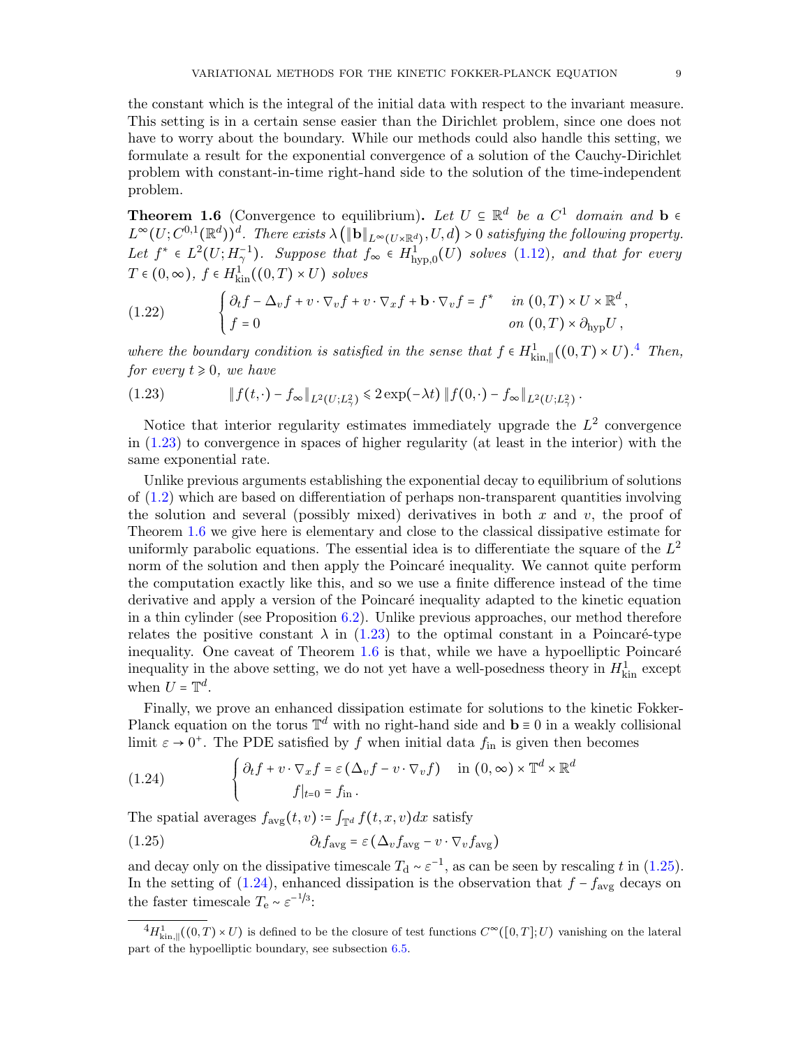the constant which is the integral of the initial data with respect to the invariant measure. This setting is in a certain sense easier than the Dirichlet problem, since one does not have to worry about the boundary. While our methods could also handle this setting, we formulate a result for the exponential convergence of a solution of the Cauchy-Dirichlet problem with constant-in-time right-hand side to the solution of the time-independent problem.

**Theorem 1.6** (Convergence to equilibrium)**.** *Let $U \subseteq \mathbb{R}^d$ be a $C^1$ domain and $\mathbf{b} \in L^\infty(U; C^{0,1}(\mathbb{R}^d))^d$. There exists $\lambda\big(\|\mathbf{b}\|_{L^\infty(U\times\mathbb{R}^d)}, U, d\big) > 0$ satisfying the following property. Let $f^* \in L^2(U; H^{-1}_\gamma)$. Suppose that $f_\infty \in H^1_{\mathrm{hyp},0}(U)$ solves (1.12), and that for every $T \in (0,\infty)$, $f \in H^1_{\mathrm{kin}}((0,T)\times U)$ solves*

$$
\begin{cases}
\partial_t f - \Delta_v f + v \cdot \nabla_v f + v \cdot \nabla_x f + \mathbf{b} \cdot \nabla_v f = f^* & \text{in } (0,T)\times U \times \mathbb{R}^d\,, \\
f = 0 & \text{on } (0,T)\times \partial_{\mathrm{hyp}} U\,,
\end{cases}
\tag{1.22}
$$

*where the boundary condition is satisfied in the sense that $f \in H^1_{\mathrm{kin},\parallel}((0,T)\times U)$.[4] Then, for every $t \geqslant 0$, we have*

$$
\|f(t,\cdot) - f_\infty\|_{L^2(U;L^2_\gamma)} \leqslant 2\exp(-\lambda t)\, \|f(0,\cdot) - f_\infty\|_{L^2(U;L^2_\gamma)}\,.
\tag{1.23}
$$

Notice that interior regularity estimates immediately upgrade the $L^2$ convergence in (1.23) to convergence in spaces of higher regularity (at least in the interior) with the same exponential rate.

Unlike previous arguments establishing the exponential decay to equilibrium of solutions of (1.2) which are based on differentiation of perhaps non-transparent quantities involving the solution and several (possibly mixed) derivatives in both $x$ and $v$, the proof of Theorem 1.6 we give here is elementary and close to the classical dissipative estimate for uniformly parabolic equations. The essential idea is to differentiate the square of the $L^2$ norm of the solution and then apply the Poincaré inequality. We cannot quite perform the computation exactly like this, and so we use a finite difference instead of the time derivative and apply a version of the Poincaré inequality adapted to the kinetic equation in a thin cylinder (see Proposition 6.2). Unlike previous approaches, our method therefore relates the positive constant $\lambda$ in (1.23) to the optimal constant in a Poincaré-type inequality. One caveat of Theorem 1.6 is that, while we have a hypoelliptic Poincaré inequality in the above setting, we do not yet have a well-posedness theory in $H^1_{\mathrm{kin}}$ except when $U = \mathbb{T}^d$.

Finally, we prove an enhanced dissipation estimate for solutions to the kinetic Fokker-Planck equation on the torus $\mathbb{T}^d$ with no right-hand side and $\mathbf{b} \equiv 0$ in a weakly collisional limit $\varepsilon \to 0^+$. The PDE satisfied by $f$ when initial data $f_{\mathrm{in}}$ is given then becomes

$$
\begin{cases}
\partial_t f + v \cdot \nabla_x f = \varepsilon\,(\Delta_v f - v \cdot \nabla_v f) & \text{in } (0,\infty)\times \mathbb{T}^d \times \mathbb{R}^d \\
f|_{t=0} = f_{\mathrm{in}}\,. &
\end{cases}
\tag{1.24}
$$

The spatial averages $f_{\mathrm{avg}}(t,v) \coloneqq \int_{\mathbb{T}^d} f(t,x,v)\,dx$ satisfy

$$
\partial_t f_{\mathrm{avg}} = \varepsilon\,(\Delta_v f_{\mathrm{avg}} - v \cdot \nabla_v f_{\mathrm{avg}})
\tag{1.25}
$$

and decay only on the dissipative timescale $T_{\mathrm{d}} \sim \varepsilon^{-1}$, as can be seen by rescaling $t$ in (1.25). In the setting of (1.24), enhanced dissipation is the observation that $f - f_{\mathrm{avg}}$ decays on the faster timescale $T_{\mathrm{e}} \sim \varepsilon^{-1/3}$:

[4] $H^1_{\mathrm{kin},\parallel}((0,T)\times U)$ is defined to be the closure of test functions $C^\infty([0,T];U)$ vanishing on the lateral part of the hypoelliptic boundary, see subsection 6.5.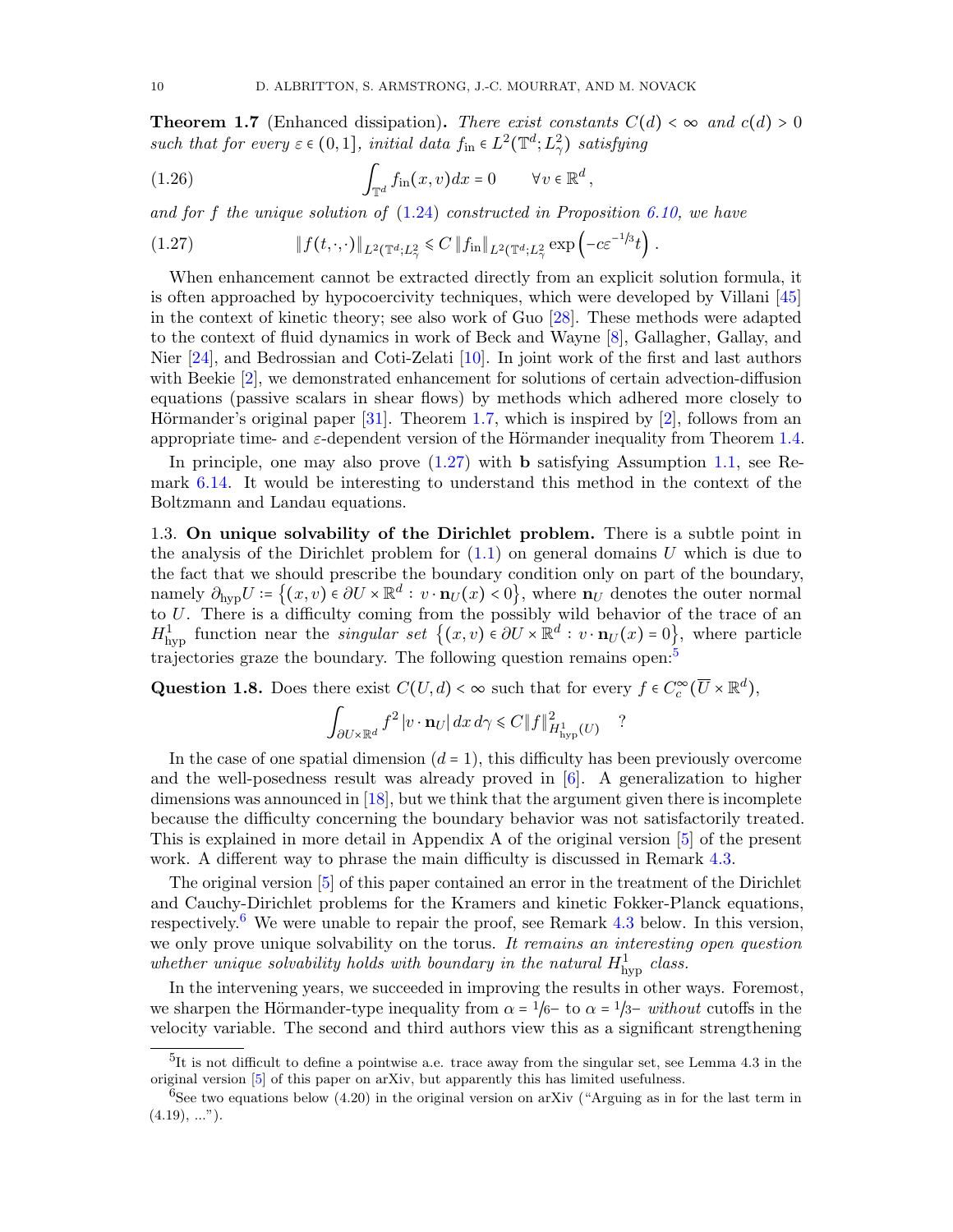**Theorem 1.7** (Enhanced dissipation)**.** *There exist constants $C(d) < \infty$ and $c(d) > 0$ such that for every $\varepsilon \in (0,1]$, initial data $f_{\mathrm{in}} \in L^2(\mathbb{T}^d; L^2_\gamma)$ satisfying*

$$\int_{\mathbb{T}^d} f_{\mathrm{in}}(x,v)\,dx = 0 \qquad \forall v \in \mathbb{R}^d\,, \tag{1.26}$$

*and for $f$ the unique solution of (1.24) constructed in Proposition 6.10, we have*

$$\|f(t,\cdot,\cdot)\|_{L^2(\mathbb{T}^d;L^2_\gamma)} \leqslant C\,\|f_{\mathrm{in}}\|_{L^2(\mathbb{T}^d;L^2_\gamma)} \exp\left(-c\varepsilon^{-1/3} t\right)\,. \tag{1.27}$$

When enhancement cannot be extracted directly from an explicit solution formula, it is often approached by hypocoercivity techniques, which were developed by Villani [45] in the context of kinetic theory; see also work of Guo [28]. These methods were adapted to the context of fluid dynamics in work of Beck and Wayne [8], Gallagher, Gallay, and Nier [24], and Bedrossian and Coti-Zelati [10]. In joint work of the first and last authors with Beekie [2], we demonstrated enhancement for solutions of certain advection-diffusion equations (passive scalars in shear flows) by methods which adhered more closely to Hörmander's original paper [31]. Theorem 1.7, which is inspired by [2], follows from an appropriate time- and $\varepsilon$-dependent version of the Hörmander inequality from Theorem 1.4.

In principle, one may also prove (1.27) with $\mathbf{b}$ satisfying Assumption 1.1, see Remark 6.14. It would be interesting to understand this method in the context of the Boltzmann and Landau equations.

### 1.3. On unique solvability of the Dirichlet problem.

There is a subtle point in the analysis of the Dirichlet problem for (1.1) on general domains $U$ which is due to the fact that we should prescribe the boundary condition only on part of the boundary, namely $\partial_{\mathrm{hyp}} U := \left\{(x,v) \in \partial U \times \mathbb{R}^d : v \cdot \mathbf{n}_U(x) < 0\right\}$, where $\mathbf{n}_U$ denotes the outer normal to $U$. There is a difficulty coming from the possibly wild behavior of the trace of an $H^1_{\mathrm{hyp}}$ function near the *singular set* $\left\{(x,v) \in \partial U \times \mathbb{R}^d : v \cdot \mathbf{n}_U(x) = 0\right\}$, where particle trajectories graze the boundary. The following question remains open:[5]

**Question 1.8.** Does there exist $C(U,d) < \infty$ such that for every $f \in C_c^\infty(\overline{U} \times \mathbb{R}^d)$,

$$\int_{\partial U \times \mathbb{R}^d} f^2\,|v \cdot \mathbf{n}_U|\,dx\,d\gamma \leqslant C\|f\|^2_{H^1_{\mathrm{hyp}}(U)} \quad ?$$

In the case of one spatial dimension ($d = 1$), this difficulty has been previously overcome and the well-posedness result was already proved in [6]. A generalization to higher dimensions was announced in [18], but we think that the argument given there is incomplete because the difficulty concerning the boundary behavior was not satisfactorily treated. This is explained in more detail in Appendix A of the original version [5] of the present work. A different way to phrase the main difficulty is discussed in Remark 4.3.

The original version [5] of this paper contained an error in the treatment of the Dirichlet and Cauchy-Dirichlet problems for the Kramers and kinetic Fokker-Planck equations, respectively.[6] We were unable to repair the proof, see Remark 4.3 below. In this version, we only prove unique solvability on the torus. *It remains an interesting open question whether unique solvability holds with boundary in the natural $H^1_{\mathrm{hyp}}$ class.*

In the intervening years, we succeeded in improving the results in other ways. Foremost, we sharpen the Hörmander-type inequality from $\alpha = 1/6-$ to $\alpha = 1/3-$ *without* cutoffs in the velocity variable. The second and third authors view this as a significant strengthening

[5] It is not difficult to define a pointwise a.e. trace away from the singular set, see Lemma 4.3 in the original version [5] of this paper on arXiv, but apparently this has limited usefulness.

[6] See two equations below (4.20) in the original version on arXiv ("Arguing as in for the last term in (4.19), ...").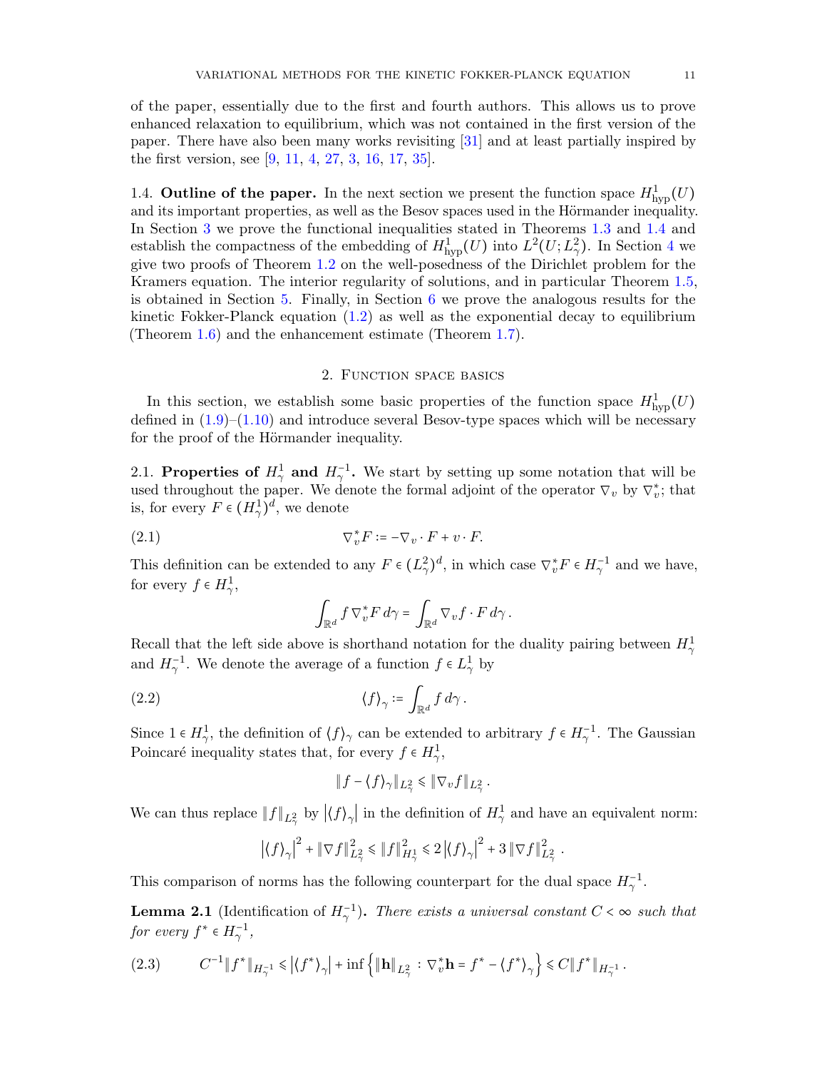of the paper, essentially due to the first and fourth authors. This allows us to prove enhanced relaxation to equilibrium, which was not contained in the first version of the paper. There have also been many works revisiting [31] and at least partially inspired by the first version, see [9, 11, 4, 27, 3, 16, 17, 35].

1.4. **Outline of the paper.** In the next section we present the function space $H^1_{\mathrm{hyp}}(U)$ and its important properties, as well as the Besov spaces used in the Hörmander inequality. In Section 3 we prove the functional inequalities stated in Theorems 1.3 and 1.4 and establish the compactness of the embedding of $H^1_{\mathrm{hyp}}(U)$ into $L^2(U;L^2_\gamma)$. In Section 4 we give two proofs of Theorem 1.2 on the well-posedness of the Dirichlet problem for the Kramers equation. The interior regularity of solutions, and in particular Theorem 1.5, is obtained in Section 5. Finally, in Section 6 we prove the analogous results for the kinetic Fokker-Planck equation (1.2) as well as the exponential decay to equilibrium (Theorem 1.6) and the enhancement estimate (Theorem 1.7).

## 2. Function space basics

In this section, we establish some basic properties of the function space $H^1_{\mathrm{hyp}}(U)$ defined in (1.9)–(1.10) and introduce several Besov-type spaces which will be necessary for the proof of the Hörmander inequality.

2.1. **Properties of $H^1_\gamma$ and $H^{-1}_\gamma$.** We start by setting up some notation that will be used throughout the paper. We denote the formal adjoint of the operator $\nabla_v$ by $\nabla_v^*$; that is, for every $F \in (H^1_\gamma)^d$, we denote

$$\nabla_v^* F := -\nabla_v \cdot F + v \cdot F. \tag{2.1}$$

This definition can be extended to any $F \in (L^2_\gamma)^d$, in which case $\nabla_v^* F \in H^{-1}_\gamma$ and we have, for every $f \in H^1_\gamma$,

$$\int_{\mathbb{R}^d} f \, \nabla_v^* F \, d\gamma = \int_{\mathbb{R}^d} \nabla_v f \cdot F \, d\gamma \, .$$

Recall that the left side above is shorthand notation for the duality pairing between $H^1_\gamma$ and $H^{-1}_\gamma$. We denote the average of a function $f \in L^1_\gamma$ by

$$\langle f \rangle_\gamma := \int_{\mathbb{R}^d} f \, d\gamma \, . \tag{2.2}$$

Since $1 \in H^1_\gamma$, the definition of $\langle f \rangle_\gamma$ can be extended to arbitrary $f \in H^{-1}_\gamma$. The Gaussian Poincaré inequality states that, for every $f \in H^1_\gamma$,

$$\| f - \langle f \rangle_\gamma \|_{L^2_\gamma} \leqslant \| \nabla_v f \|_{L^2_\gamma} \, .$$

We can thus replace $\|f\|_{L^2_\gamma}$ by $\left| \langle f \rangle_\gamma \right|$ in the definition of $H^1_\gamma$ and have an equivalent norm:

$$\left| \langle f \rangle_\gamma \right|^2 + \| \nabla f \|^2_{L^2_\gamma} \leqslant \| f \|^2_{H^1_\gamma} \leqslant 2 \left| \langle f \rangle_\gamma \right|^2 + 3 \| \nabla f \|^2_{L^2_\gamma} \, .$$

This comparison of norms has the following counterpart for the dual space $H^{-1}_\gamma$.

**Lemma 2.1** (Identification of $H^{-1}_\gamma$). *There exists a universal constant $C < \infty$ such that for every $f^* \in H^{-1}_\gamma$,*

$$C^{-1} \| f^* \|_{H^{-1}_\gamma} \leqslant \left| \langle f^* \rangle_\gamma \right| + \inf \left\{ \| \mathbf{h} \|_{L^2_\gamma} \, : \, \nabla_v^* \mathbf{h} = f^* - \langle f^* \rangle_\gamma \right\} \leqslant C \| f^* \|_{H^{-1}_\gamma} \, . \tag{2.3}$$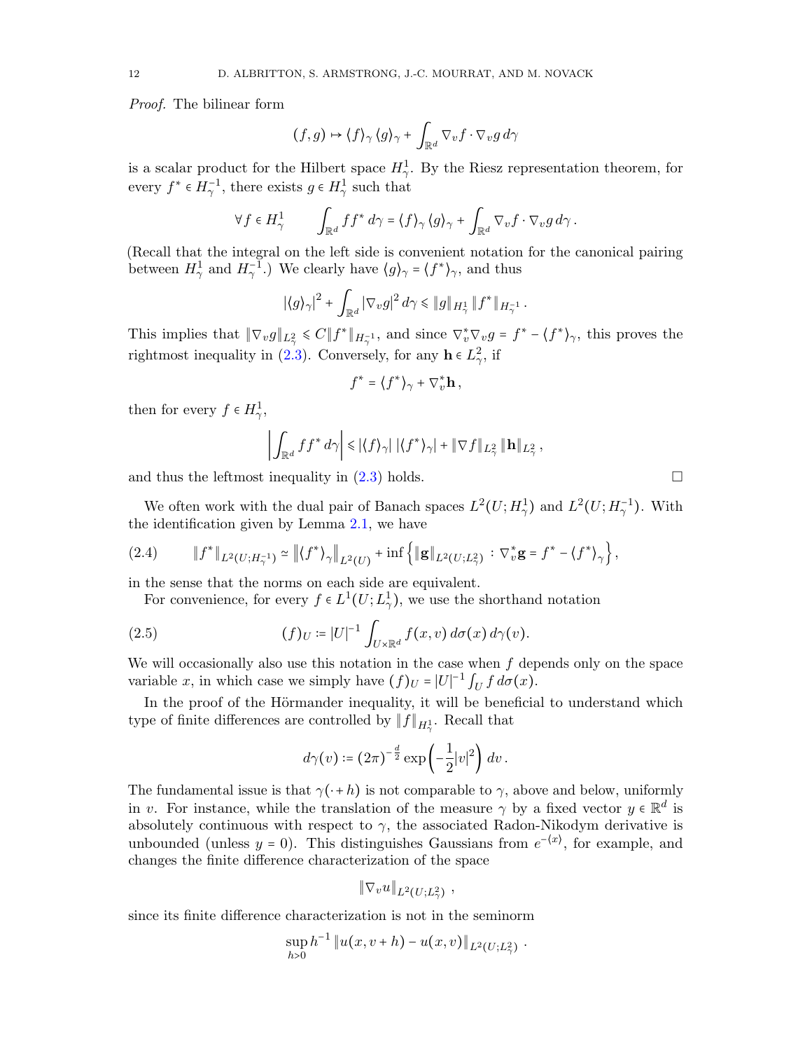*Proof.* The bilinear form

$$(f,g) \mapsto \langle f \rangle_\gamma \langle g \rangle_\gamma + \int_{\mathbb{R}^d} \nabla_v f \cdot \nabla_v g \, d\gamma$$

is a scalar product for the Hilbert space $H^1_\gamma$. By the Riesz representation theorem, for every $f^* \in H^{-1}_\gamma$, there exists $g \in H^1_\gamma$ such that

$$\forall f \in H^1_\gamma \qquad \int_{\mathbb{R}^d} f f^* \, d\gamma = \langle f \rangle_\gamma \langle g \rangle_\gamma + \int_{\mathbb{R}^d} \nabla_v f \cdot \nabla_v g \, d\gamma \, .$$

(Recall that the integral on the left side is convenient notation for the canonical pairing between $H^1_\gamma$ and $H^{-1}_\gamma$.) We clearly have $\langle g \rangle_\gamma = \langle f^* \rangle_\gamma$, and thus

$$|\langle g \rangle_\gamma|^2 + \int_{\mathbb{R}^d} |\nabla_v g|^2 \, d\gamma \leqslant \|g\|_{H^1_\gamma} \|f^*\|_{H^{-1}_\gamma} \, .$$

This implies that $\|\nabla_v g\|_{L^2_\gamma} \leqslant C \|f^*\|_{H^{-1}_\gamma}$, and since $\nabla_v^* \nabla_v g = f^* - \langle f^* \rangle_\gamma$, this proves the rightmost inequality in (2.3). Conversely, for any $\mathbf{h} \in L^2_\gamma$, if

$$f^* = \langle f^* \rangle_\gamma + \nabla_v^* \mathbf{h} \, ,$$

then for every $f \in H^1_\gamma$,

$$\left| \int_{\mathbb{R}^d} f f^* \, d\gamma \right| \leqslant |\langle f \rangle_\gamma| \, |\langle f^* \rangle_\gamma| + \|\nabla f\|_{L^2_\gamma} \|\mathbf{h}\|_{L^2_\gamma} \, ,$$

and thus the leftmost inequality in (2.3) holds. $\square$

We often work with the dual pair of Banach spaces $L^2(U; H^1_\gamma)$ and $L^2(U; H^{-1}_\gamma)$. With the identification given by Lemma 2.1, we have

$$\|f^*\|_{L^2(U;H^{-1}_\gamma)} \simeq \left\| \langle f^* \rangle_\gamma \right\|_{L^2(U)} + \inf \left\{ \|\mathbf{g}\|_{L^2(U;L^2_\gamma)} \, : \, \nabla_v^* \mathbf{g} = f^* - \langle f^* \rangle_\gamma \right\}, \tag{2.4}$$

in the sense that the norms on each side are equivalent.

For convenience, for every $f \in L^1(U; L^1_\gamma)$, we use the shorthand notation

$$(f)_U := |U|^{-1} \int_{U \times \mathbb{R}^d} f(x,v) \, d\sigma(x) \, d\gamma(v). \tag{2.5}$$

We will occasionally also use this notation in the case when $f$ depends only on the space variable $x$, in which case we simply have $(f)_U = |U|^{-1} \int_U f \, d\sigma(x)$.

In the proof of the Hörmander inequality, it will be beneficial to understand which type of finite differences are controlled by $\|f\|_{H^1_\gamma}$. Recall that

$$d\gamma(v) := (2\pi)^{-\frac{d}{2}} \exp\left( -\frac{1}{2} |v|^2 \right) \, dv \, .$$

The fundamental issue is that $\gamma(\cdot + h)$ is not comparable to $\gamma$, above and below, uniformly in $v$. For instance, while the translation of the measure $\gamma$ by a fixed vector $y \in \mathbb{R}^d$ is absolutely continuous with respect to $\gamma$, the associated Radon-Nikodym derivative is unbounded (unless $y = 0$). This distinguishes Gaussians from $e^{-\langle x \rangle}$, for example, and changes the finite difference characterization of the space

$$\|\nabla_v u\|_{L^2(U;L^2_\gamma)} \, ,$$

since its finite difference characterization is not in the seminorm

$$\sup_{h > 0} h^{-1} \|u(x, v+h) - u(x,v)\|_{L^2(U;L^2_\gamma)} \, .$$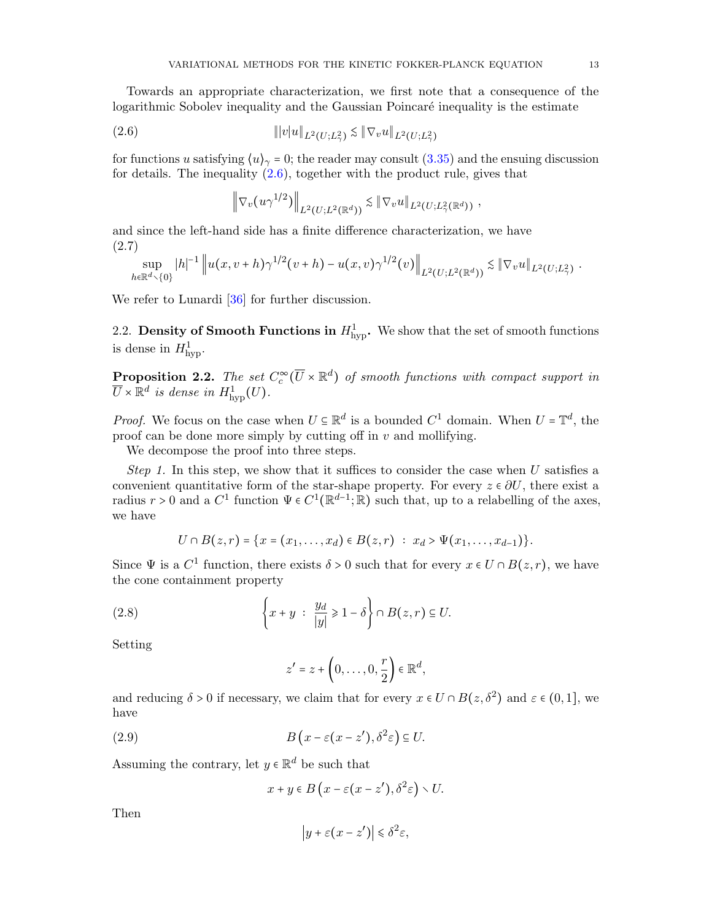Towards an appropriate characterization, we first note that a consequence of the logarithmic Sobolev inequality and the Gaussian Poincaré inequality is the estimate

$$\left\| |v| u \right\|_{L^2(U;L^2_\gamma)} \lesssim \left\| \nabla_v u \right\|_{L^2(U;L^2_\gamma)} \tag{2.6}$$

for functions $u$ satisfying $\langle u \rangle_\gamma = 0$; the reader may consult (3.35) and the ensuing discussion for details. The inequality (2.6), together with the product rule, gives that

$$\left\| \nabla_v (u \gamma^{1/2}) \right\|_{L^2(U;L^2(\mathbb{R}^d))} \lesssim \left\| \nabla_v u \right\|_{L^2(U;L^2_\gamma(\mathbb{R}^d))} ,$$

and since the left-hand side has a finite difference characterization, we have

$$\sup_{h \in \mathbb{R}^d \setminus \{0\}} |h|^{-1} \left\| u(x, v+h) \gamma^{1/2}(v+h) - u(x,v)\gamma^{1/2}(v) \right\|_{L^2(U;L^2(\mathbb{R}^d))} \lesssim \left\| \nabla_v u \right\|_{L^2(U;L^2_\gamma)} . \tag{2.7}$$

We refer to Lunardi [36] for further discussion.

## 2.2. Density of Smooth Functions in $H^1_{\mathrm{hyp}}$.

We show that the set of smooth functions is dense in $H^1_{\mathrm{hyp}}$.

**Proposition 2.2.** *The set $C^\infty_c(\overline{U} \times \mathbb{R}^d)$ of smooth functions with compact support in $\overline{U} \times \mathbb{R}^d$ is dense in $H^1_{\mathrm{hyp}}(U)$.*

*Proof.* We focus on the case when $U \subseteq \mathbb{R}^d$ is a bounded $C^1$ domain. When $U = \mathbb{T}^d$, the proof can be done more simply by cutting off in $v$ and mollifying.

We decompose the proof into three steps.

*Step 1.* In this step, we show that it suffices to consider the case when $U$ satisfies a convenient quantitative form of the star-shape property. For every $z \in \partial U$, there exist a radius $r > 0$ and a $C^1$ function $\Psi \in C^1(\mathbb{R}^{d-1}; \mathbb{R})$ such that, up to a relabelling of the axes, we have

$$U \cap B(z,r) = \{ x = (x_1, \ldots, x_d) \in B(z,r) \ : \ x_d > \Psi(x_1, \ldots, x_{d-1}) \}.$$

Since $\Psi$ is a $C^1$ function, there exists $\delta > 0$ such that for every $x \in U \cap B(z,r)$, we have the cone containment property

$$\left\{ x + y \ : \ \frac{y_d}{|y|} \geqslant 1 - \delta \right\} \cap B(z,r) \subseteq U. \tag{2.8}$$

Setting

$$z' = z + \left( 0, \ldots, 0, \frac{r}{2} \right) \in \mathbb{R}^d,$$

and reducing $\delta > 0$ if necessary, we claim that for every $x \in U \cap B(z, \delta^2)$ and $\varepsilon \in (0,1]$, we have

$$B\left( x - \varepsilon (x - z'), \delta^2 \varepsilon \right) \subseteq U. \tag{2.9}$$

Assuming the contrary, let $y \in \mathbb{R}^d$ be such that

$$x + y \in B\left( x - \varepsilon(x - z'), \delta^2 \varepsilon \right) \setminus U.$$

Then

$$\left| y + \varepsilon (x - z') \right| \leqslant \delta^2 \varepsilon,$$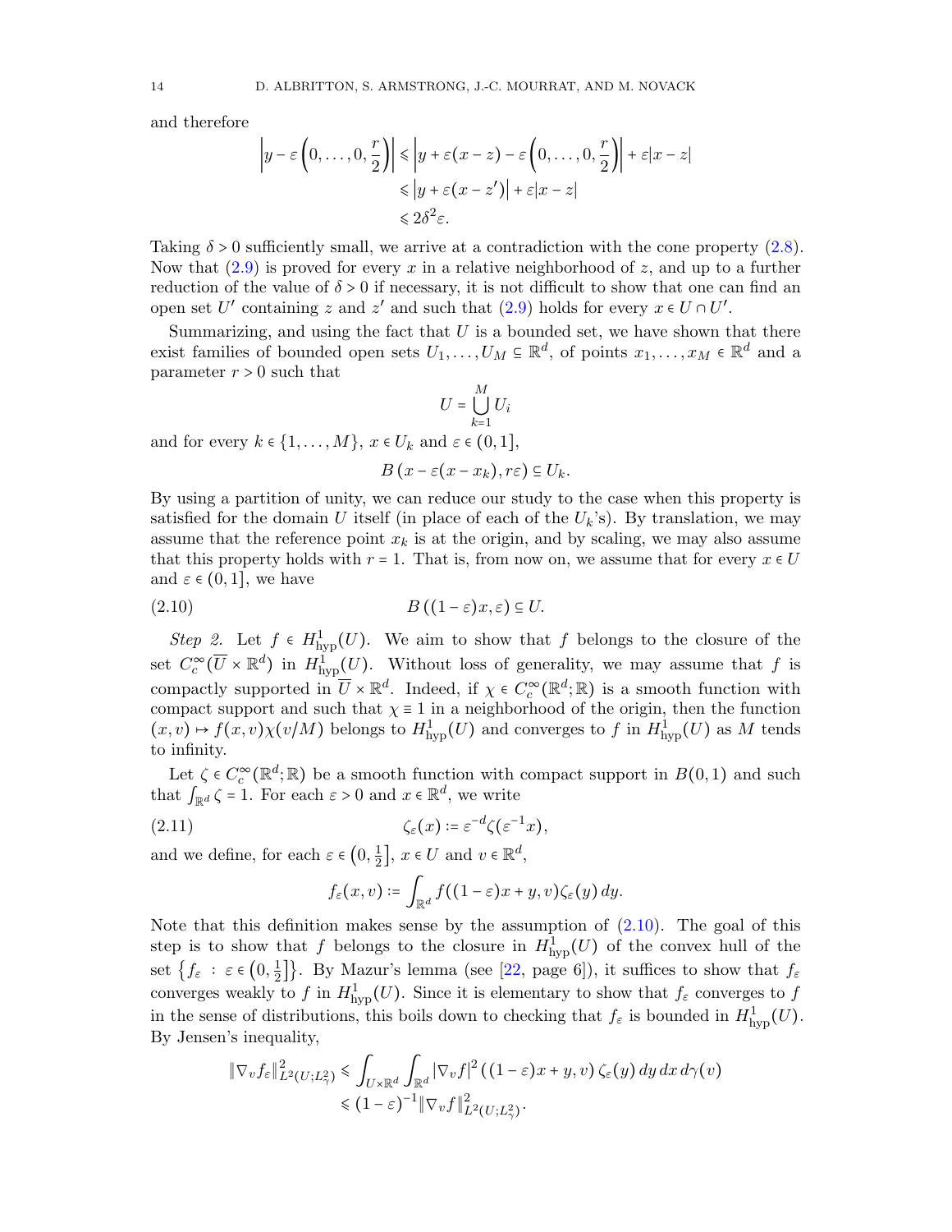and therefore

$$
\begin{aligned}
\left| y - \varepsilon\left(0, \ldots, 0, \frac{r}{2}\right) \right| &\leqslant \left| y + \varepsilon(x - z) - \varepsilon\left(0, \ldots, 0, \frac{r}{2}\right) \right| + \varepsilon |x - z| \\
&\leqslant \left| y + \varepsilon(x - z') \right| + \varepsilon |x - z| \\
&\leqslant 2\delta^2 \varepsilon.
\end{aligned}
$$

Taking $\delta > 0$ sufficiently small, we arrive at a contradiction with the cone property (2.8). Now that (2.9) is proved for every $x$ in a relative neighborhood of $z$, and up to a further reduction of the value of $\delta > 0$ if necessary, it is not difficult to show that one can find an open set $U'$ containing $z$ and $z'$ and such that (2.9) holds for every $x \in U \cap U'$.

Summarizing, and using the fact that $U$ is a bounded set, we have shown that there exist families of bounded open sets $U_1, \ldots, U_M \subseteq \mathbb{R}^d$, of points $x_1, \ldots, x_M \in \mathbb{R}^d$ and a parameter $r > 0$ such that

$$
U = \bigcup_{k=1}^{M} U_i
$$

and for every $k \in \{1, \ldots, M\}$, $x \in U_k$ and $\varepsilon \in (0, 1]$,

$$
B\left(x - \varepsilon(x - x_k), r\varepsilon\right) \subseteq U_k.
$$

By using a partition of unity, we can reduce our study to the case when this property is satisfied for the domain $U$ itself (in place of each of the $U_k$'s). By translation, we may assume that the reference point $x_k$ is at the origin, and by scaling, we may also assume that this property holds with $r = 1$. That is, from now on, we assume that for every $x \in U$ and $\varepsilon \in (0, 1]$, we have

$$
B\left((1 - \varepsilon)x, \varepsilon\right) \subseteq U. \tag{2.10}
$$

*Step 2.* Let $f \in H^1_{\mathrm{hyp}}(U)$. We aim to show that $f$ belongs to the closure of the set $C^\infty_c(\overline{U} \times \mathbb{R}^d)$ in $H^1_{\mathrm{hyp}}(U)$. Without loss of generality, we may assume that $f$ is compactly supported in $\overline{U} \times \mathbb{R}^d$. Indeed, if $\chi \in C^\infty_c(\mathbb{R}^d; \mathbb{R})$ is a smooth function with compact support and such that $\chi \equiv 1$ in a neighborhood of the origin, then the function $(x, v) \mapsto f(x, v)\chi(v/M)$ belongs to $H^1_{\mathrm{hyp}}(U)$ and converges to $f$ in $H^1_{\mathrm{hyp}}(U)$ as $M$ tends to infinity.

Let $\zeta \in C^\infty_c(\mathbb{R}^d; \mathbb{R})$ be a smooth function with compact support in $B(0, 1)$ and such that $\int_{\mathbb{R}^d} \zeta = 1$. For each $\varepsilon > 0$ and $x \in \mathbb{R}^d$, we write

$$
\zeta_\varepsilon(x) := \varepsilon^{-d} \zeta(\varepsilon^{-1} x), \tag{2.11}
$$

and we define, for each $\varepsilon \in \left(0, \frac{1}{2}\right]$, $x \in U$ and $v \in \mathbb{R}^d$,

$$
f_\varepsilon(x, v) := \int_{\mathbb{R}^d} f((1 - \varepsilon)x + y, v) \zeta_\varepsilon(y)\, dy.
$$

Note that this definition makes sense by the assumption of (2.10). The goal of this step is to show that $f$ belongs to the closure in $H^1_{\mathrm{hyp}}(U)$ of the convex hull of the set $\left\{ f_\varepsilon \,:\, \varepsilon \in \left(0, \frac{1}{2}\right] \right\}$. By Mazur's lemma (see [22, page 6]), it suffices to show that $f_\varepsilon$ converges weakly to $f$ in $H^1_{\mathrm{hyp}}(U)$. Since it is elementary to show that $f_\varepsilon$ converges to $f$ in the sense of distributions, this boils down to checking that $f_\varepsilon$ is bounded in $H^1_{\mathrm{hyp}}(U)$. By Jensen's inequality,

$$
\begin{aligned}
\|\nabla_v f_\varepsilon\|^2_{L^2(U; L^2_\gamma)} &\leqslant \int_{U \times \mathbb{R}^d} \int_{\mathbb{R}^d} |\nabla_v f|^2 \left((1 - \varepsilon)x + y, v\right) \zeta_\varepsilon(y)\, dy\, dx\, d\gamma(v) \\
&\leqslant (1 - \varepsilon)^{-1} \|\nabla_v f\|^2_{L^2(U; L^2_\gamma)}.
\end{aligned}
$$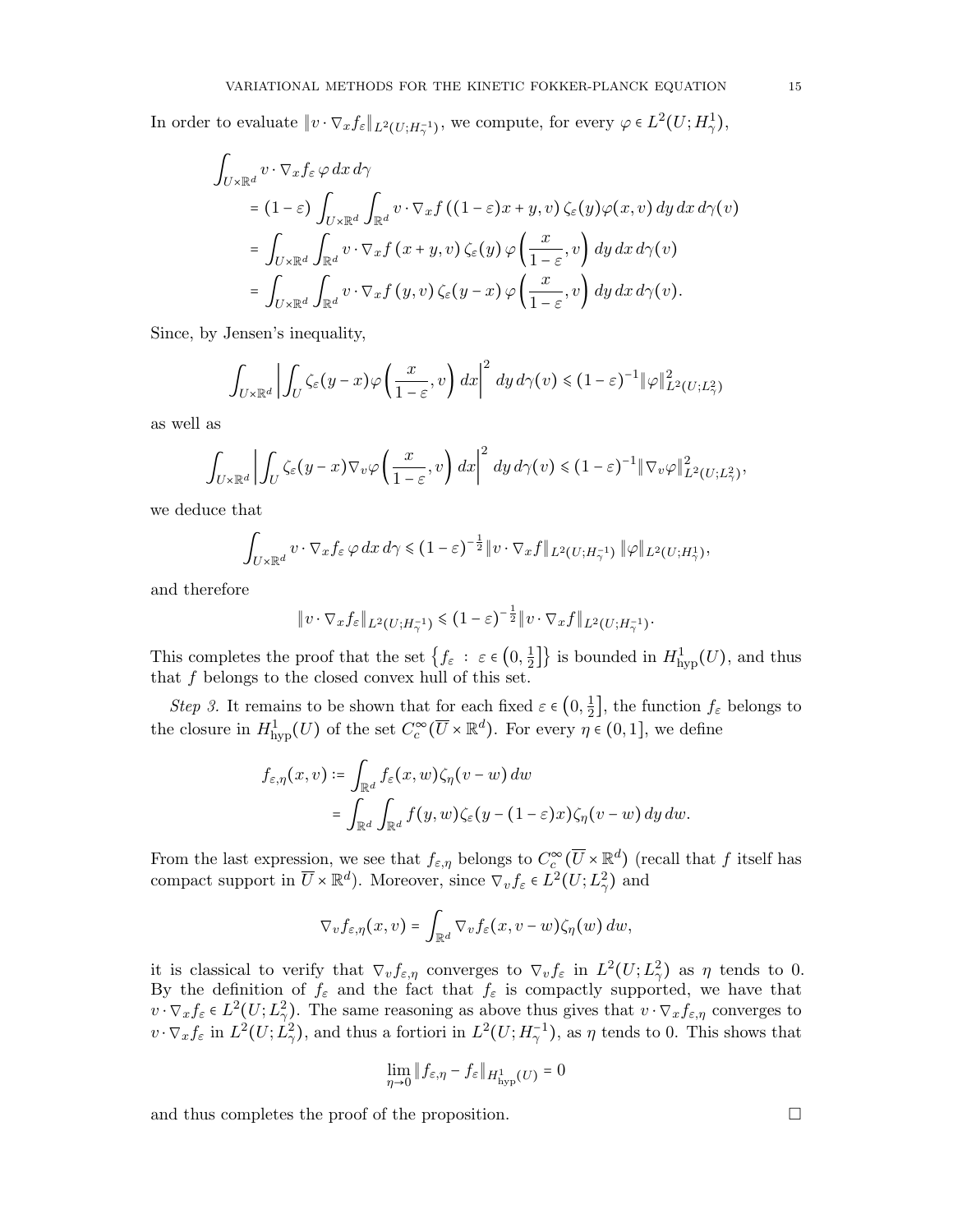In order to evaluate $\|v \cdot \nabla_x f_\varepsilon\|_{L^2(U;H^{-1}_\gamma)}$, we compute, for every $\varphi \in L^2(U;H^1_\gamma)$,

$$
\begin{aligned}
&\int_{U\times\mathbb{R}^d} v\cdot\nabla_x f_\varepsilon\,\varphi\,dx\,d\gamma \\
&\quad = (1-\varepsilon)\int_{U\times\mathbb{R}^d}\int_{\mathbb{R}^d} v\cdot\nabla_x f\left((1-\varepsilon)x+y,v\right)\zeta_\varepsilon(y)\varphi(x,v)\,dy\,dx\,d\gamma(v) \\
&\quad = \int_{U\times\mathbb{R}^d}\int_{\mathbb{R}^d} v\cdot\nabla_x f\left(x+y,v\right)\zeta_\varepsilon(y)\,\varphi\left(\frac{x}{1-\varepsilon},v\right)dy\,dx\,d\gamma(v) \\
&\quad = \int_{U\times\mathbb{R}^d}\int_{\mathbb{R}^d} v\cdot\nabla_x f\left(y,v\right)\zeta_\varepsilon(y-x)\,\varphi\left(\frac{x}{1-\varepsilon},v\right)dy\,dx\,d\gamma(v).
\end{aligned}
$$

Since, by Jensen's inequality,

$$
\int_{U\times\mathbb{R}^d}\left|\int_U \zeta_\varepsilon(y-x)\varphi\left(\frac{x}{1-\varepsilon},v\right)dx\right|^2 dy\,d\gamma(v) \leqslant (1-\varepsilon)^{-1}\|\varphi\|^2_{L^2(U;L^2_\gamma)}
$$

as well as

$$
\int_{U\times\mathbb{R}^d}\left|\int_U \zeta_\varepsilon(y-x)\nabla_v\varphi\left(\frac{x}{1-\varepsilon},v\right)dx\right|^2 dy\,d\gamma(v) \leqslant (1-\varepsilon)^{-1}\|\nabla_v\varphi\|^2_{L^2(U;L^2_\gamma)},
$$

we deduce that

$$
\int_{U\times\mathbb{R}^d} v\cdot\nabla_x f_\varepsilon\,\varphi\,dx\,d\gamma \leqslant (1-\varepsilon)^{-\frac12}\|v\cdot\nabla_x f\|_{L^2(U;H^{-1}_\gamma)}\,\|\varphi\|_{L^2(U;H^1_\gamma)},
$$

and therefore

$$
\|v\cdot\nabla_x f_\varepsilon\|_{L^2(U;H^{-1}_\gamma)} \leqslant (1-\varepsilon)^{-\frac12}\|v\cdot\nabla_x f\|_{L^2(U;H^{-1}_\gamma)}.
$$

This completes the proof that the set $\left\{f_\varepsilon \,:\, \varepsilon\in\left(0,\frac12\right]\right\}$ is bounded in $H^1_{\mathrm{hyp}}(U)$, and thus that $f$ belongs to the closed convex hull of this set.

*Step 3.* It remains to be shown that for each fixed $\varepsilon\in\left(0,\frac12\right]$, the function $f_\varepsilon$ belongs to the closure in $H^1_{\mathrm{hyp}}(U)$ of the set $C^\infty_c(\overline{U}\times\mathbb{R}^d)$. For every $\eta\in(0,1]$, we define

$$
\begin{aligned}
f_{\varepsilon,\eta}(x,v) &:= \int_{\mathbb{R}^d} f_\varepsilon(x,w)\zeta_\eta(v-w)\,dw \\
&\quad = \int_{\mathbb{R}^d}\int_{\mathbb{R}^d} f(y,w)\zeta_\varepsilon(y-(1-\varepsilon)x)\zeta_\eta(v-w)\,dy\,dw.
\end{aligned}
$$

From the last expression, we see that $f_{\varepsilon,\eta}$ belongs to $C^\infty_c(\overline{U}\times\mathbb{R}^d)$ (recall that $f$ itself has compact support in $\overline{U}\times\mathbb{R}^d$). Moreover, since $\nabla_v f_\varepsilon\in L^2(U;L^2_\gamma)$ and

$$
\nabla_v f_{\varepsilon,\eta}(x,v) = \int_{\mathbb{R}^d}\nabla_v f_\varepsilon(x,v-w)\zeta_\eta(w)\,dw,
$$

it is classical to verify that $\nabla_v f_{\varepsilon,\eta}$ converges to $\nabla_v f_\varepsilon$ in $L^2(U;L^2_\gamma)$ as $\eta$ tends to 0. By the definition of $f_\varepsilon$ and the fact that $f_\varepsilon$ is compactly supported, we have that $v\cdot\nabla_x f_\varepsilon\in L^2(U;L^2_\gamma)$. The same reasoning as above thus gives that $v\cdot\nabla_x f_{\varepsilon,\eta}$ converges to $v\cdot\nabla_x f_\varepsilon$ in $L^2(U;L^2_\gamma)$, and thus a fortiori in $L^2(U;H^{-1}_\gamma)$, as $\eta$ tends to 0. This shows that

$$
\lim_{\eta\to0}\|f_{\varepsilon,\eta}-f_\varepsilon\|_{H^1_{\mathrm{hyp}}(U)} = 0
$$

and thus completes the proof of the proposition. □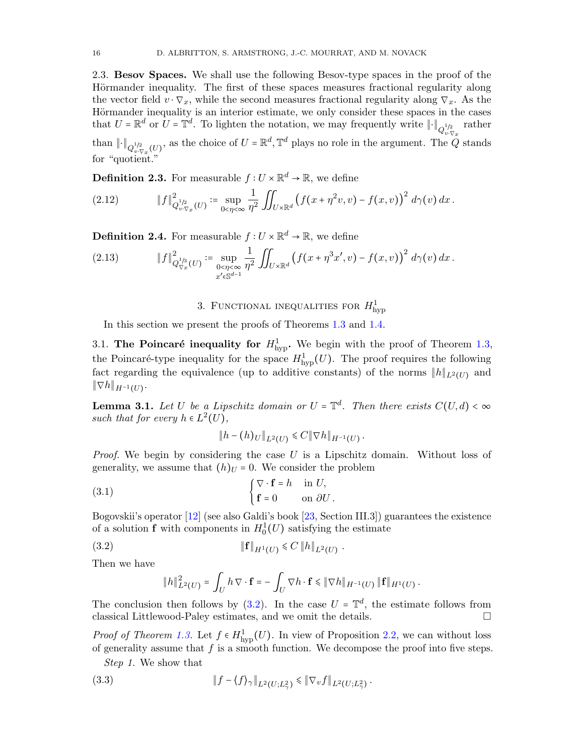2.3. **Besov Spaces.** We shall use the following Besov-type spaces in the proof of the Hörmander inequality. The first of these spaces measures fractional regularity along the vector field $v\cdot\nabla_x$, while the second measures fractional regularity along $\nabla_x$. As the Hörmander inequality is an interior estimate, we only consider these spaces in the cases that $U=\mathbb{R}^d$ or $U=\mathbb{T}^d$. To lighten the notation, we may frequently write $\|\cdot\|_{Q^{1/2}_{v\cdot\nabla_x}}$ rather than $\|\cdot\|_{Q^{1/2}_{v\cdot\nabla_x}(U)}$, as the choice of $U=\mathbb{R}^d,\mathbb{T}^d$ plays no role in the argument. The $Q$ stands for "quotient."

**Definition 2.3.** For measurable $f: U\times\mathbb{R}^d\to\mathbb{R}$, we define

$$
\|f\|^2_{Q^{1/2}_{v\cdot\nabla_x}(U)} := \sup_{0<\eta<\infty} \frac{1}{\eta^2}\iint_{U\times\mathbb{R}^d} \big(f(x+\eta^2 v,v)-f(x,v)\big)^2\,d\gamma(v)\,dx\,. \tag{2.12}
$$

**Definition 2.4.** For measurable $f: U\times\mathbb{R}^d\to\mathbb{R}$, we define

$$
\|f\|^2_{Q^{1/3}_{\nabla_x}(U)} := \sup_{\substack{0<\eta<\infty\\ x'\in\mathbb{S}^{d-1}}} \frac{1}{\eta^2}\iint_{U\times\mathbb{R}^d} \big(f(x+\eta^3 x',v)-f(x,v)\big)^2\,d\gamma(v)\,dx\,. \tag{2.13}
$$

## 3. Functional inequalities for $H^1_{\mathrm{hyp}}$

In this section we present the proofs of Theorems 1.3 and 1.4.

### 3.1. The Poincaré inequality for $H^1_{\mathrm{hyp}}$.

We begin with the proof of Theorem 1.3, the Poincaré-type inequality for the space $H^1_{\mathrm{hyp}}(U)$. The proof requires the following fact regarding the equivalence (up to additive constants) of the norms $\|h\|_{L^2(U)}$ and $\|\nabla h\|_{H^{-1}(U)}$.

**Lemma 3.1.** *Let $U$ be a Lipschitz domain or $U=\mathbb{T}^d$. Then there exists $C(U,d)<\infty$ such that for every $h\in L^2(U)$,*

$$
\|h-(h)_U\|_{L^2(U)} \leqslant C\|\nabla h\|_{H^{-1}(U)}\,.
$$

*Proof.* We begin by considering the case $U$ is a Lipschitz domain. Without loss of generality, we assume that $(h)_U=0$. We consider the problem

$$
\begin{cases} \nabla\cdot\mathbf{f}=h & \text{in } U,\\ \mathbf{f}=0 & \text{on } \partial U\,. \end{cases} \tag{3.1}
$$

Bogovskii's operator [12] (see also Galdi's book [23, Section III.3]) guarantees the existence of a solution $\mathbf{f}$ with components in $H^1_0(U)$ satisfying the estimate

$$
\|\mathbf{f}\|_{H^1(U)} \leqslant C\,\|h\|_{L^2(U)}\,. \tag{3.2}
$$

Then we have

$$
\|h\|^2_{L^2(U)} = \int_U h\,\nabla\cdot\mathbf{f} = -\int_U \nabla h\cdot\mathbf{f} \leqslant \|\nabla h\|_{H^{-1}(U)}\,\|\mathbf{f}\|_{H^1(U)}\,.
$$

The conclusion then follows by (3.2). In the case $U=\mathbb{T}^d$, the estimate follows from classical Littlewood-Paley estimates, and we omit the details. □

*Proof of Theorem 1.3.* Let $f\in H^1_{\mathrm{hyp}}(U)$. In view of Proposition 2.2, we can without loss of generality assume that $f$ is a smooth function. We decompose the proof into five steps.

*Step 1.* We show that

$$
\|f-\langle f\rangle_\gamma\|_{L^2(U;L^2_\gamma)} \leqslant \|\nabla_v f\|_{L^2(U;L^2_\gamma)}\,. \tag{3.3}
$$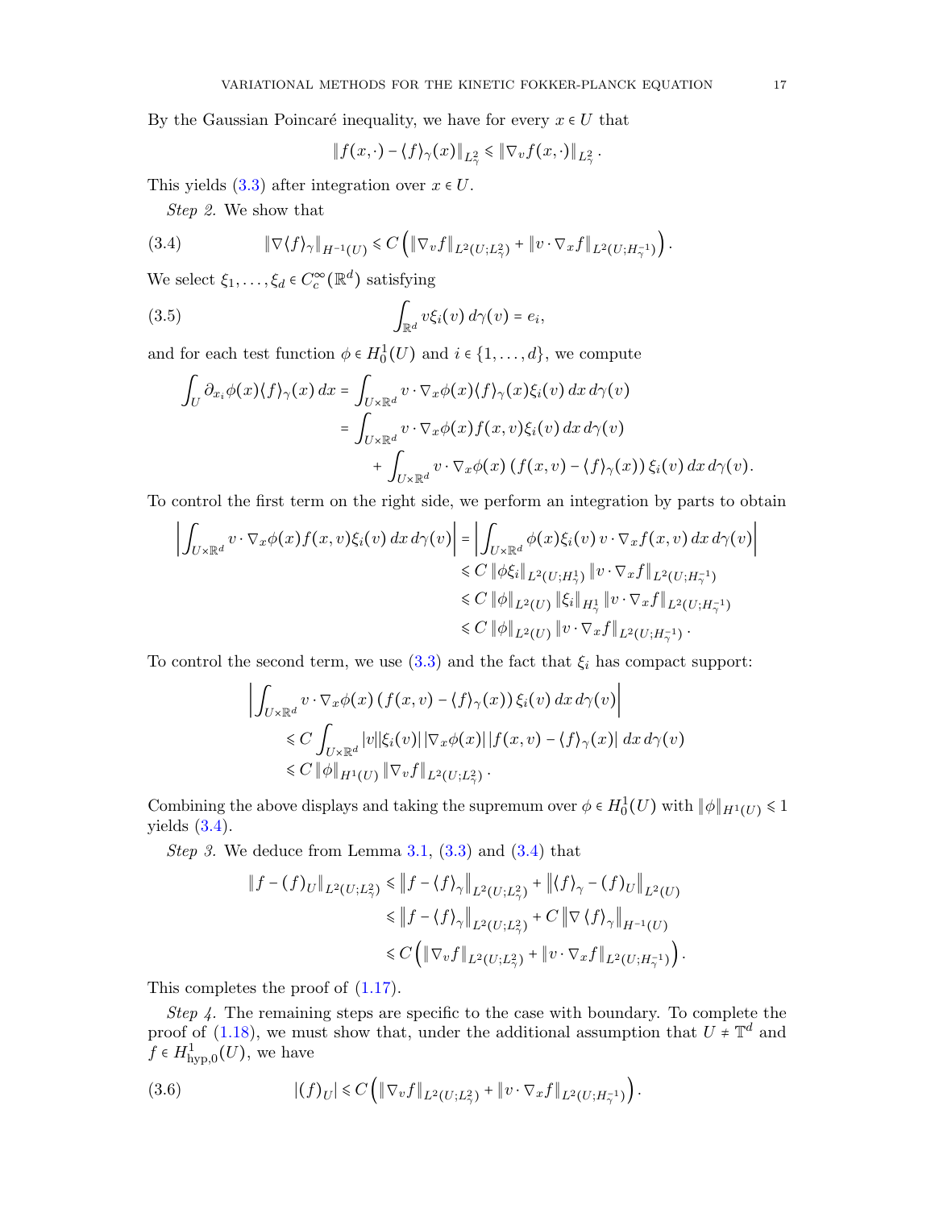By the Gaussian Poincaré inequality, we have for every $x \in U$ that

$$\|f(x,\cdot) - \langle f\rangle_\gamma(x)\|_{L^2_\gamma} \leqslant \|\nabla_v f(x,\cdot)\|_{L^2_\gamma}.$$

This yields (3.3) after integration over $x \in U$.

*Step 2.* We show that

$$\|\nabla\langle f\rangle_\gamma\|_{H^{-1}(U)} \leqslant C\left(\|\nabla_v f\|_{L^2(U;L^2_\gamma)} + \|v\cdot\nabla_x f\|_{L^2(U;H^{-1}_\gamma)}\right). \tag{3.4}$$

We select $\xi_1,\ldots,\xi_d \in C^\infty_c(\mathbb{R}^d)$ satisfying

$$\int_{\mathbb{R}^d} v\xi_i(v)\,d\gamma(v) = e_i, \tag{3.5}$$

and for each test function $\phi \in H^1_0(U)$ and $i \in \{1,\ldots,d\}$, we compute

$$\begin{aligned}
\int_U \partial_{x_i}\phi(x)\langle f\rangle_\gamma(x)\,dx &= \int_{U\times\mathbb{R}^d} v\cdot\nabla_x\phi(x)\langle f\rangle_\gamma(x)\xi_i(v)\,dx\,d\gamma(v)\\
&= \int_{U\times\mathbb{R}^d} v\cdot\nabla_x\phi(x)f(x,v)\xi_i(v)\,dx\,d\gamma(v)\\
&\qquad + \int_{U\times\mathbb{R}^d} v\cdot\nabla_x\phi(x)\left(f(x,v)-\langle f\rangle_\gamma(x)\right)\xi_i(v)\,dx\,d\gamma(v).
\end{aligned}$$

To control the first term on the right side, we perform an integration by parts to obtain

$$\begin{aligned}
\left|\int_{U\times\mathbb{R}^d} v\cdot\nabla_x\phi(x)f(x,v)\xi_i(v)\,dx\,d\gamma(v)\right| &= \left|\int_{U\times\mathbb{R}^d}\phi(x)\xi_i(v)\,v\cdot\nabla_x f(x,v)\,dx\,d\gamma(v)\right|\\
&\leqslant C\|\phi\xi_i\|_{L^2(U;H^1_\gamma)}\|v\cdot\nabla_x f\|_{L^2(U;H^{-1}_\gamma)}\\
&\leqslant C\|\phi\|_{L^2(U)}\|\xi_i\|_{H^1_\gamma}\|v\cdot\nabla_x f\|_{L^2(U;H^{-1}_\gamma)}\\
&\leqslant C\|\phi\|_{L^2(U)}\|v\cdot\nabla_x f\|_{L^2(U;H^{-1}_\gamma)}.
\end{aligned}$$

To control the second term, we use (3.3) and the fact that $\xi_i$ has compact support:

$$\begin{aligned}
&\left|\int_{U\times\mathbb{R}^d} v\cdot\nabla_x\phi(x)\left(f(x,v)-\langle f\rangle_\gamma(x)\right)\xi_i(v)\,dx\,d\gamma(v)\right|\\
&\qquad\leqslant C\int_{U\times\mathbb{R}^d}|v||\xi_i(v)||\nabla_x\phi(x)||f(x,v)-\langle f\rangle_\gamma(x)|\,dx\,d\gamma(v)\\
&\qquad\leqslant C\|\phi\|_{H^1(U)}\|\nabla_v f\|_{L^2(U;L^2_\gamma)}.
\end{aligned}$$

Combining the above displays and taking the supremum over $\phi \in H^1_0(U)$ with $\|\phi\|_{H^1(U)} \leqslant 1$ yields (3.4).

*Step 3.* We deduce from Lemma 3.1, (3.3) and (3.4) that

$$\begin{aligned}
\|f-(f)_U\|_{L^2(U;L^2_\gamma)} &\leqslant \left\|f-\langle f\rangle_\gamma\right\|_{L^2(U;L^2_\gamma)} + \left\|\langle f\rangle_\gamma - (f)_U\right\|_{L^2(U)}\\
&\leqslant \left\|f-\langle f\rangle_\gamma\right\|_{L^2(U;L^2_\gamma)} + C\left\|\nabla\langle f\rangle_\gamma\right\|_{H^{-1}(U)}\\
&\leqslant C\left(\|\nabla_v f\|_{L^2(U;L^2_\gamma)} + \|v\cdot\nabla_x f\|_{L^2(U;H^{-1}_\gamma)}\right).
\end{aligned}$$

This completes the proof of (1.17).

*Step 4.* The remaining steps are specific to the case with boundary. To complete the proof of (1.18), we must show that, under the additional assumption that $U \neq \mathbb{T}^d$ and $f \in H^1_{\mathrm{hyp},0}(U)$, we have

$$|(f)_U| \leqslant C\left(\|\nabla_v f\|_{L^2(U;L^2_\gamma)} + \|v\cdot\nabla_x f\|_{L^2(U;H^{-1}_\gamma)}\right). \tag{3.6}$$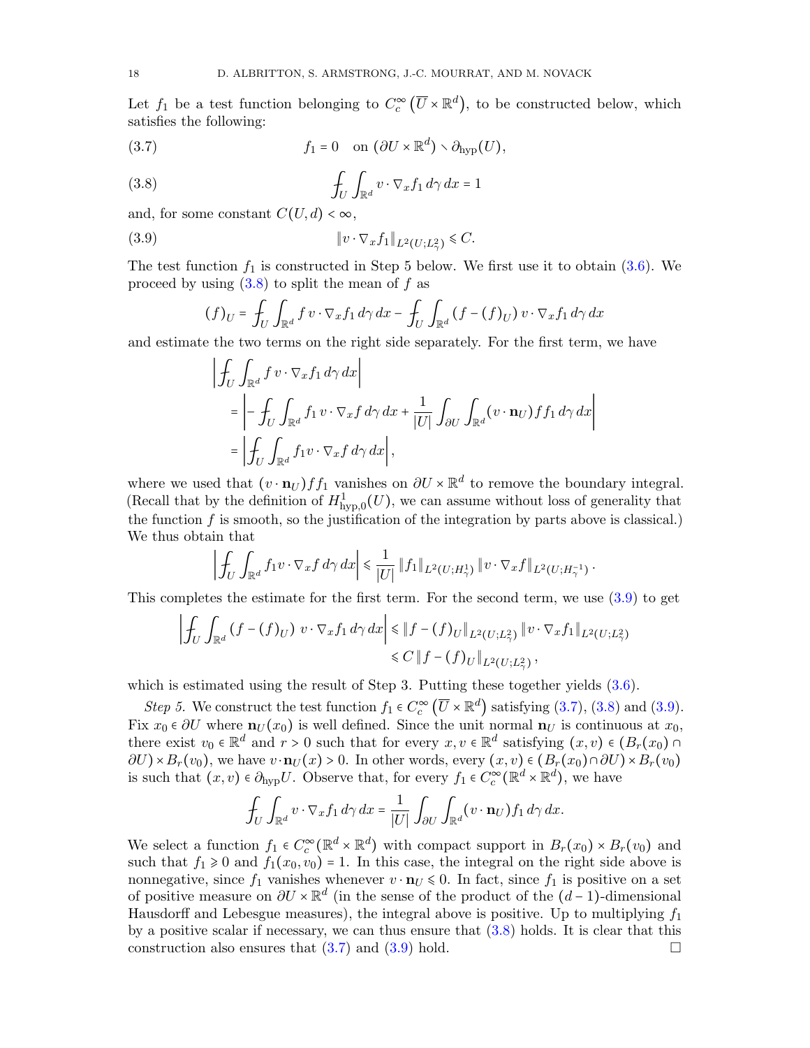Let $f_1$ be a test function belonging to $C_c^\infty\left(\overline{U}\times\mathbb{R}^d\right)$, to be constructed below, which satisfies the following:

$$f_1 = 0 \quad \text{on } (\partial U\times\mathbb{R}^d)\smallsetminus\partial_{\mathrm{hyp}}(U), \tag{3.7}$$

$$\fint_U\int_{\mathbb{R}^d} v\cdot\nabla_x f_1\,d\gamma\,dx = 1 \tag{3.8}$$

and, for some constant $C(U,d)<\infty$,

$$\|v\cdot\nabla_x f_1\|_{L^2(U;L^2_\gamma)}\leqslant C. \tag{3.9}$$

The test function $f_1$ is constructed in Step 5 below. We first use it to obtain (3.6). We proceed by using (3.8) to split the mean of $f$ as

$$(f)_U = \fint_U\int_{\mathbb{R}^d} f\,v\cdot\nabla_x f_1\,d\gamma\,dx - \fint_U\int_{\mathbb{R}^d}\left(f-(f)_U\right)v\cdot\nabla_x f_1\,d\gamma\,dx$$

and estimate the two terms on the right side separately. For the first term, we have

$$\begin{aligned}
&\left|\fint_U\int_{\mathbb{R}^d} f\,v\cdot\nabla_x f_1\,d\gamma\,dx\right| \\
&\quad = \left|-\fint_U\int_{\mathbb{R}^d} f_1\,v\cdot\nabla_x f\,d\gamma\,dx + \frac{1}{|U|}\int_{\partial U}\int_{\mathbb{R}^d}(v\cdot\mathbf{n}_U)\,f f_1\,d\gamma\,dx\right| \\
&\quad = \left|\fint_U\int_{\mathbb{R}^d} f_1 v\cdot\nabla_x f\,d\gamma\,dx\right|,
\end{aligned}$$

where we used that $(v\cdot\mathbf{n}_U)ff_1$ vanishes on $\partial U\times\mathbb{R}^d$ to remove the boundary integral. (Recall that by the definition of $H^1_{\mathrm{hyp},0}(U)$, we can assume without loss of generality that the function $f$ is smooth, so the justification of the integration by parts above is classical.) We thus obtain that

$$\left|\fint_U\int_{\mathbb{R}^d} f_1 v\cdot\nabla_x f\,d\gamma\,dx\right| \leqslant \frac{1}{|U|}\,\|f_1\|_{L^2(U;H^1_\gamma)}\,\|v\cdot\nabla_x f\|_{L^2(U;H^{-1}_\gamma)}\,.$$

This completes the estimate for the first term. For the second term, we use (3.9) to get

$$\begin{aligned}
\left|\fint_U\int_{\mathbb{R}^d}\left(f-(f)_U\right)\,v\cdot\nabla_x f_1\,d\gamma\,dx\right| &\leqslant \|f-(f)_U\|_{L^2(U;L^2_\gamma)}\,\|v\cdot\nabla_x f_1\|_{L^2(U;L^2_\gamma)} \\
&\leqslant C\,\|f-(f)_U\|_{L^2(U;L^2_\gamma)}\,,
\end{aligned}$$

which is estimated using the result of Step 3. Putting these together yields (3.6).

*Step 5.* We construct the test function $f_1\in C_c^\infty\left(\overline{U}\times\mathbb{R}^d\right)$ satisfying (3.7), (3.8) and (3.9). Fix $x_0\in\partial U$ where $\mathbf{n}_U(x_0)$ is well defined. Since the unit normal $\mathbf{n}_U$ is continuous at $x_0$, there exist $v_0\in\mathbb{R}^d$ and $r>0$ such that for every $x,v\in\mathbb{R}^d$ satisfying $(x,v)\in(B_r(x_0)\cap\partial U)\times B_r(v_0)$, we have $v\cdot\mathbf{n}_U(x)>0$. In other words, every $(x,v)\in(B_r(x_0)\cap\partial U)\times B_r(v_0)$ is such that $(x,v)\in\partial_{\mathrm{hyp}}U$. Observe that, for every $f_1\in C_c^\infty(\mathbb{R}^d\times\mathbb{R}^d)$, we have

$$\fint_U\int_{\mathbb{R}^d} v\cdot\nabla_x f_1\,d\gamma\,dx = \frac{1}{|U|}\int_{\partial U}\int_{\mathbb{R}^d}(v\cdot\mathbf{n}_U)f_1\,d\gamma\,dx.$$

We select a function $f_1\in C_c^\infty(\mathbb{R}^d\times\mathbb{R}^d)$ with compact support in $B_r(x_0)\times B_r(v_0)$ and such that $f_1\geqslant 0$ and $f_1(x_0,v_0)=1$. In this case, the integral on the right side above is nonnegative, since $f_1$ vanishes whenever $v\cdot\mathbf{n}_U\leqslant 0$. In fact, since $f_1$ is positive on a set of positive measure on $\partial U\times\mathbb{R}^d$ (in the sense of the product of the $(d-1)$-dimensional Hausdorff and Lebesgue measures), the integral above is positive. Up to multiplying $f_1$ by a positive scalar if necessary, we can thus ensure that (3.8) holds. It is clear that this construction also ensures that (3.7) and (3.9) hold. □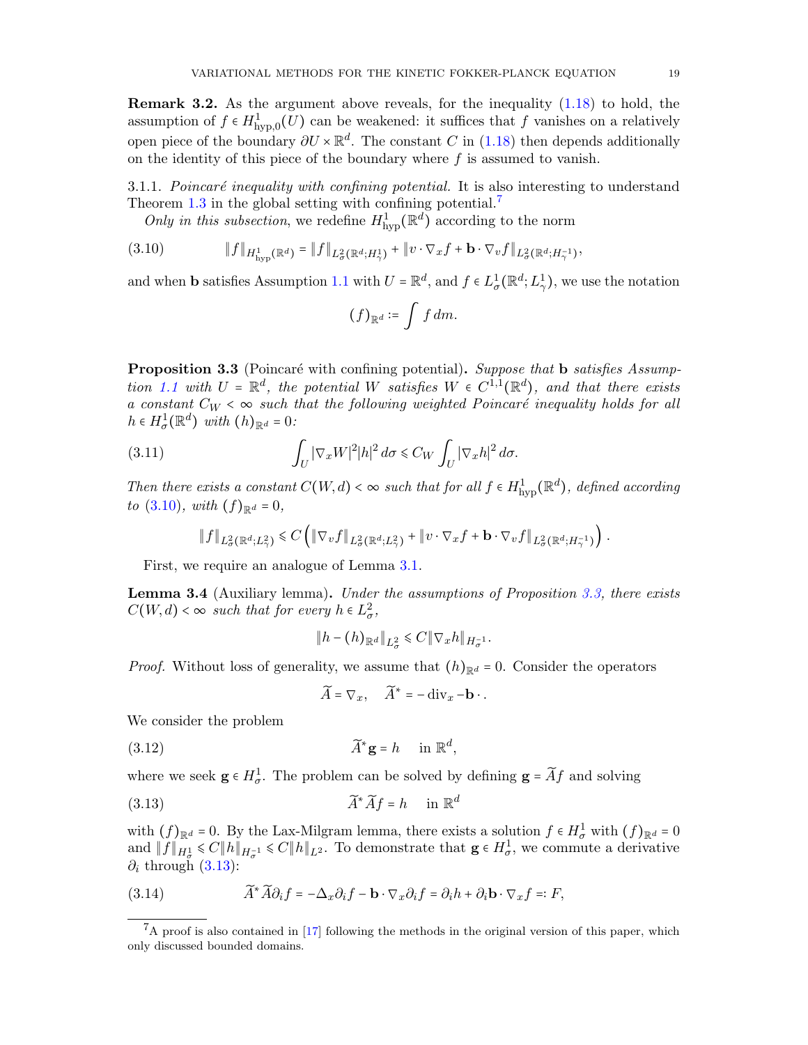**Remark 3.2.** As the argument above reveals, for the inequality (1.18) to hold, the assumption of $f \in H^1_{\mathrm{hyp},0}(U)$ can be weakened: it suffices that $f$ vanishes on a relatively open piece of the boundary $\partial U \times \mathbb{R}^d$. The constant $C$ in (1.18) then depends additionally on the identity of this piece of the boundary where $f$ is assumed to vanish.

3.1.1. *Poincaré inequality with confining potential.* It is also interesting to understand Theorem 1.3 in the global setting with confining potential.[7]

*Only in this subsection*, we redefine $H^1_{\mathrm{hyp}}(\mathbb{R}^d)$ according to the norm

$$\|f\|_{H^1_{\mathrm{hyp}}(\mathbb{R}^d)} = \|f\|_{L^2_\sigma(\mathbb{R}^d;H^1_\gamma)} + \|v\cdot\nabla_x f + \mathbf{b}\cdot\nabla_v f\|_{L^2_\sigma(\mathbb{R}^d;H^{-1}_\gamma)}, \tag{3.10}$$

and when $\mathbf{b}$ satisfies Assumption 1.1 with $U = \mathbb{R}^d$, and $f \in L^1_\sigma(\mathbb{R}^d; L^1_\gamma)$, we use the notation

$$(f)_{\mathbb{R}^d} := \int f\,dm.$$

**Proposition 3.3** (Poincaré with confining potential)**.** *Suppose that* $\mathbf{b}$ *satisfies Assumption 1.1 with* $U = \mathbb{R}^d$*, the potential* $W$ *satisfies* $W \in C^{1,1}(\mathbb{R}^d)$*, and that there exists a constant* $C_W < \infty$ *such that the following weighted Poincaré inequality holds for all* $h \in H^1_\sigma(\mathbb{R}^d)$ *with* $(h)_{\mathbb{R}^d} = 0$*:*

$$\int_U |\nabla_x W|^2 |h|^2\,d\sigma \leqslant C_W \int_U |\nabla_x h|^2\,d\sigma. \tag{3.11}$$

*Then there exists a constant* $C(W,d) < \infty$ *such that for all* $f \in H^1_{\mathrm{hyp}}(\mathbb{R}^d)$*, defined according to* (3.10)*, with* $(f)_{\mathbb{R}^d} = 0$*,*

$$\|f\|_{L^2_\sigma(\mathbb{R}^d;L^2_\gamma)} \leqslant C\left( \|\nabla_v f\|_{L^2_\sigma(\mathbb{R}^d;L^2_\gamma)} + \|v\cdot\nabla_x f + \mathbf{b}\cdot\nabla_v f\|_{L^2_\sigma(\mathbb{R}^d;H^{-1}_\gamma)} \right).$$

First, we require an analogue of Lemma 3.1.

**Lemma 3.4** (Auxiliary lemma)**.** *Under the assumptions of Proposition 3.3, there exists* $C(W,d) < \infty$ *such that for every* $h \in L^2_\sigma$*,*

$$\|h - (h)_{\mathbb{R}^d}\|_{L^2_\sigma} \leqslant C\|\nabla_x h\|_{H^{-1}_\sigma}.$$

*Proof.* Without loss of generality, we assume that $(h)_{\mathbb{R}^d} = 0$. Consider the operators

$$\widetilde{A} = \nabla_x, \quad \widetilde{A}^* = -\operatorname{div}_x - \mathbf{b}\,\cdot.$$

We consider the problem

$$\widetilde{A}^*\mathbf{g} = h \quad \text{in } \mathbb{R}^d, \tag{3.12}$$

where we seek $\mathbf{g} \in H^1_\sigma$. The problem can be solved by defining $\mathbf{g} = \widetilde{A}f$ and solving

$$\widetilde{A}^*\widetilde{A}f = h \quad \text{in } \mathbb{R}^d \tag{3.13}$$

with $(f)_{\mathbb{R}^d} = 0$. By the Lax-Milgram lemma, there exists a solution $f \in H^1_\sigma$ with $(f)_{\mathbb{R}^d} = 0$ and $\|f\|_{H^1_\sigma} \leqslant C\|h\|_{H^{-1}_\sigma} \leqslant C\|h\|_{L^2}$. To demonstrate that $\mathbf{g} \in H^1_\sigma$, we commute a derivative $\partial_i$ through (3.13):

$$\widetilde{A}^*\widetilde{A}\partial_i f = -\Delta_x \partial_i f - \mathbf{b}\cdot\nabla_x \partial_i f = \partial_i h + \partial_i \mathbf{b}\cdot\nabla_x f =: F, \tag{3.14}$$

[7] A proof is also contained in [17] following the methods in the original version of this paper, which only discussed bounded domains.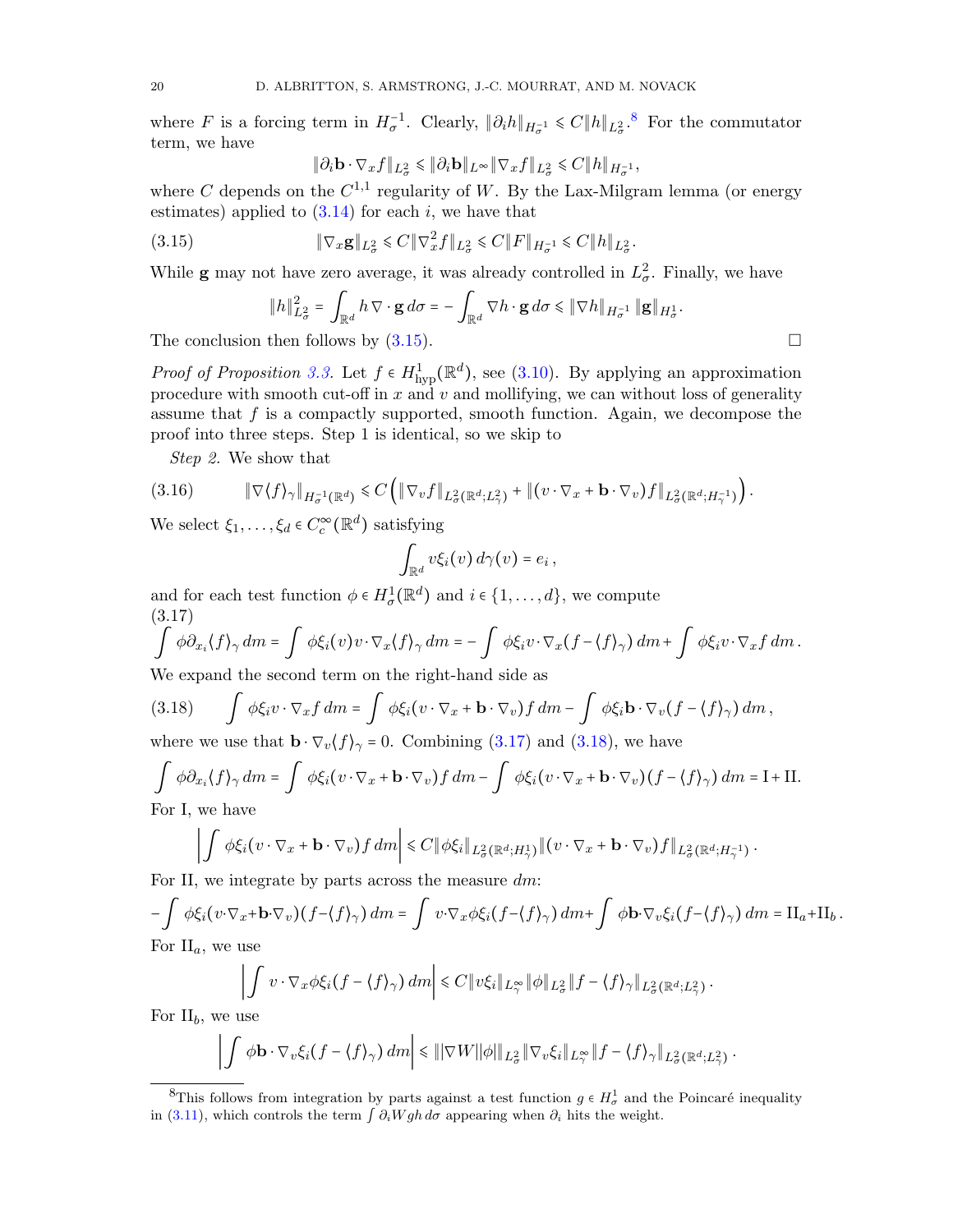where $F$ is a forcing term in $H^{-1}_\sigma$. Clearly, $\|\partial_i h\|_{H^{-1}_\sigma} \leqslant C\|h\|_{L^2_\sigma}$.[8] For the commutator term, we have

$$\|\partial_i \mathbf{b} \cdot \nabla_x f\|_{L^2_\sigma} \leqslant \|\partial_i \mathbf{b}\|_{L^\infty}\|\nabla_x f\|_{L^2_\sigma} \leqslant C\|h\|_{H^{-1}_\sigma},$$

where $C$ depends on the $C^{1,1}$ regularity of $W$. By the Lax-Milgram lemma (or energy estimates) applied to (3.14) for each $i$, we have that

$$\|\nabla_x \mathbf{g}\|_{L^2_\sigma} \leqslant C\|\nabla^2_x f\|_{L^2_\sigma} \leqslant C\|F\|_{H^{-1}_\sigma} \leqslant C\|h\|_{L^2_\sigma}. \tag{3.15}$$

While $\mathbf{g}$ may not have zero average, it was already controlled in $L^2_\sigma$. Finally, we have

$$\|h\|^2_{L^2_\sigma} = \int_{\mathbb{R}^d} h\,\nabla \cdot \mathbf{g}\, d\sigma = -\int_{\mathbb{R}^d} \nabla h \cdot \mathbf{g}\, d\sigma \leqslant \|\nabla h\|_{H^{-1}_\sigma}\|\mathbf{g}\|_{H^1_\sigma}.$$

The conclusion then follows by (3.15). $\square$

*Proof of Proposition 3.3.* Let $f \in H^1_{\mathrm{hyp}}(\mathbb{R}^d)$, see (3.10). By applying an approximation procedure with smooth cut-off in $x$ and $v$ and mollifying, we can without loss of generality assume that $f$ is a compactly supported, smooth function. Again, we decompose the proof into three steps. Step 1 is identical, so we skip to

*Step 2.* We show that

$$\|\nabla\langle f\rangle_\gamma\|_{H^{-1}_\sigma(\mathbb{R}^d)} \leqslant C\left(\|\nabla_v f\|_{L^2_\sigma(\mathbb{R}^d;L^2_\gamma)} + \|(v\cdot\nabla_x + \mathbf{b}\cdot\nabla_v)f\|_{L^2_\sigma(\mathbb{R}^d;H^{-1}_\gamma)}\right). \tag{3.16}$$

We select $\xi_1,\ldots,\xi_d \in C^\infty_c(\mathbb{R}^d)$ satisfying

$$\int_{\mathbb{R}^d} v\xi_i(v)\,d\gamma(v) = e_i\,,$$

and for each test function $\phi \in H^1_\sigma(\mathbb{R}^d)$ and $i \in \{1,\ldots,d\}$, we compute

$$\int \phi\partial_{x_i}\langle f\rangle_\gamma\,dm = \int \phi\xi_i(v)v\cdot\nabla_x\langle f\rangle_\gamma\,dm = -\int \phi\xi_i v\cdot\nabla_x(f-\langle f\rangle_\gamma)\,dm + \int \phi\xi_i v\cdot\nabla_x f\,dm\,. \tag{3.17}$$

We expand the second term on the right-hand side as

$$\int \phi\xi_i v\cdot\nabla_x f\,dm = \int \phi\xi_i(v\cdot\nabla_x + \mathbf{b}\cdot\nabla_v)f\,dm - \int \phi\xi_i\mathbf{b}\cdot\nabla_v(f-\langle f\rangle_\gamma)\,dm\,, \tag{3.18}$$

where we use that $\mathbf{b}\cdot\nabla_v\langle f\rangle_\gamma = 0$. Combining (3.17) and (3.18), we have

$$\int \phi\partial_{x_i}\langle f\rangle_\gamma\,dm = \int \phi\xi_i(v\cdot\nabla_x + \mathbf{b}\cdot\nabla_v)f\,dm - \int \phi\xi_i(v\cdot\nabla_x+\mathbf{b}\cdot\nabla_v)(f-\langle f\rangle_\gamma)\,dm = \mathrm{I}+\mathrm{II}.$$

For I, we have

$$\left|\int \phi\xi_i(v\cdot\nabla_x+\mathbf{b}\cdot\nabla_v)f\,dm\right| \leqslant C\|\phi\xi_i\|_{L^2_\sigma(\mathbb{R}^d;H^1_\gamma)}\|(v\cdot\nabla_x+\mathbf{b}\cdot\nabla_v)f\|_{L^2_\sigma(\mathbb{R}^d;H^{-1}_\gamma)}\,.$$

For II, we integrate by parts across the measure $dm$:

$$-\int \phi\xi_i(v\cdot\nabla_x+\mathbf{b}\cdot\nabla_v)(f-\langle f\rangle_\gamma)\,dm = \int v\cdot\nabla_x\phi\xi_i(f-\langle f\rangle_\gamma)\,dm + \int \phi\mathbf{b}\cdot\nabla_v\xi_i(f-\langle f\rangle_\gamma)\,dm = \mathrm{II}_a+\mathrm{II}_b\,.$$

For $\mathrm{II}_a$, we use

$$\left|\int v\cdot\nabla_x\phi\xi_i(f-\langle f\rangle_\gamma)\,dm\right| \leqslant C\|v\xi_i\|_{L^\infty_\gamma}\|\phi\|_{L^2_\sigma}\|f-\langle f\rangle_\gamma\|_{L^2_\sigma(\mathbb{R}^d;L^2_\gamma)}\,.$$

For $\mathrm{II}_b$, we use

$$\left|\int \phi\mathbf{b}\cdot\nabla_v\xi_i(f-\langle f\rangle_\gamma)\,dm\right| \leqslant \||\nabla W||\phi|\|_{L^2_\sigma}\|\nabla_v\xi_i\|_{L^\infty_\gamma}\|f-\langle f\rangle_\gamma\|_{L^2_\sigma(\mathbb{R}^d;L^2_\gamma)}\,.$$

---

[8] This follows from integration by parts against a test function $g \in H^1_\sigma$ and the Poincaré inequality in (3.11), which controls the term $\int \partial_i W gh\,d\sigma$ appearing when $\partial_i$ hits the weight.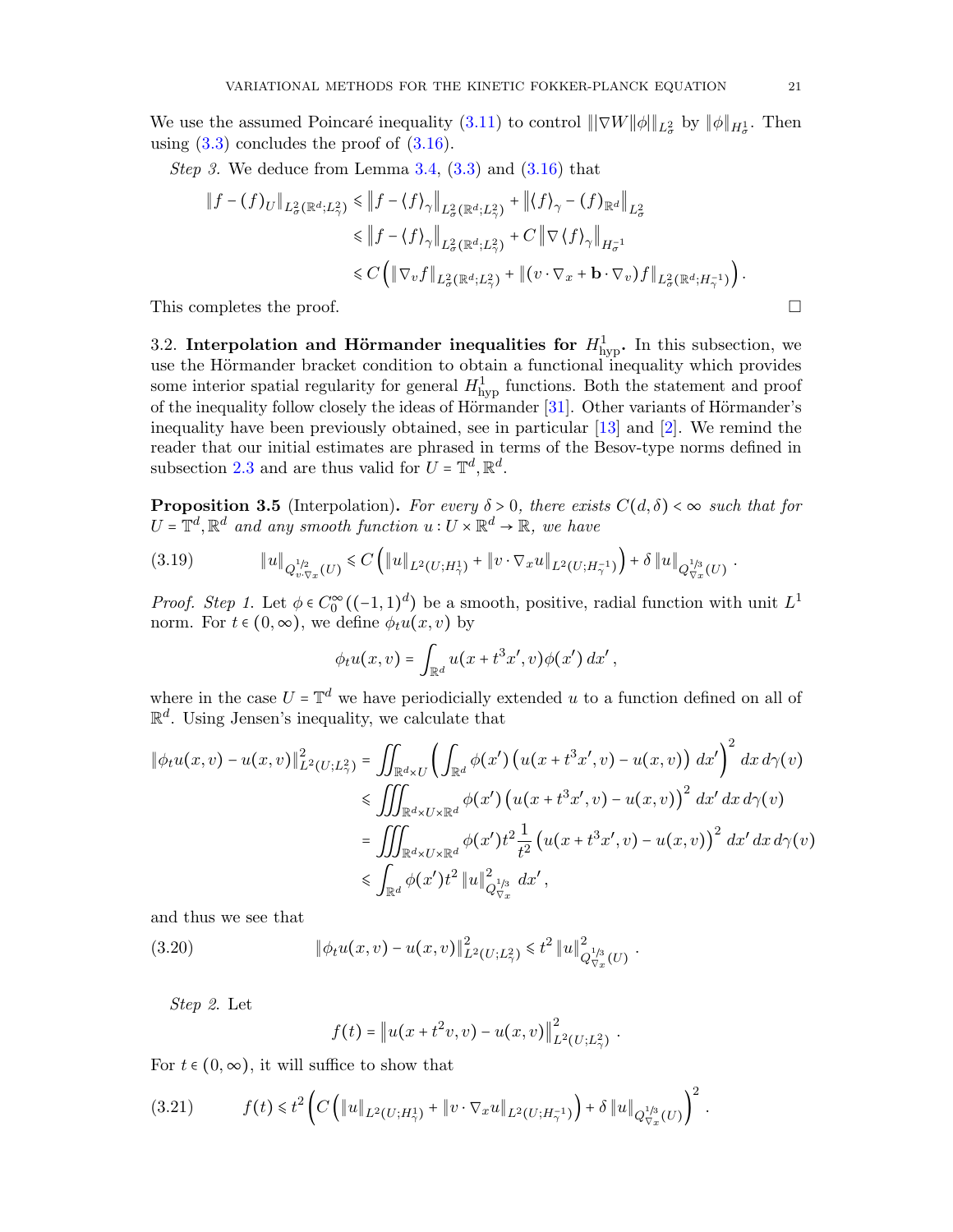We use the assumed Poincaré inequality (3.11) to control $\| |\nabla W| \phi \|_{L^2_\sigma}$ by $\|\phi\|_{H^1_\sigma}$. Then using (3.3) concludes the proof of (3.16).

*Step 3.* We deduce from Lemma 3.4, (3.3) and (3.16) that

$$
\begin{aligned}
\|f - (f)_U\|_{L^2_\sigma(\mathbb{R}^d;L^2_\gamma)} &\leqslant \left\|f - \langle f\rangle_\gamma\right\|_{L^2_\sigma(\mathbb{R}^d;L^2_\gamma)} + \left\|\langle f\rangle_\gamma - (f)_{\mathbb{R}^d}\right\|_{L^2_\sigma} \\
&\leqslant \left\|f - \langle f\rangle_\gamma\right\|_{L^2_\sigma(\mathbb{R}^d;L^2_\gamma)} + C\left\|\nabla \langle f\rangle_\gamma\right\|_{H^{-1}_\sigma} \\
&\leqslant C\left(\|\nabla_v f\|_{L^2_\sigma(\mathbb{R}^d;L^2_\gamma)} + \|(v\cdot\nabla_x + \mathbf{b}\cdot\nabla_v)f\|_{L^2_\sigma(\mathbb{R}^d;H^{-1}_\gamma)}\right).
\end{aligned}
$$

This completes the proof. □

## 3.2. Interpolation and Hörmander inequalities for $H^1_{\mathrm{hyp}}$.

In this subsection, we use the Hörmander bracket condition to obtain a functional inequality which provides some interior spatial regularity for general $H^1_{\mathrm{hyp}}$ functions. Both the statement and proof of the inequality follow closely the ideas of Hörmander [31]. Other variants of Hörmander's inequality have been previously obtained, see in particular [13] and [2]. We remind the reader that our initial estimates are phrased in terms of the Besov-type norms defined in subsection 2.3 and are thus valid for $U = \mathbb{T}^d, \mathbb{R}^d$.

**Proposition 3.5** (Interpolation). *For every $\delta > 0$, there exists $C(d,\delta) < \infty$ such that for $U = \mathbb{T}^d, \mathbb{R}^d$ and any smooth function $u : U \times \mathbb{R}^d \to \mathbb{R}$, we have*

$$
\|u\|_{Q^{1/2}_{v\cdot\nabla_x}(U)} \leqslant C\left(\|u\|_{L^2(U;H^1_\gamma)} + \|v\cdot\nabla_x u\|_{L^2(U;H^{-1}_\gamma)}\right) + \delta\,\|u\|_{Q^{1/3}_{\nabla_x}(U)}\,. \tag{3.19}
$$

*Proof. Step 1.* Let $\phi \in C^\infty_0((-1,1)^d)$ be a smooth, positive, radial function with unit $L^1$ norm. For $t \in (0,\infty)$, we define $\phi_t u(x,v)$ by

$$
\phi_t u(x,v) = \int_{\mathbb{R}^d} u(x + t^3 x', v)\phi(x')\,dx'\,,
$$

where in the case $U = \mathbb{T}^d$ we have periodicially extended $u$ to a function defined on all of $\mathbb{R}^d$. Using Jensen's inequality, we calculate that

$$
\begin{aligned}
\|\phi_t u(x,v) - u(x,v)\|^2_{L^2(U;L^2_\gamma)} &= \iint_{\mathbb{R}^d\times U}\left(\int_{\mathbb{R}^d}\phi(x')\left(u(x+t^3x',v) - u(x,v)\right)dx'\right)^2 dx\,d\gamma(v) \\
&\leqslant \iiint_{\mathbb{R}^d\times U\times\mathbb{R}^d}\phi(x')\left(u(x+t^3x',v)-u(x,v)\right)^2 dx'\,dx\,d\gamma(v) \\
&= \iiint_{\mathbb{R}^d\times U\times\mathbb{R}^d}\phi(x')t^2\frac{1}{t^2}\left(u(x+t^3x',v)-u(x,v)\right)^2 dx'\,dx\,d\gamma(v) \\
&\leqslant \int_{\mathbb{R}^d}\phi(x')t^2\,\|u\|^2_{Q^{1/3}_{\nabla_x}}\,dx'\,,
\end{aligned}
$$

and thus we see that

$$
\|\phi_t u(x,v) - u(x,v)\|^2_{L^2(U;L^2_\gamma)} \leqslant t^2\,\|u\|^2_{Q^{1/3}_{\nabla_x}(U)}\,. \tag{3.20}
$$

*Step 2.* Let

$$
f(t) = \left\|u(x+t^2v,v) - u(x,v)\right\|^2_{L^2(U;L^2_\gamma)}\,.
$$

For $t \in (0,\infty)$, it will suffice to show that

$$
f(t) \leqslant t^2\left(C\left(\|u\|_{L^2(U;H^1_\gamma)} + \|v\cdot\nabla_x u\|_{L^2(U;H^{-1}_\gamma)}\right) + \delta\,\|u\|_{Q^{1/3}_{\nabla_x}(U)}\right)^2. \tag{3.21}
$$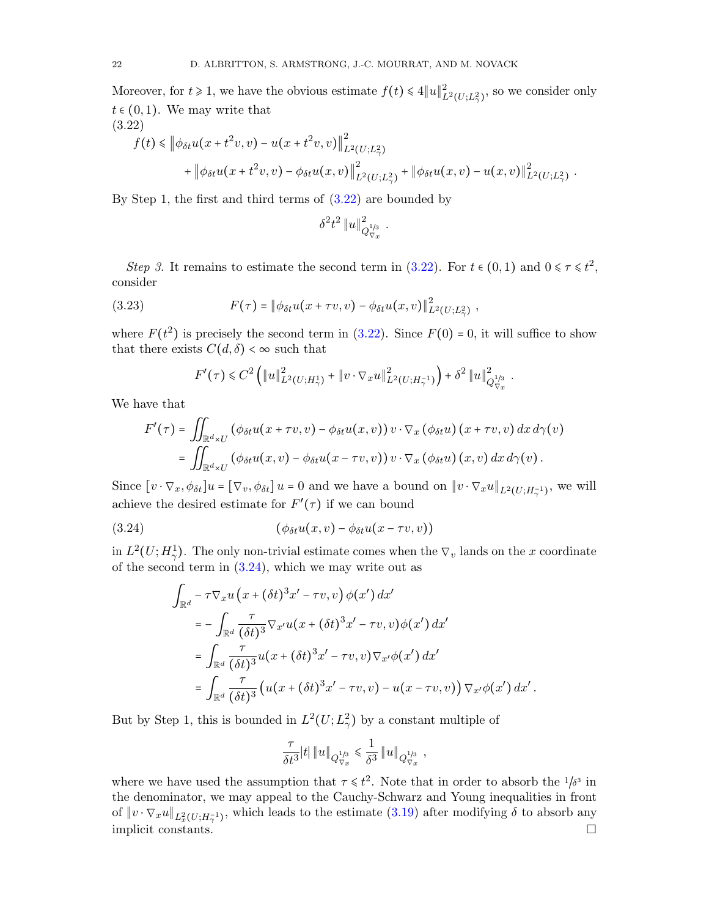Moreover, for $t \geqslant 1$, we have the obvious estimate $f(t) \leqslant 4\|u\|^2_{L^2(U;L^2_\gamma)}$, so we consider only $t \in (0,1)$. We may write that

$$
\begin{aligned}
f(t) \leqslant &\left\| \phi_{\delta t} u(x + t^2 v, v) - u(x + t^2 v, v) \right\|^2_{L^2(U;L^2_\gamma)} \\
&+ \left\| \phi_{\delta t} u(x + t^2 v, v) - \phi_{\delta t} u(x, v) \right\|^2_{L^2(U;L^2_\gamma)} + \left\| \phi_{\delta t} u(x,v) - u(x,v) \right\|^2_{L^2(U;L^2_\gamma)} .
\end{aligned} \tag{3.22}
$$

By Step 1, the first and third terms of (3.22) are bounded by

$$
\delta^2 t^2 \left\| u \right\|^2_{Q^{1/3}_{\nabla_x}} .
$$

*Step 3.* It remains to estimate the second term in (3.22). For $t \in (0,1)$ and $0 \leqslant \tau \leqslant t^2$, consider

$$
F(\tau) = \left\| \phi_{\delta t} u(x + \tau v, v) - \phi_{\delta t} u(x,v) \right\|^2_{L^2(U;L^2_\gamma)} , \tag{3.23}
$$

where $F(t^2)$ is precisely the second term in (3.22). Since $F(0) = 0$, it will suffice to show that there exists $C(d,\delta) < \infty$ such that

$$
F'(\tau) \leqslant C^2 \left( \|u\|^2_{L^2(U;H^1_\gamma)} + \|v \cdot \nabla_x u\|^2_{L^2(U;H^{-1}_\gamma)} \right) + \delta^2 \left\| u \right\|^2_{Q^{1/3}_{\nabla_x}} .
$$

We have that

$$
\begin{aligned}
F'(\tau) &= \iint_{\mathbb{R}^d \times U} \left( \phi_{\delta t} u(x + \tau v, v) - \phi_{\delta t} u(x,v) \right) v \cdot \nabla_x \left( \phi_{\delta t} u \right)(x + \tau v, v) \, dx \, d\gamma(v) \\
&= \iint_{\mathbb{R}^d \times U} \left( \phi_{\delta t} u(x,v) - \phi_{\delta t} u(x - \tau v, v) \right) v \cdot \nabla_x \left( \phi_{\delta t} u \right)(x,v) \, dx \, d\gamma(v) .
\end{aligned}
$$

Since $[v \cdot \nabla_x, \phi_{\delta t}] u = \left[ \nabla_v, \phi_{\delta t} \right] u = 0$ and we have a bound on $\|v \cdot \nabla_x u\|_{L^2(U;H^{-1}_\gamma)}$, we will achieve the desired estimate for $F'(\tau)$ if we can bound

$$
\left( \phi_{\delta t} u(x,v) - \phi_{\delta t} u(x - \tau v, v) \right) \tag{3.24}
$$

in $L^2(U;H^1_\gamma)$. The only non-trivial estimate comes when the $\nabla_v$ lands on the $x$ coordinate of the second term in (3.24), which we may write out as

$$
\begin{aligned}
\int_{\mathbb{R}^d} &- \tau \nabla_x u\left( x + (\delta t)^3 x' - \tau v, v \right) \phi(x') \, dx' \\
&= - \int_{\mathbb{R}^d} \frac{\tau}{(\delta t)^3} \nabla_{x'} u(x + (\delta t)^3 x' - \tau v, v) \phi(x') \, dx' \\
&= \int_{\mathbb{R}^d} \frac{\tau}{(\delta t)^3} u(x + (\delta t)^3 x' - \tau v, v) \nabla_{x'} \phi(x') \, dx' \\
&= \int_{\mathbb{R}^d} \frac{\tau}{(\delta t)^3} \left( u(x + (\delta t)^3 x' - \tau v, v) - u(x - \tau v, v) \right) \nabla_{x'} \phi(x') \, dx' .
\end{aligned}
$$

But by Step 1, this is bounded in $L^2(U;L^2_\gamma)$ by a constant multiple of

$$
\frac{\tau}{\delta t^3} |t| \left\| u \right\|_{Q^{1/3}_{\nabla_x}} \leqslant \frac{1}{\delta^3} \left\| u \right\|_{Q^{1/3}_{\nabla_x}} ,
$$

where we have used the assumption that $\tau \leqslant t^2$. Note that in order to absorb the $1/\delta^3$ in the denominator, we may appeal to the Cauchy-Schwarz and Young inequalities in front of $\|v \cdot \nabla_x u\|_{L^2_x(U;H^{-1}_\gamma)}$, which leads to the estimate (3.19) after modifying $\delta$ to absorb any implicit constants. $\square$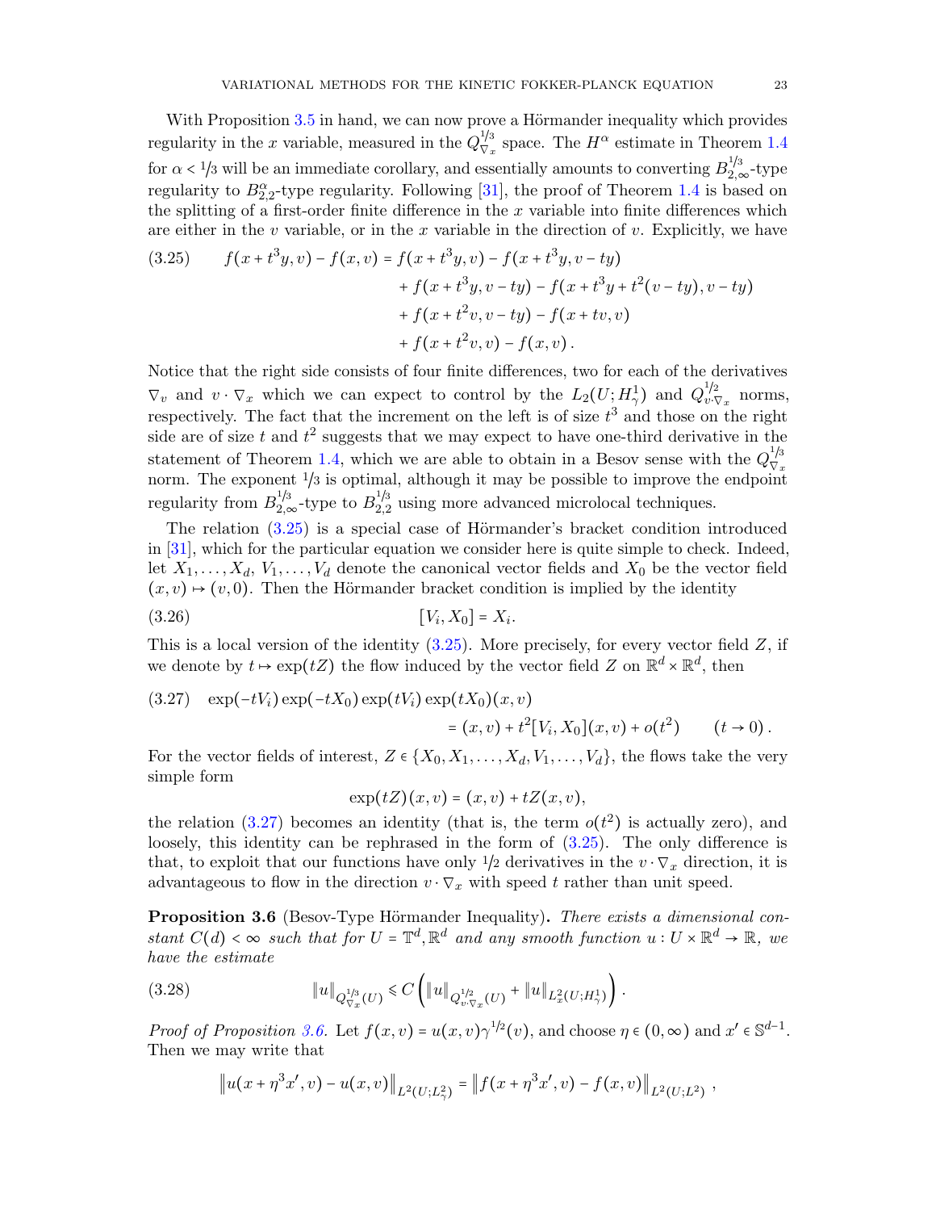With Proposition 3.5 in hand, we can now prove a Hörmander inequality which provides regularity in the $x$ variable, measured in the $Q^{1/3}_{\nabla_x}$ space. The $H^\alpha$ estimate in Theorem 1.4 for $\alpha < 1/3$ will be an immediate corollary, and essentially amounts to converting $B^{1/3}_{2,\infty}$-type regularity to $B^{\alpha}_{2,2}$-type regularity. Following [31], the proof of Theorem 1.4 is based on the splitting of a first-order finite difference in the $x$ variable into finite differences which are either in the $v$ variable, or in the $x$ variable in the direction of $v$. Explicitly, we have

$$
\begin{aligned}
f(x+t^3y,v) - f(x,v) = {} & f(x+t^3y,v) - f(x+t^3y, v-ty) \\
& + f(x+t^3y, v-ty) - f(x+t^3y+t^2(v-ty), v-ty) \\
& + f(x+t^2v, v-ty) - f(x+tv, v) \\
& + f(x+t^2v,v) - f(x,v)\,.
\end{aligned}
\tag{3.25}
$$

Notice that the right side consists of four finite differences, two for each of the derivatives $\nabla_v$ and $v\cdot\nabla_x$ which we can expect to control by the $L_2(U;H^1_\gamma)$ and $Q^{1/2}_{v\cdot\nabla_x}$ norms, respectively. The fact that the increment on the left is of size $t^3$ and those on the right side are of size $t$ and $t^2$ suggests that we may expect to have one-third derivative in the statement of Theorem 1.4, which we are able to obtain in a Besov sense with the $Q^{1/3}_{\nabla_x}$ norm. The exponent $1/3$ is optimal, although it may be possible to improve the endpoint regularity from $B^{1/3}_{2,\infty}$-type to $B^{1/3}_{2,2}$ using more advanced microlocal techniques.

The relation (3.25) is a special case of Hörmander's bracket condition introduced in [31], which for the particular equation we consider here is quite simple to check. Indeed, let $X_1,\ldots,X_d$, $V_1,\ldots,V_d$ denote the canonical vector fields and $X_0$ be the vector field $(x,v)\mapsto(v,0)$. Then the Hörmander bracket condition is implied by the identity

$$
[V_i, X_0] = X_i. \tag{3.26}
$$

This is a local version of the identity (3.25). More precisely, for every vector field $Z$, if we denote by $t\mapsto \exp(tZ)$ the flow induced by the vector field $Z$ on $\mathbb{R}^d\times\mathbb{R}^d$, then

$$
\begin{aligned}
\exp(-tV_i)\exp(-tX_0)&\exp(tV_i)\exp(tX_0)(x,v) \\
&= (x,v) + t^2[V_i,X_0](x,v) + o(t^2) \qquad (t\to 0)\,.
\end{aligned}
\tag{3.27}
$$

For the vector fields of interest, $Z\in\{X_0,X_1,\ldots,X_d,V_1,\ldots,V_d\}$, the flows take the very simple form

$$
\exp(tZ)(x,v) = (x,v) + tZ(x,v),
$$

the relation (3.27) becomes an identity (that is, the term $o(t^2)$ is actually zero), and loosely, this identity can be rephrased in the form of (3.25). The only difference is that, to exploit that our functions have only $1/2$ derivatives in the $v\cdot\nabla_x$ direction, it is advantageous to flow in the direction $v\cdot\nabla_x$ with speed $t$ rather than unit speed.

**Proposition 3.6** (Besov-Type Hörmander Inequality). *There exists a dimensional constant $C(d)<\infty$ such that for $U=\mathbb{T}^d,\mathbb{R}^d$ and any smooth function $u: U\times\mathbb{R}^d\to\mathbb{R}$, we have the estimate*

$$
\|u\|_{Q^{1/3}_{\nabla_x}(U)} \leqslant C\left(\|u\|_{Q^{1/2}_{v\cdot\nabla_x}(U)} + \|u\|_{L^2_x(U;H^1_\gamma)}\right). \tag{3.28}
$$

*Proof of Proposition 3.6.* Let $f(x,v)=u(x,v)\gamma^{1/2}(v)$, and choose $\eta\in(0,\infty)$ and $x'\in\mathbb{S}^{d-1}$. Then we may write that

$$
\left\|u(x+\eta^3x',v)-u(x,v)\right\|_{L^2(U;L^2_\gamma)} = \left\|f(x+\eta^3x',v)-f(x,v)\right\|_{L^2(U;L^2)}\,,
$$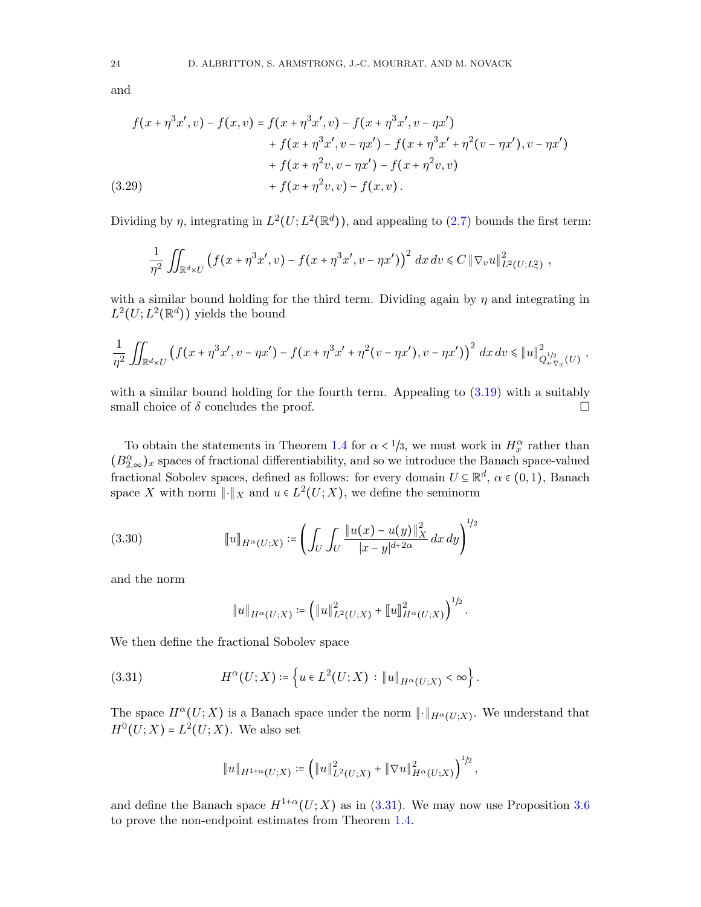and

$$
\begin{aligned}
f(x+\eta^3 x', v) - f(x,v) = \ & f(x+\eta^3 x', v) - f(x+\eta^3 x', v-\eta x') \\
& + f(x+\eta^3 x', v-\eta x') - f(x+\eta^3 x' + \eta^2 (v-\eta x'), v-\eta x') \\
& + f(x+\eta^2 v, v-\eta x') - f(x+\eta^2 v, v) \\
& + f(x+\eta^2 v, v) - f(x,v)\,. 
\end{aligned} \tag{3.29}
$$

Dividing by $\eta$, integrating in $L^2(U; L^2(\mathbb{R}^d))$, and appealing to (2.7) bounds the first term:

$$
\frac{1}{\eta^2} \iint_{\mathbb{R}^d \times U} \left( f(x+\eta^3 x', v) - f(x+\eta^3 x', v-\eta x') \right)^2 \, dx\, dv \leqslant C \left\| \nabla_v u \right\|^2_{L^2(U; L^2_\gamma)} \,,
$$

with a similar bound holding for the third term. Dividing again by $\eta$ and integrating in $L^2(U; L^2(\mathbb{R}^d))$ yields the bound

$$
\frac{1}{\eta^2} \iint_{\mathbb{R}^d \times U} \left( f(x+\eta^3 x', v-\eta x') - f(x+\eta^3 x' + \eta^2 (v-\eta x'), v-\eta x') \right)^2 \, dx\, dv \leqslant \left\| u \right\|^2_{Q^{1/2}_{v\cdot\nabla_x}(U)} \,,
$$

with a similar bound holding for the fourth term. Appealing to (3.19) with a suitably small choice of $\delta$ concludes the proof. $\square$

To obtain the statements in Theorem 1.4 for $\alpha < 1/3$, we must work in $H^\alpha_x$ rather than $(B^\alpha_{2,\infty})_x$ spaces of fractional differentiability, and so we introduce the Banach space-valued fractional Sobolev spaces, defined as follows: for every domain $U \subseteq \mathbb{R}^d$, $\alpha \in (0,1)$, Banach space $X$ with norm $\|\cdot\|_X$ and $u \in L^2(U;X)$, we define the seminorm

$$
[\![ u ]\!]_{H^\alpha(U;X)} := \left( \int_U \int_U \frac{\left\| u(x) - u(y) \right\|_X^2}{|x-y|^{d+2\alpha}} \, dx\, dy \right)^{1/2} \tag{3.30}
$$

and the norm

$$
\left\| u \right\|_{H^\alpha(U;X)} := \left( \left\| u \right\|^2_{L^2(U;X)} + [\![ u ]\!]^2_{H^\alpha(U;X)} \right)^{1/2}.
$$

We then define the fractional Sobolev space

$$
H^\alpha(U;X) := \left\{ u \in L^2(U;X) \,:\, \left\| u \right\|_{H^\alpha(U;X)} < \infty \right\}. \tag{3.31}
$$

The space $H^\alpha(U;X)$ is a Banach space under the norm $\|\cdot\|_{H^\alpha(U;X)}$. We understand that $H^0(U;X) = L^2(U;X)$. We also set

$$
\left\| u \right\|_{H^{1+\alpha}(U;X)} := \left( \left\| u \right\|^2_{L^2(U;X)} + \left\| \nabla u \right\|^2_{H^\alpha(U;X)} \right)^{1/2},
$$

and define the Banach space $H^{1+\alpha}(U;X)$ as in (3.31). We may now use Proposition 3.6 to prove the non-endpoint estimates from Theorem 1.4.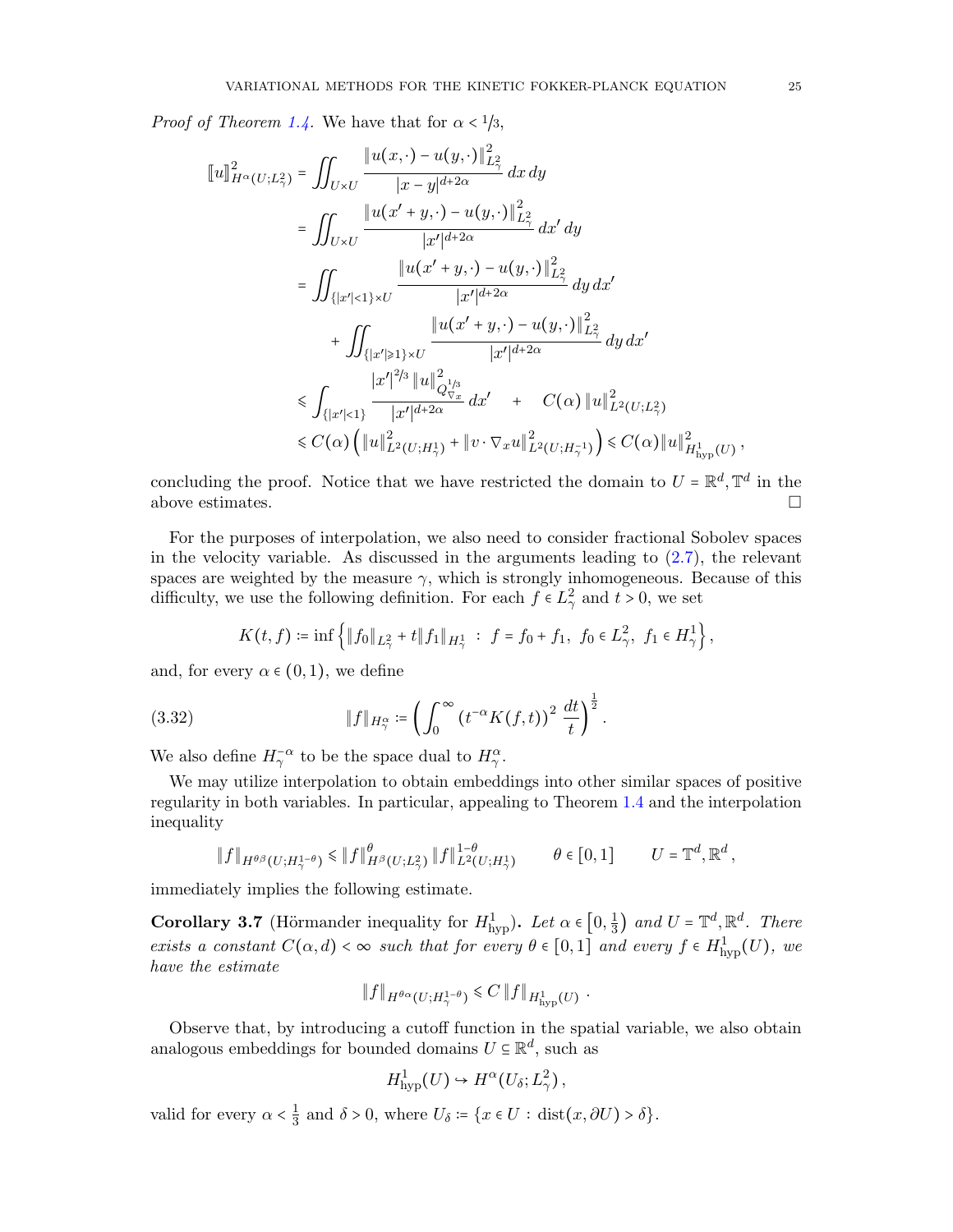*Proof of Theorem 1.4.* We have that for $\alpha < 1/3$,

$$
\begin{aligned}
[\![u]\!]^2_{H^\alpha(U;L^2_\gamma)} &= \iint_{U\times U} \frac{\|u(x,\cdot)-u(y,\cdot)\|^2_{L^2_\gamma}}{|x-y|^{d+2\alpha}}\,dx\,dy \\
&= \iint_{U\times U} \frac{\|u(x'+y,\cdot)-u(y,\cdot)\|^2_{L^2_\gamma}}{|x'|^{d+2\alpha}}\,dx'\,dy \\
&= \iint_{\{|x'|<1\}\times U} \frac{\|u(x'+y,\cdot)-u(y,\cdot)\|^2_{L^2_\gamma}}{|x'|^{d+2\alpha}}\,dy\,dx' \\
&\quad + \iint_{\{|x'|\geqslant 1\}\times U} \frac{\|u(x'+y,\cdot)-u(y,\cdot)\|^2_{L^2_\gamma}}{|x'|^{d+2\alpha}}\,dy\,dx' \\
&\leqslant \int_{\{|x'|<1\}} \frac{|x'|^{2/3}\,\|u\|^2_{Q^{1/3}_{\nabla_x}}}{|x'|^{d+2\alpha}}\,dx' \quad + \quad C(\alpha)\,\|u\|^2_{L^2(U;L^2_\gamma)} \\
&\leqslant C(\alpha)\Big(\|u\|^2_{L^2(U;H^1_\gamma)} + \|v\cdot\nabla_x u\|^2_{L^2(U;H^{-1}_\gamma)}\Big) \leqslant C(\alpha)\|u\|^2_{H^1_{\mathrm{hyp}}(U)}\,,
\end{aligned}
$$

concluding the proof. Notice that we have restricted the domain to $U = \mathbb{R}^d, \mathbb{T}^d$ in the above estimates. $\square$

For the purposes of interpolation, we also need to consider fractional Sobolev spaces in the velocity variable. As discussed in the arguments leading to (2.7), the relevant spaces are weighted by the measure $\gamma$, which is strongly inhomogeneous. Because of this difficulty, we use the following definition. For each $f \in L^2_\gamma$ and $t > 0$, we set

$$
K(t,f) := \inf\left\{ \|f_0\|_{L^2_\gamma} + t\|f_1\|_{H^1_\gamma} \;:\; f = f_0 + f_1,\ f_0 \in L^2_\gamma,\ f_1 \in H^1_\gamma \right\},
$$

and, for every $\alpha \in (0,1)$, we define

$$
\|f\|_{H^\alpha_\gamma} := \left( \int_0^\infty \left(t^{-\alpha} K(f,t)\right)^2 \frac{dt}{t} \right)^{\frac{1}{2}}. \tag{3.32}
$$

We also define $H^{-\alpha}_\gamma$ to be the space dual to $H^\alpha_\gamma$.

We may utilize interpolation to obtain embeddings into other similar spaces of positive regularity in both variables. In particular, appealing to Theorem 1.4 and the interpolation inequality

$$
\|f\|_{H^{\theta\beta}(U;H^{1-\theta}_\gamma)} \leqslant \|f\|^\theta_{H^\beta(U;L^2_\gamma)}\,\|f\|^{1-\theta}_{L^2(U;H^1_\gamma)} \qquad \theta \in [0,1] \qquad U = \mathbb{T}^d, \mathbb{R}^d\,,
$$

immediately implies the following estimate.

**Corollary 3.7** (Hörmander inequality for $H^1_{\mathrm{hyp}}$)**.** *Let $\alpha \in \left[0, \frac{1}{3}\right)$ and $U = \mathbb{T}^d, \mathbb{R}^d$. There exists a constant $C(\alpha, d) < \infty$ such that for every $\theta \in [0,1]$ and every $f \in H^1_{\mathrm{hyp}}(U)$, we have the estimate*

$$
\|f\|_{H^{\theta\alpha}(U;H^{1-\theta}_\gamma)} \leqslant C\,\|f\|_{H^1_{\mathrm{hyp}}(U)}\,.
$$

Observe that, by introducing a cutoff function in the spatial variable, we also obtain analogous embeddings for bounded domains $U \subseteq \mathbb{R}^d$, such as

$$
H^1_{\mathrm{hyp}}(U) \hookrightarrow H^\alpha(U_\delta; L^2_\gamma)\,,
$$

valid for every $\alpha < \frac{1}{3}$ and $\delta > 0$, where $U_\delta := \{x \in U : \operatorname{dist}(x, \partial U) > \delta\}$.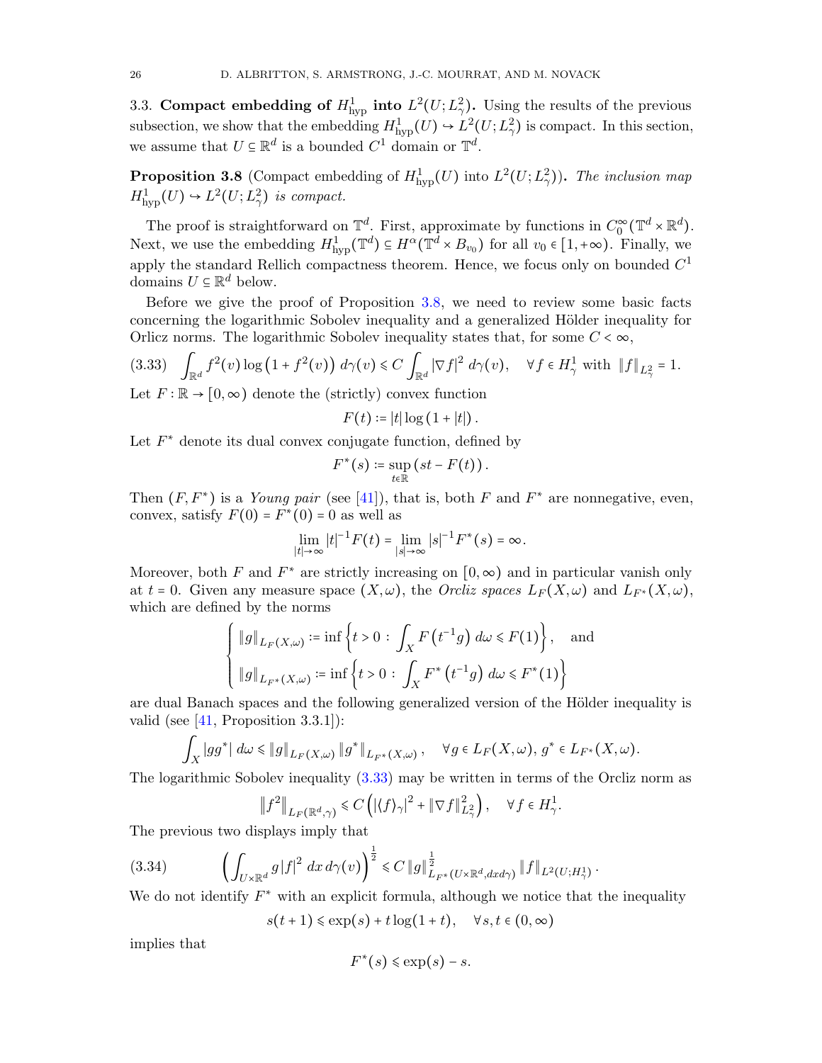### 3.3. Compact embedding of $H^1_{\mathrm{hyp}}$ into $L^2(U;L^2_\gamma)$.

Using the results of the previous subsection, we show that the embedding $H^1_{\mathrm{hyp}}(U) \hookrightarrow L^2(U;L^2_\gamma)$ is compact. In this section, we assume that $U \subseteq \mathbb{R}^d$ is a bounded $C^1$ domain or $\mathbb{T}^d$.

**Proposition 3.8** (Compact embedding of $H^1_{\mathrm{hyp}}(U)$ into $L^2(U;L^2_\gamma)$)**.** *The inclusion map $H^1_{\mathrm{hyp}}(U) \hookrightarrow L^2(U;L^2_\gamma)$ is compact.*

The proof is straightforward on $\mathbb{T}^d$. First, approximate by functions in $C^\infty_0(\mathbb{T}^d \times \mathbb{R}^d)$. Next, we use the embedding $H^1_{\mathrm{hyp}}(\mathbb{T}^d) \subseteq H^\alpha(\mathbb{T}^d \times B_{v_0})$ for all $v_0 \in [1,+\infty)$. Finally, we apply the standard Rellich compactness theorem. Hence, we focus only on bounded $C^1$ domains $U \subseteq \mathbb{R}^d$ below.

Before we give the proof of Proposition 3.8, we need to review some basic facts concerning the logarithmic Sobolev inequality and a generalized Hölder inequality for Orlicz norms. The logarithmic Sobolev inequality states that, for some $C < \infty$,

$$\int_{\mathbb{R}^d} f^2(v)\log\left(1+f^2(v)\right)\,d\gamma(v) \leqslant C\int_{\mathbb{R}^d} |\nabla f|^2\,d\gamma(v), \quad \forall f \in H^1_\gamma \text{ with } \|f\|_{L^2_\gamma} = 1. \tag{3.33}$$

Let $F:\mathbb{R}\to[0,\infty)$ denote the (strictly) convex function

$$F(t) := |t|\log\left(1+|t|\right).$$

Let $F^*$ denote its dual convex conjugate function, defined by

$$F^*(s) := \sup_{t\in\mathbb{R}}\left(st - F(t)\right).$$

Then $(F,F^*)$ is a *Young pair* (see [41]), that is, both $F$ and $F^*$ are nonnegative, even, convex, satisfy $F(0) = F^*(0) = 0$ as well as

$$\lim_{|t|\to\infty}|t|^{-1}F(t) = \lim_{|s|\to\infty}|s|^{-1}F^*(s) = \infty.$$

Moreover, both $F$ and $F^*$ are strictly increasing on $[0,\infty)$ and in particular vanish only at $t=0$. Given any measure space $(X,\omega)$, the *Orcliz spaces* $L_F(X,\omega)$ and $L_{F^*}(X,\omega)$, which are defined by the norms

$$\begin{cases} \|g\|_{L_F(X,\omega)} := \inf\left\{t>0\,:\,\int_X F\left(t^{-1}g\right)\,d\omega \leqslant F(1)\right\}, \quad \text{and} \\ \|g\|_{L_{F^*}(X,\omega)} := \inf\left\{t>0\,:\,\int_X F^*\left(t^{-1}g\right)\,d\omega \leqslant F^*(1)\right\} \end{cases}$$

are dual Banach spaces and the following generalized version of the Hölder inequality is valid (see [41, Proposition 3.3.1]):

$$\int_X |gg^*|\,d\omega \leqslant \|g\|_{L_F(X,\omega)}\|g^*\|_{L_{F^*}(X,\omega)}, \quad \forall g \in L_F(X,\omega),\, g^* \in L_{F^*}(X,\omega).$$

The logarithmic Sobolev inequality (3.33) may be written in terms of the Orcliz norm as

$$\left\|f^2\right\|_{L_F(\mathbb{R}^d,\gamma)} \leqslant C\left(|\langle f\rangle_\gamma|^2 + \|\nabla f\|^2_{L^2_\gamma}\right), \quad \forall f \in H^1_\gamma.$$

The previous two displays imply that

$$\left(\int_{U\times\mathbb{R}^d} g|f|^2\,dx\,d\gamma(v)\right)^{\frac{1}{2}} \leqslant C\|g\|^{\frac{1}{2}}_{L_{F^*}(U\times\mathbb{R}^d,dxd\gamma)}\|f\|_{L^2(U;H^1_\gamma)}. \tag{3.34}$$

We do not identify $F^*$ with an explicit formula, although we notice that the inequality

$$s(t+1) \leqslant \exp(s) + t\log(1+t), \quad \forall s,t \in (0,\infty)$$

implies that

$$F^*(s) \leqslant \exp(s) - s.$$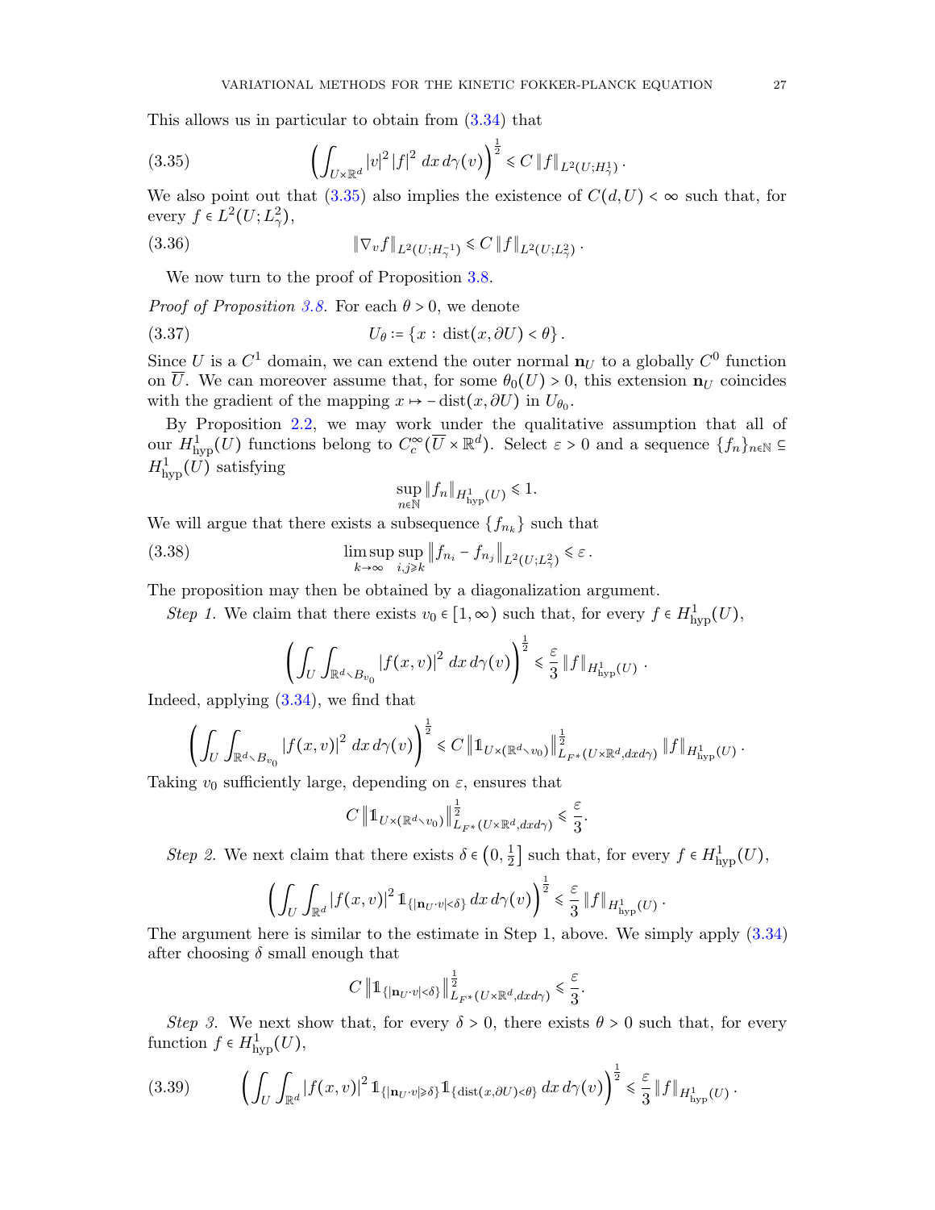This allows us in particular to obtain from (3.34) that

$$\left( \int_{U \times \mathbb{R}^d} |v|^2 |f|^2 \, dx \, d\gamma(v) \right)^{\frac{1}{2}} \leqslant C \|f\|_{L^2(U; H^1_\gamma)} . \tag{3.35}$$

We also point out that (3.35) also implies the existence of $C(d, U) < \infty$ such that, for every $f \in L^2(U; L^2_\gamma)$,

$$\|\nabla_v f\|_{L^2(U; H^{-1}_\gamma)} \leqslant C \|f\|_{L^2(U; L^2_\gamma)} . \tag{3.36}$$

We now turn to the proof of Proposition 3.8.

*Proof of Proposition 3.8.* For each $\theta > 0$, we denote

$$U_\theta := \{ x : \operatorname{dist}(x, \partial U) < \theta \} . \tag{3.37}$$

Since $U$ is a $C^1$ domain, we can extend the outer normal $\mathbf{n}_U$ to a globally $C^0$ function on $\overline{U}$. We can moreover assume that, for some $\theta_0(U) > 0$, this extension $\mathbf{n}_U$ coincides with the gradient of the mapping $x \mapsto -\operatorname{dist}(x, \partial U)$ in $U_{\theta_0}$.

By Proposition 2.2, we may work under the qualitative assumption that all of our $H^1_{\mathrm{hyp}}(U)$ functions belong to $C^\infty_c(\overline{U} \times \mathbb{R}^d)$. Select $\varepsilon > 0$ and a sequence $\{f_n\}_{n \in \mathbb{N}} \subseteq H^1_{\mathrm{hyp}}(U)$ satisfying

$$\sup_{n \in \mathbb{N}} \|f_n\|_{H^1_{\mathrm{hyp}}(U)} \leqslant 1.$$

We will argue that there exists a subsequence $\{f_{n_k}\}$ such that

$$\limsup_{k \to \infty} \sup_{i,j \geqslant k} \left\| f_{n_i} - f_{n_j} \right\|_{L^2(U; L^2_\gamma)} \leqslant \varepsilon . \tag{3.38}$$

The proposition may then be obtained by a diagonalization argument.

*Step 1.* We claim that there exists $v_0 \in [1, \infty)$ such that, for every $f \in H^1_{\mathrm{hyp}}(U)$,

$$\left( \int_U \int_{\mathbb{R}^d \setminus B_{v_0}} |f(x,v)|^2 \, dx \, d\gamma(v) \right)^{\frac{1}{2}} \leqslant \frac{\varepsilon}{3} \|f\|_{H^1_{\mathrm{hyp}}(U)} .$$

Indeed, applying (3.34), we find that

$$\left( \int_U \int_{\mathbb{R}^d \setminus B_{v_0}} |f(x,v)|^2 \, dx \, d\gamma(v) \right)^{\frac{1}{2}} \leqslant C \left\| \mathbb{1}_{U \times (\mathbb{R}^d \setminus v_0)} \right\|^{\frac{1}{2}}_{L_{F^*}(U \times \mathbb{R}^d, dx d\gamma)} \|f\|_{H^1_{\mathrm{hyp}}(U)} .$$

Taking $v_0$ sufficiently large, depending on $\varepsilon$, ensures that

$$C \left\| \mathbb{1}_{U \times (\mathbb{R}^d \setminus v_0)} \right\|^{\frac{1}{2}}_{L_{F^*}(U \times \mathbb{R}^d, dx d\gamma)} \leqslant \frac{\varepsilon}{3}.$$

*Step 2.* We next claim that there exists $\delta \in \left(0, \frac{1}{2}\right]$ such that, for every $f \in H^1_{\mathrm{hyp}}(U)$,

$$\left( \int_U \int_{\mathbb{R}^d} |f(x,v)|^2 \mathbb{1}_{\{|\mathbf{n}_U \cdot v| < \delta\}} \, dx \, d\gamma(v) \right)^{\frac{1}{2}} \leqslant \frac{\varepsilon}{3} \|f\|_{H^1_{\mathrm{hyp}}(U)} .$$

The argument here is similar to the estimate in Step 1, above. We simply apply (3.34) after choosing $\delta$ small enough that

$$C \left\| \mathbb{1}_{\{|\mathbf{n}_U \cdot v| < \delta\}} \right\|^{\frac{1}{2}}_{L_{F^*}(U \times \mathbb{R}^d, dx d\gamma)} \leqslant \frac{\varepsilon}{3}.$$

*Step 3.* We next show that, for every $\delta > 0$, there exists $\theta > 0$ such that, for every function $f \in H^1_{\mathrm{hyp}}(U)$,

$$\left( \int_U \int_{\mathbb{R}^d} |f(x,v)|^2 \mathbb{1}_{\{|\mathbf{n}_U \cdot v| \geqslant \delta\}} \mathbb{1}_{\{\operatorname{dist}(x, \partial U) < \theta\}} \, dx \, d\gamma(v) \right)^{\frac{1}{2}} \leqslant \frac{\varepsilon}{3} \|f\|_{H^1_{\mathrm{hyp}}(U)} . \tag{3.39}$$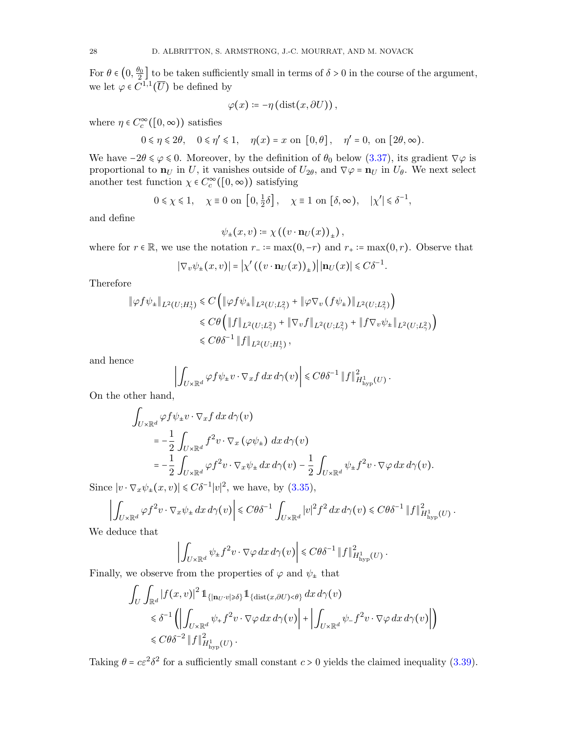For $\theta \in \left(0, \frac{\theta_0}{2}\right]$ to be taken sufficiently small in terms of $\delta > 0$ in the course of the argument, we let $\varphi \in C^{1,1}(\overline{U})$ be defined by

$$
\varphi(x) := -\eta\left(\operatorname{dist}(x, \partial U)\right),
$$

where $\eta \in C_c^\infty([0,\infty))$ satisfies

$$
0 \leqslant \eta \leqslant 2\theta, \quad 0 \leqslant \eta' \leqslant 1, \quad \eta(x) = x \text{ on } [0,\theta], \quad \eta' = 0, \text{ on } [2\theta, \infty).
$$

We have $-2\theta \leqslant \varphi \leqslant 0$. Moreover, by the definition of $\theta_0$ below (3.37), its gradient $\nabla\varphi$ is proportional to $\mathbf{n}_U$ in $U$, it vanishes outside of $U_{2\theta}$, and $\nabla\varphi = \mathbf{n}_U$ in $U_\theta$. We next select another test function $\chi \in C_c^\infty([0,\infty))$ satisfying

$$
0 \leqslant \chi \leqslant 1, \quad \chi \equiv 0 \text{ on } \left[0, \tfrac{1}{2}\delta\right], \quad \chi \equiv 1 \text{ on } [\delta, \infty), \quad |\chi'| \leqslant \delta^{-1},
$$

and define

$$
\psi_\pm(x,v) := \chi\left((v \cdot \mathbf{n}_U(x))_\pm\right),
$$

where for $r \in \mathbb{R}$, we use the notation $r_- := \max(0,-r)$ and $r_+ := \max(0,r)$. Observe that

$$
|\nabla_v \psi_\pm(x,v)| = \left|\chi'\left((v\cdot \mathbf{n}_U(x))_\pm\right)\right| |\mathbf{n}_U(x)| \leqslant C\delta^{-1}.
$$

Therefore

$$
\begin{aligned}
\|\varphi f \psi_\pm\|_{L^2(U;H^1_\gamma)} &\leqslant C\left(\|\varphi f\psi_\pm\|_{L^2(U;L^2_\gamma)} + \|\varphi \nabla_v (f\psi_\pm)\|_{L^2(U;L^2_\gamma)}\right) \\
&\leqslant C\theta\left(\|f\|_{L^2(U;L^2_\gamma)} + \|\nabla_v f\|_{L^2(U;L^2_\gamma)} + \|f\nabla_v \psi_\pm\|_{L^2(U;L^2_\gamma)}\right) \\
&\leqslant C\theta\delta^{-1}\|f\|_{L^2(U;H^1_\gamma)},
\end{aligned}
$$

and hence

$$
\left|\int_{U\times\mathbb{R}^d} \varphi f \psi_\pm v\cdot\nabla_x f\,dx\,d\gamma(v)\right| \leqslant C\theta\delta^{-1}\|f\|^2_{H^1_{\mathrm{hyp}}(U)}.
$$

On the other hand,

$$
\begin{aligned}
&\int_{U\times\mathbb{R}^d} \varphi f\psi_\pm v\cdot\nabla_x f\,dx\,d\gamma(v) \\
&\quad = -\frac{1}{2}\int_{U\times\mathbb{R}^d} f^2 v\cdot\nabla_x(\varphi\psi_\pm)\,dx\,d\gamma(v) \\
&\quad = -\frac{1}{2}\int_{U\times\mathbb{R}^d} \varphi f^2 v\cdot\nabla_x\psi_\pm\,dx\,d\gamma(v) - \frac{1}{2}\int_{U\times\mathbb{R}^d}\psi_\pm f^2 v\cdot\nabla\varphi\,dx\,d\gamma(v).
\end{aligned}
$$

Since $|v\cdot\nabla_x\psi_\pm(x,v)| \leqslant C\delta^{-1}|v|^2$, we have, by (3.35),

$$
\left|\int_{U\times\mathbb{R}^d}\varphi f^2 v\cdot\nabla_x\psi_\pm\,dx\,d\gamma(v)\right| \leqslant C\theta\delta^{-1}\int_{U\times\mathbb{R}^d}|v|^2 f^2\,dx\,d\gamma(v) \leqslant C\theta\delta^{-1}\|f\|^2_{H^1_{\mathrm{hyp}}(U)}.
$$

We deduce that

$$
\left|\int_{U\times\mathbb{R}^d}\psi_\pm f^2 v\cdot\nabla\varphi\,dx\,d\gamma(v)\right| \leqslant C\theta\delta^{-1}\|f\|^2_{H^1_{\mathrm{hyp}}(U)}.
$$

Finally, we observe from the properties of $\varphi$ and $\psi_\pm$ that

$$
\begin{aligned}
&\int_U\int_{\mathbb{R}^d}|f(x,v)|^2\mathbb{1}_{\{|\mathbf{n}_U\cdot v|\geqslant\delta\}}\mathbb{1}_{\{\operatorname{dist}(x,\partial U)<\theta\}}\,dx\,d\gamma(v) \\
&\quad\leqslant \delta^{-1}\left(\left|\int_{U\times\mathbb{R}^d}\psi_+ f^2 v\cdot\nabla\varphi\,dx\,d\gamma(v)\right| + \left|\int_{U\times\mathbb{R}^d}\psi_- f^2 v\cdot\nabla\varphi\,dx\,d\gamma(v)\right|\right) \\
&\quad\leqslant C\theta\delta^{-2}\|f\|^2_{H^1_{\mathrm{hyp}}(U)}.
\end{aligned}
$$

Taking $\theta = c\varepsilon^2\delta^2$ for a sufficiently small constant $c > 0$ yields the claimed inequality (3.39).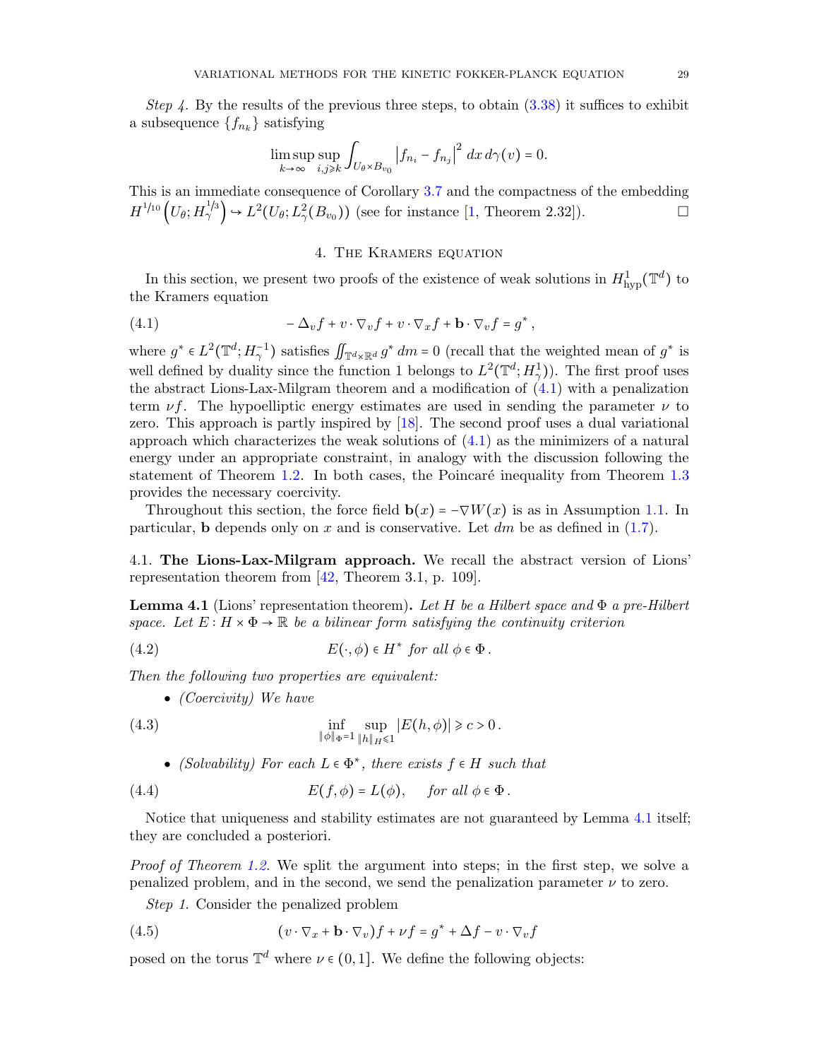*Step 4.* By the results of the previous three steps, to obtain (3.38) it suffices to exhibit a subsequence $\{f_{n_k}\}$ satisfying

$$\limsup_{k\to\infty} \sup_{i,j\geqslant k} \int_{U_\theta\times B_{v_0}} \left|f_{n_i} - f_{n_j}\right|^2 \, dx\, d\gamma(v) = 0.$$

This is an immediate consequence of Corollary 3.7 and the compactness of the embedding $H^{1/10}\left(U_\theta; H^{1/3}_\gamma\right) \hookrightarrow L^2(U_\theta; L^2_\gamma(B_{v_0}))$ (see for instance [1, Theorem 2.32]). □

## 4. The Kramers equation

In this section, we present two proofs of the existence of weak solutions in $H^1_{\mathrm{hyp}}(\mathbb{T}^d)$ to the Kramers equation

$$-\Delta_v f + v\cdot\nabla_v f + v\cdot\nabla_x f + \mathbf{b}\cdot\nabla_v f = g^*\,, \tag{4.1}$$

where $g^* \in L^2(\mathbb{T}^d; H^{-1}_\gamma)$ satisfies $\iint_{\mathbb{T}^d\times\mathbb{R}^d} g^*\, dm = 0$ (recall that the weighted mean of $g^*$ is well defined by duality since the function 1 belongs to $L^2(\mathbb{T}^d; H^1_\gamma)$). The first proof uses the abstract Lions-Lax-Milgram theorem and a modification of (4.1) with a penalization term $\nu f$. The hypoelliptic energy estimates are used in sending the parameter $\nu$ to zero. This approach is partly inspired by [18]. The second proof uses a dual variational approach which characterizes the weak solutions of (4.1) as the minimizers of a natural energy under an appropriate constraint, in analogy with the discussion following the statement of Theorem 1.2. In both cases, the Poincaré inequality from Theorem 1.3 provides the necessary coercivity.

Throughout this section, the force field $\mathbf{b}(x) = -\nabla W(x)$ is as in Assumption 1.1. In particular, $\mathbf{b}$ depends only on $x$ and is conservative. Let $dm$ be as defined in (1.7).

### 4.1. The Lions-Lax-Milgram approach.

We recall the abstract version of Lions' representation theorem from [42, Theorem 3.1, p. 109].

**Lemma 4.1** (Lions' representation theorem)**.** *Let $H$ be a Hilbert space and $\Phi$ a pre-Hilbert space. Let $E : H\times\Phi\to\mathbb{R}$ be a bilinear form satisfying the continuity criterion*

$$E(\cdot,\phi)\in H^* \text{ for all } \phi\in\Phi\,. \tag{4.2}$$

*Then the following two properties are equivalent:*

- *(Coercivity) We have*

$$\inf_{\|\phi\|_\Phi=1}\ \sup_{\|h\|_H\leqslant 1} |E(h,\phi)| \geqslant c > 0\,. \tag{4.3}$$

- *(Solvability) For each $L\in\Phi^*$, there exists $f\in H$ such that*

$$E(f,\phi) = L(\phi), \qquad \text{for all } \phi\in\Phi\,. \tag{4.4}$$

Notice that uniqueness and stability estimates are not guaranteed by Lemma 4.1 itself; they are concluded a posteriori.

*Proof of Theorem 1.2.* We split the argument into steps; in the first step, we solve a penalized problem, and in the second, we send the penalization parameter $\nu$ to zero.

*Step 1.* Consider the penalized problem

$$(v\cdot\nabla_x + \mathbf{b}\cdot\nabla_v) f + \nu f = g^* + \Delta f - v\cdot\nabla_v f \tag{4.5}$$

posed on the torus $\mathbb{T}^d$ where $\nu\in(0,1]$. We define the following objects: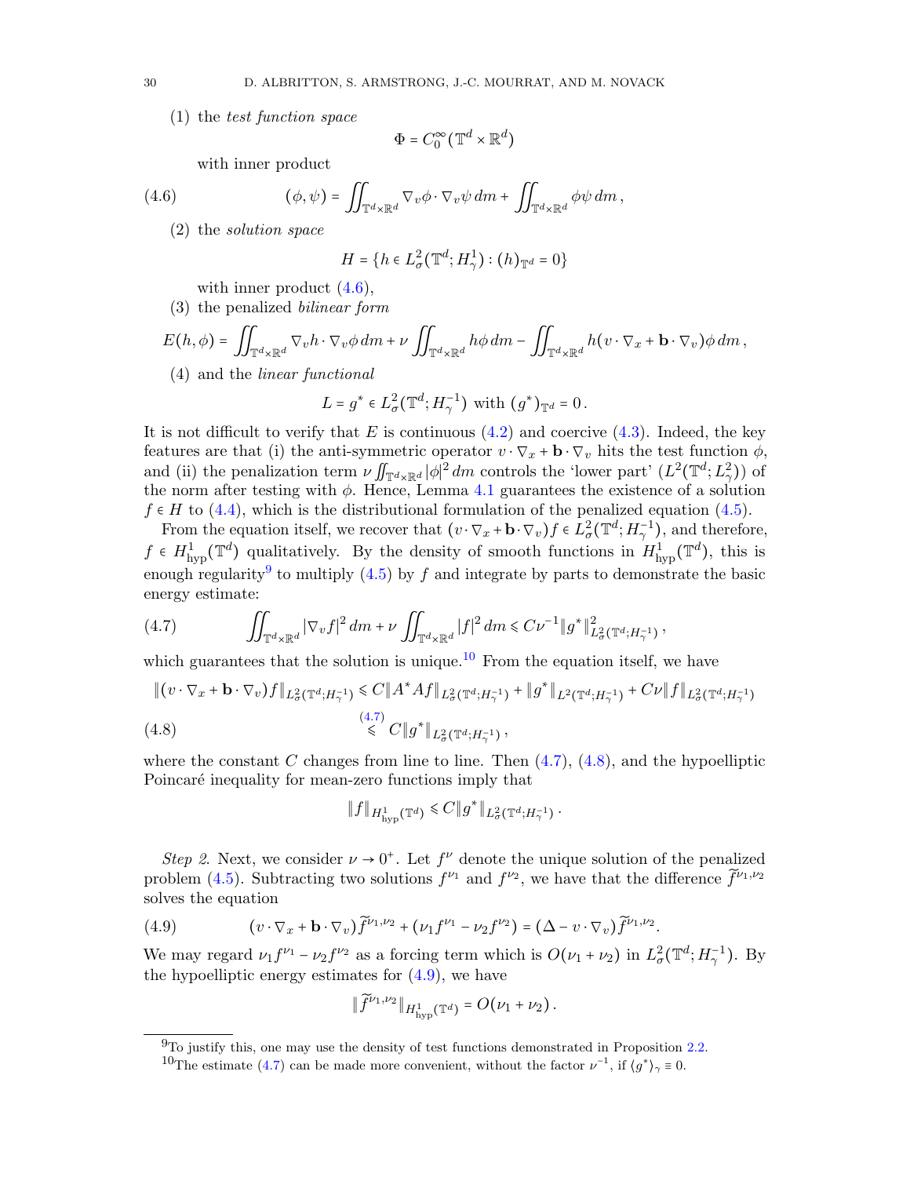(1) the *test function space*

$$\Phi = C_0^\infty(\mathbb{T}^d \times \mathbb{R}^d)$$

with inner product

$$(\phi, \psi) = \iint_{\mathbb{T}^d\times\mathbb{R}^d} \nabla_v \phi \cdot \nabla_v \psi \, dm + \iint_{\mathbb{T}^d\times\mathbb{R}^d} \phi \psi \, dm \,, \tag{4.6}$$

(2) the *solution space*

$$H = \{ h \in L^2_\sigma(\mathbb{T}^d; H^1_\gamma) : (h)_{\mathbb{T}^d} = 0 \}$$

with inner product (4.6),

(3) the penalized *bilinear form*

$$E(h,\phi) = \iint_{\mathbb{T}^d\times\mathbb{R}^d} \nabla_v h \cdot \nabla_v \phi \, dm + \nu \iint_{\mathbb{T}^d\times\mathbb{R}^d} h\phi \, dm - \iint_{\mathbb{T}^d\times\mathbb{R}^d} h(v\cdot\nabla_x + \mathbf{b}\cdot\nabla_v)\phi \, dm \,,$$

(4) and the *linear functional*

$$L = g^* \in L^2_\sigma(\mathbb{T}^d; H^{-1}_\gamma) \text{ with } (g^*)_{\mathbb{T}^d} = 0 \,.$$

It is not difficult to verify that $E$ is continuous (4.2) and coercive (4.3). Indeed, the key features are that (i) the anti-symmetric operator $v\cdot\nabla_x + \mathbf{b}\cdot\nabla_v$ hits the test function $\phi$, and (ii) the penalization term $\nu \iint_{\mathbb{T}^d\times\mathbb{R}^d} |\phi|^2 \, dm$ controls the 'lower part' ($L^2(\mathbb{T}^d; L^2_\gamma)$) of the norm after testing with $\phi$. Hence, Lemma 4.1 guarantees the existence of a solution $f \in H$ to (4.4), which is the distributional formulation of the penalized equation (4.5).

From the equation itself, we recover that $(v\cdot\nabla_x + \mathbf{b}\cdot\nabla_v) f \in L^2_\sigma(\mathbb{T}^d; H^{-1}_\gamma)$, and therefore, $f \in H^1_{\mathrm{hyp}}(\mathbb{T}^d)$ qualitatively. By the density of smooth functions in $H^1_{\mathrm{hyp}}(\mathbb{T}^d)$, this is enough regularity[9] to multiply (4.5) by $f$ and integrate by parts to demonstrate the basic energy estimate:

$$\iint_{\mathbb{T}^d\times\mathbb{R}^d} |\nabla_v f|^2 \, dm + \nu \iint_{\mathbb{T}^d\times\mathbb{R}^d} |f|^2 \, dm \leqslant C\nu^{-1} \| g^* \|^2_{L^2_\sigma(\mathbb{T}^d; H^{-1}_\gamma)} \,, \tag{4.7}$$

which guarantees that the solution is unique.[10] From the equation itself, we have

$$\begin{aligned} \|(v\cdot\nabla_x + \mathbf{b}\cdot\nabla_v) f\|_{L^2_\sigma(\mathbb{T}^d;H^{-1}_\gamma)} &\leqslant C \|A^*Af\|_{L^2_\sigma(\mathbb{T}^d;H^{-1}_\gamma)} + \|g^*\|_{L^2(\mathbb{T}^d;H^{-1}_\gamma)} + C\nu \|f\|_{L^2_\sigma(\mathbb{T}^d;H^{-1}_\gamma)} \\ &\overset{(4.7)}{\leqslant} C \|g^*\|_{L^2_\sigma(\mathbb{T}^d;H^{-1}_\gamma)} \,, \end{aligned} \tag{4.8}$$

where the constant $C$ changes from line to line. Then (4.7), (4.8), and the hypoelliptic Poincaré inequality for mean-zero functions imply that

$$\|f\|_{H^1_{\mathrm{hyp}}(\mathbb{T}^d)} \leqslant C \|g^*\|_{L^2_\sigma(\mathbb{T}^d;H^{-1}_\gamma)} \,.$$

*Step 2.* Next, we consider $\nu \to 0^+$. Let $f^\nu$ denote the unique solution of the penalized problem (4.5). Subtracting two solutions $f^{\nu_1}$ and $f^{\nu_2}$, we have that the difference $\widetilde{f}^{\nu_1,\nu_2}$ solves the equation

$$(v\cdot\nabla_x + \mathbf{b}\cdot\nabla_v)\widetilde{f}^{\nu_1,\nu_2} + (\nu_1 f^{\nu_1} - \nu_2 f^{\nu_2}) = (\Delta - v\cdot\nabla_v)\widetilde{f}^{\nu_1,\nu_2}. \tag{4.9}$$

We may regard $\nu_1 f^{\nu_1} - \nu_2 f^{\nu_2}$ as a forcing term which is $O(\nu_1 + \nu_2)$ in $L^2_\sigma(\mathbb{T}^d; H^{-1}_\gamma)$. By the hypoelliptic energy estimates for (4.9), we have

$$\|\widetilde{f}^{\nu_1,\nu_2}\|_{H^1_{\mathrm{hyp}}(\mathbb{T}^d)} = O(\nu_1 + \nu_2) \,.$$

---

[9] To justify this, one may use the density of test functions demonstrated in Proposition 2.2.

[10] The estimate (4.7) can be made more convenient, without the factor $\nu^{-1}$, if $\langle g^* \rangle_\gamma \equiv 0$.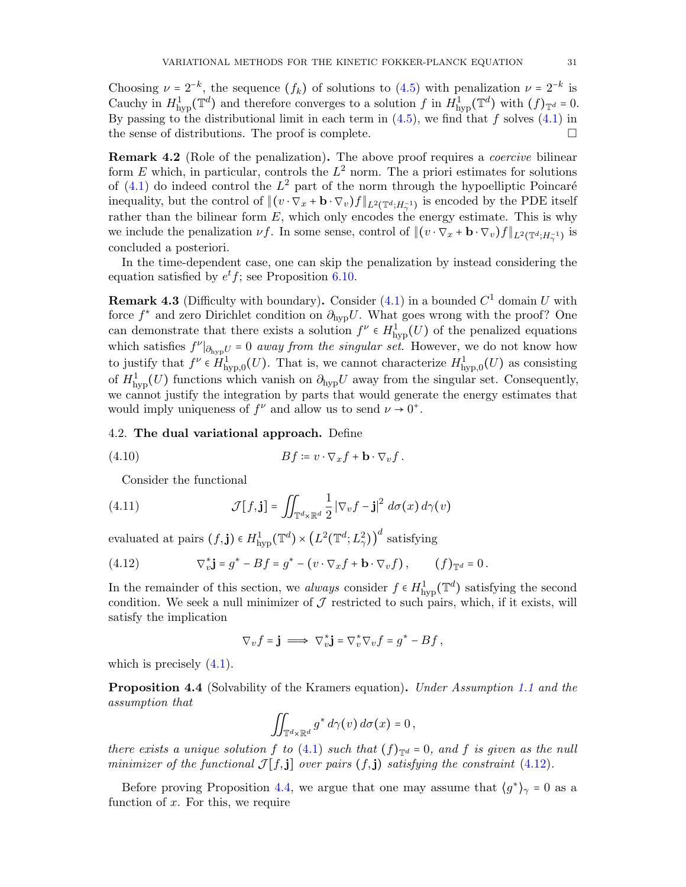Choosing $\nu = 2^{-k}$, the sequence $(f_k)$ of solutions to (4.5) with penalization $\nu = 2^{-k}$ is Cauchy in $H^1_{\mathrm{hyp}}(\mathbb{T}^d)$ and therefore converges to a solution $f$ in $H^1_{\mathrm{hyp}}(\mathbb{T}^d)$ with $(f)_{\mathbb{T}^d} = 0$. By passing to the distributional limit in each term in (4.5), we find that $f$ solves (4.1) in the sense of distributions. The proof is complete. □

**Remark 4.2** (Role of the penalization)**.** The above proof requires a *coercive* bilinear form $E$ which, in particular, controls the $L^2$ norm. The a priori estimates for solutions of (4.1) do indeed control the $L^2$ part of the norm through the hypoelliptic Poincaré inequality, but the control of $\|(v \cdot \nabla_x + \mathbf{b} \cdot \nabla_v) f\|_{L^2(\mathbb{T}^d; H^{-1}_\gamma)}$ is encoded by the PDE itself rather than the bilinear form $E$, which only encodes the energy estimate. This is why we include the penalization $\nu f$. In some sense, control of $\|(v \cdot \nabla_x + \mathbf{b} \cdot \nabla_v) f\|_{L^2(\mathbb{T}^d; H^{-1}_\gamma)}$ is concluded a posteriori.

In the time-dependent case, one can skip the penalization by instead considering the equation satisfied by $e^t f$; see Proposition 6.10.

**Remark 4.3** (Difficulty with boundary)**.** Consider (4.1) in a bounded $C^1$ domain $U$ with force $f^*$ and zero Dirichlet condition on $\partial_{\mathrm{hyp}} U$. What goes wrong with the proof? One can demonstrate that there exists a solution $f^\nu \in H^1_{\mathrm{hyp}}(U)$ of the penalized equations which satisfies $f^\nu|_{\partial_{\mathrm{hyp}} U} = 0$ *away from the singular set*. However, we do not know how to justify that $f^\nu \in H^1_{\mathrm{hyp},0}(U)$. That is, we cannot characterize $H^1_{\mathrm{hyp},0}(U)$ as consisting of $H^1_{\mathrm{hyp}}(U)$ functions which vanish on $\partial_{\mathrm{hyp}} U$ away from the singular set. Consequently, we cannot justify the integration by parts that would generate the energy estimates that would imply uniqueness of $f^\nu$ and allow us to send $\nu \to 0^+$.

### 4.2. The dual variational approach.

Define

$$Bf \coloneqq v \cdot \nabla_x f + \mathbf{b} \cdot \nabla_v f \,. \tag{4.10}$$

Consider the functional

$$\mathcal{J}[f, \mathbf{j}] = \iint_{\mathbb{T}^d \times \mathbb{R}^d} \frac{1}{2} \left|\nabla_v f - \mathbf{j}\right|^2 \, d\sigma(x) \, d\gamma(v) \tag{4.11}$$

evaluated at pairs $(f, \mathbf{j}) \in H^1_{\mathrm{hyp}}(\mathbb{T}^d) \times \left(L^2(\mathbb{T}^d; L^2_\gamma)\right)^d$ satisfying

$$\nabla_v^* \mathbf{j} = g^* - Bf = g^* - (v \cdot \nabla_x f + \mathbf{b} \cdot \nabla_v f) \,, \qquad (f)_{\mathbb{T}^d} = 0 \,. \tag{4.12}$$

In the remainder of this section, we *always* consider $f \in H^1_{\mathrm{hyp}}(\mathbb{T}^d)$ satisfying the second condition. We seek a null minimizer of $\mathcal{J}$ restricted to such pairs, which, if it exists, will satisfy the implication

$$\nabla_v f = \mathbf{j} \implies \nabla_v^* \mathbf{j} = \nabla_v^* \nabla_v f = g^* - Bf \,,$$

which is precisely (4.1).

**Proposition 4.4** (Solvability of the Kramers equation)**.** *Under Assumption 1.1 and the assumption that*

$$\iint_{\mathbb{T}^d \times \mathbb{R}^d} g^* \, d\gamma(v) \, d\sigma(x) = 0 \,,$$

*there exists a unique solution $f$ to (4.1) such that $(f)_{\mathbb{T}^d} = 0$, and $f$ is given as the null minimizer of the functional $\mathcal{J}[f, \mathbf{j}]$ over pairs $(f, \mathbf{j})$ satisfying the constraint (4.12).*

Before proving Proposition 4.4, we argue that one may assume that $\langle g^* \rangle_\gamma = 0$ as a function of $x$. For this, we require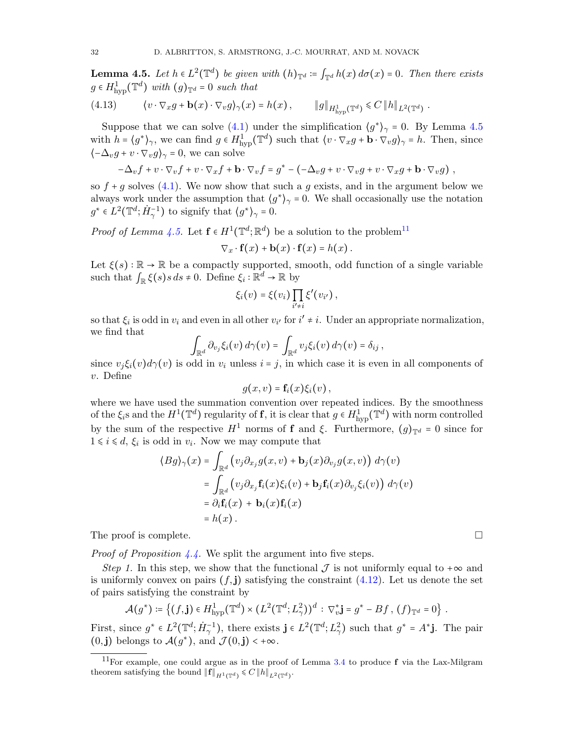**Lemma 4.5.** *Let $h \in L^2(\mathbb{T}^d)$ be given with $(h)_{\mathbb{T}^d} := \int_{\mathbb{T}^d} h(x)\, d\sigma(x) = 0$. Then there exists $g \in H^1_{\mathrm{hyp}}(\mathbb{T}^d)$ with $(g)_{\mathbb{T}^d} = 0$ such that*

$$\langle v \cdot \nabla_x g + \mathbf{b}(x) \cdot \nabla_v g \rangle_\gamma(x) = h(x)\,, \qquad \|g\|_{H^1_{\mathrm{hyp}}(\mathbb{T}^d)} \leqslant C \|h\|_{L^2(\mathbb{T}^d)}\,. \tag{4.13}$$

Suppose that we can solve (4.1) under the simplification $\langle g^* \rangle_\gamma = 0$. By Lemma 4.5 with $h = \langle g^* \rangle_\gamma$, we can find $g \in H^1_{\mathrm{hyp}}(\mathbb{T}^d)$ such that $\langle v \cdot \nabla_x g + \mathbf{b} \cdot \nabla_v g \rangle_\gamma = h$. Then, since $\langle -\Delta_v g + v \cdot \nabla_v g \rangle_\gamma = 0$, we can solve

$$-\Delta_v f + v \cdot \nabla_v f + v \cdot \nabla_x f + \mathbf{b} \cdot \nabla_v f = g^* - (-\Delta_v g + v \cdot \nabla_v g + v \cdot \nabla_x g + \mathbf{b} \cdot \nabla_v g)\,,$$

so $f + g$ solves (4.1). We now show that such a $g$ exists, and in the argument below we always work under the assumption that $\langle g^* \rangle_\gamma = 0$. We shall occasionally use the notation $g^* \in L^2(\mathbb{T}^d; \dot{H}^{-1}_\gamma)$ to signify that $\langle g^* \rangle_\gamma = 0$.

*Proof of Lemma 4.5.* Let $\mathbf{f} \in H^1(\mathbb{T}^d; \mathbb{R}^d)$ be a solution to the problem[11]

$$\nabla_x \cdot \mathbf{f}(x) + \mathbf{b}(x) \cdot \mathbf{f}(x) = h(x)\,.$$

Let $\xi(s) : \mathbb{R} \to \mathbb{R}$ be a compactly supported, smooth, odd function of a single variable such that $\int_{\mathbb{R}} \xi(s) s \, ds \neq 0$. Define $\xi_i : \mathbb{R}^d \to \mathbb{R}$ by

$$\xi_i(v) = \xi(v_i) \prod_{i' \neq i} \xi'(v_{i'})\,,$$

so that $\xi_i$ is odd in $v_i$ and even in all other $v_{i'}$ for $i' \neq i$. Under an appropriate normalization, we find that

$$\int_{\mathbb{R}^d} \partial_{v_j} \xi_i(v) \, d\gamma(v) = \int_{\mathbb{R}^d} v_j \xi_i(v) \, d\gamma(v) = \delta_{ij}\,,$$

since $v_j \xi_i(v) d\gamma(v)$ is odd in $v_i$ unless $i = j$, in which case it is even in all components of $v$. Define

$$g(x,v) = \mathbf{f}_i(x) \xi_i(v)\,,$$

where we have used the summation convention over repeated indices. By the smoothness of the $\xi_i$s and the $H^1(\mathbb{T}^d)$ regularity of $\mathbf{f}$, it is clear that $g \in H^1_{\mathrm{hyp}}(\mathbb{T}^d)$ with norm controlled by the sum of the respective $H^1$ norms of $\mathbf{f}$ and $\xi$. Furthermore, $(g)_{\mathbb{T}^d} = 0$ since for $1 \leqslant i \leqslant d$, $\xi_i$ is odd in $v_i$. Now we may compute that

$$\begin{aligned}
\langle Bg \rangle_\gamma(x) &= \int_{\mathbb{R}^d} \left( v_j \partial_{x_j} g(x,v) + \mathbf{b}_j(x) \partial_{v_j} g(x,v) \right) d\gamma(v) \\
&= \int_{\mathbb{R}^d} \left( v_j \partial_{x_j} \mathbf{f}_i(x) \xi_i(v) + \mathbf{b}_j \mathbf{f}_i(x) \partial_{v_j} \xi_i(v) \right) d\gamma(v) \\
&= \partial_i \mathbf{f}_i(x) \, + \, \mathbf{b}_i(x) \mathbf{f}_i(x) \\
&= h(x)\,.
\end{aligned}$$

The proof is complete. $\square$

*Proof of Proposition 4.4.* We split the argument into five steps.

*Step 1.* In this step, we show that the functional $\mathcal{J}$ is not uniformly equal to $+\infty$ and is uniformly convex on pairs $(f, \mathbf{j})$ satisfying the constraint (4.12). Let us denote the set of pairs satisfying the constraint by

$$\mathcal{A}(g^*) := \left\{ (f, \mathbf{j}) \in H^1_{\mathrm{hyp}}(\mathbb{T}^d) \times (L^2(\mathbb{T}^d; L^2_\gamma))^d \, : \, \nabla_v^* \mathbf{j} = g^* - Bf\,,\, (f)_{\mathbb{T}^d} = 0 \right\}.$$

First, since $g^* \in L^2(\mathbb{T}^d; \dot{H}^{-1}_\gamma)$, there exists $\mathbf{j} \in L^2(\mathbb{T}^d; L^2_\gamma)$ such that $g^* = A^* \mathbf{j}$. The pair $(0, \mathbf{j})$ belongs to $\mathcal{A}(g^*)$, and $\mathcal{J}(0, \mathbf{j}) < +\infty$.

---

[11] For example, one could argue as in the proof of Lemma 3.4 to produce $\mathbf{f}$ via the Lax-Milgram theorem satisfying the bound $\|\mathbf{f}\|_{H^1(\mathbb{T}^d)} \leqslant C \|h\|_{L^2(\mathbb{T}^d)}$.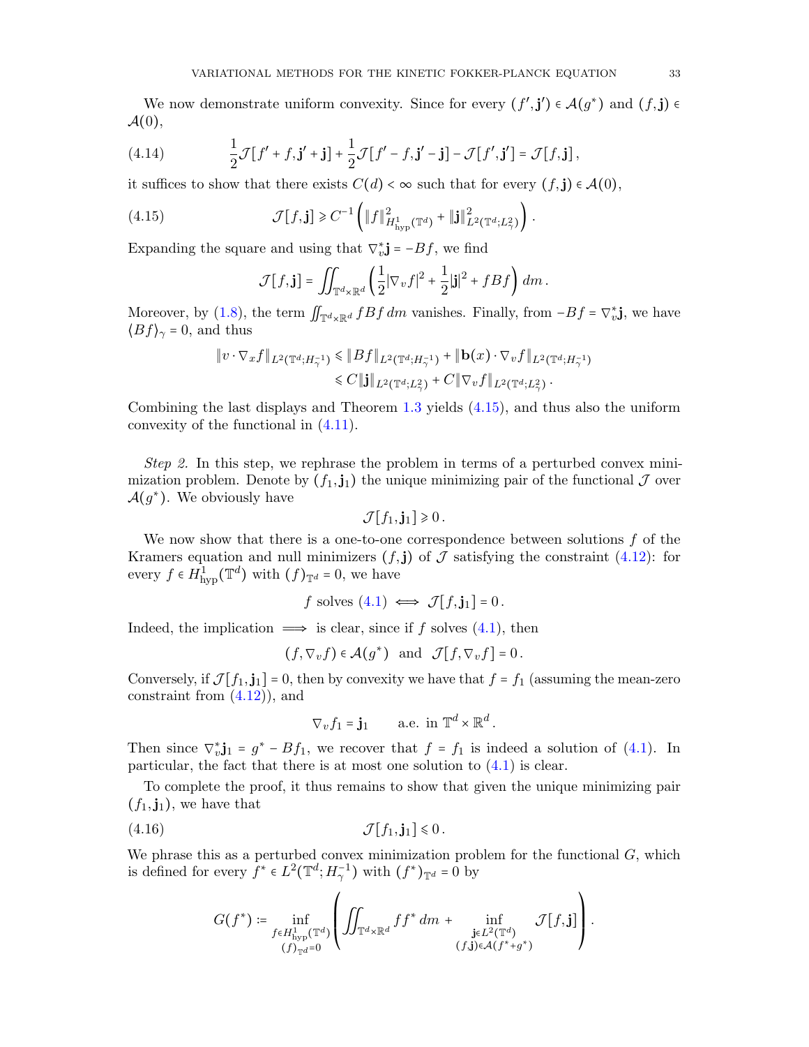We now demonstrate uniform convexity. Since for every $(f', \mathbf{j}') \in \mathcal{A}(g^*)$ and $(f, \mathbf{j}) \in \mathcal{A}(0)$,

$$\frac{1}{2}\mathcal{J}[f' + f, \mathbf{j}' + \mathbf{j}] + \frac{1}{2}\mathcal{J}[f' - f, \mathbf{j}' - \mathbf{j}] - \mathcal{J}[f', \mathbf{j}'] = \mathcal{J}[f, \mathbf{j}], \tag{4.14}$$

it suffices to show that there exists $C(d) < \infty$ such that for every $(f, \mathbf{j}) \in \mathcal{A}(0)$,

$$\mathcal{J}[f, \mathbf{j}] \geqslant C^{-1}\left( \|f\|^2_{H^1_{\mathrm{hyp}}(\mathbb{T}^d)} + \|\mathbf{j}\|^2_{L^2(\mathbb{T}^d; L^2_\gamma)} \right). \tag{4.15}$$

Expanding the square and using that $\nabla_v^* \mathbf{j} = -Bf$, we find

$$\mathcal{J}[f, \mathbf{j}] = \iint_{\mathbb{T}^d \times \mathbb{R}^d} \left( \frac{1}{2}|\nabla_v f|^2 + \frac{1}{2}|\mathbf{j}|^2 + fBf \right) dm.$$

Moreover, by (1.8), the term $\iint_{\mathbb{T}^d \times \mathbb{R}^d} fBf \, dm$ vanishes. Finally, from $-Bf = \nabla_v^* \mathbf{j}$, we have $\langle Bf \rangle_\gamma = 0$, and thus

$$\begin{aligned}
\|v \cdot \nabla_x f\|_{L^2(\mathbb{T}^d; H^{-1}_\gamma)} &\leqslant \|Bf\|_{L^2(\mathbb{T}^d; H^{-1}_\gamma)} + \|\mathbf{b}(x) \cdot \nabla_v f\|_{L^2(\mathbb{T}^d; H^{-1}_\gamma)} \\
&\leqslant C\|\mathbf{j}\|_{L^2(\mathbb{T}^d; L^2_\gamma)} + C\|\nabla_v f\|_{L^2(\mathbb{T}^d; L^2_\gamma)}.
\end{aligned}$$

Combining the last displays and Theorem 1.3 yields (4.15), and thus also the uniform convexity of the functional in (4.11).

*Step 2.* In this step, we rephrase the problem in terms of a perturbed convex minimization problem. Denote by $(f_1, \mathbf{j}_1)$ the unique minimizing pair of the functional $\mathcal{J}$ over $\mathcal{A}(g^*)$. We obviously have

$$\mathcal{J}[f_1, \mathbf{j}_1] \geqslant 0.$$

We now show that there is a one-to-one correspondence between solutions $f$ of the Kramers equation and null minimizers $(f, \mathbf{j})$ of $\mathcal{J}$ satisfying the constraint (4.12): for every $f \in H^1_{\mathrm{hyp}}(\mathbb{T}^d)$ with $(f)_{\mathbb{T}^d} = 0$, we have

$$f \text{ solves (4.1)} \iff \mathcal{J}[f, \mathbf{j}_1] = 0.$$

Indeed, the implication $\implies$ is clear, since if $f$ solves (4.1), then

$$(f, \nabla_v f) \in \mathcal{A}(g^*) \quad \text{and} \quad \mathcal{J}[f, \nabla_v f] = 0.$$

Conversely, if $\mathcal{J}[f_1, \mathbf{j}_1] = 0$, then by convexity we have that $f = f_1$ (assuming the mean-zero constraint from (4.12)), and

$$\nabla_v f_1 = \mathbf{j}_1 \qquad \text{a.e. in } \mathbb{T}^d \times \mathbb{R}^d.$$

Then since $\nabla_v^* \mathbf{j}_1 = g^* - Bf_1$, we recover that $f = f_1$ is indeed a solution of (4.1). In particular, the fact that there is at most one solution to (4.1) is clear.

To complete the proof, it thus remains to show that given the unique minimizing pair $(f_1, \mathbf{j}_1)$, we have that

$$\mathcal{J}[f_1, \mathbf{j}_1] \leqslant 0. \tag{4.16}$$

We phrase this as a perturbed convex minimization problem for the functional $G$, which is defined for every $f^* \in L^2(\mathbb{T}^d; H^{-1}_\gamma)$ with $(f^*)_{\mathbb{T}^d} = 0$ by

$$G(f^*) := \inf_{\substack{f \in H^1_{\mathrm{hyp}}(\mathbb{T}^d) \\ (f)_{\mathbb{T}^d} = 0}} \left( \iint_{\mathbb{T}^d \times \mathbb{R}^d} f f^* \, dm + \inf_{\substack{\mathbf{j} \in L^2(\mathbb{T}^d) \\ (f, \mathbf{j}) \in \mathcal{A}(f^* + g^*)}} \mathcal{J}[f, \mathbf{j}] \right).$$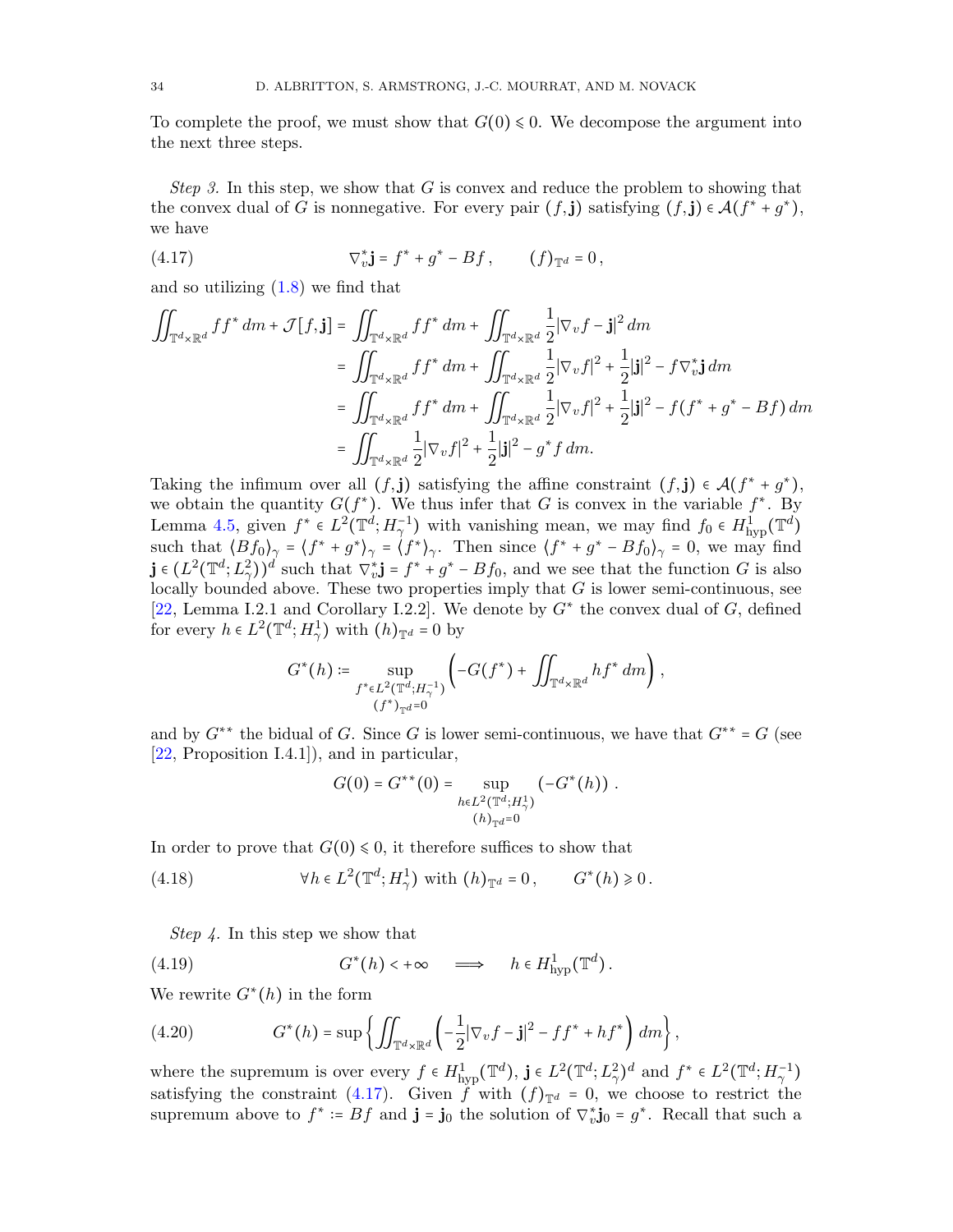To complete the proof, we must show that $G(0) \leqslant 0$. We decompose the argument into the next three steps.

*Step 3.* In this step, we show that $G$ is convex and reduce the problem to showing that the convex dual of $G$ is nonnegative. For every pair $(f, \mathbf{j})$ satisfying $(f, \mathbf{j}) \in \mathcal{A}(f^* + g^*)$, we have

$$
\nabla_v^* \mathbf{j} = f^* + g^* - Bf, \qquad (f)_{\mathbb{T}^d} = 0, \tag{4.17}
$$

and so utilizing (1.8) we find that

$$
\begin{aligned}
\iint_{\mathbb{T}^d \times \mathbb{R}^d} f f^* \, dm + \mathcal{J}[f, \mathbf{j}] &= \iint_{\mathbb{T}^d \times \mathbb{R}^d} f f^* \, dm + \iint_{\mathbb{T}^d \times \mathbb{R}^d} \frac{1}{2} |\nabla_v f - \mathbf{j}|^2 \, dm \\
&= \iint_{\mathbb{T}^d \times \mathbb{R}^d} f f^* \, dm + \iint_{\mathbb{T}^d \times \mathbb{R}^d} \frac{1}{2} |\nabla_v f|^2 + \frac{1}{2} |\mathbf{j}|^2 - f \nabla_v^* \mathbf{j} \, dm \\
&= \iint_{\mathbb{T}^d \times \mathbb{R}^d} f f^* \, dm + \iint_{\mathbb{T}^d \times \mathbb{R}^d} \frac{1}{2} |\nabla_v f|^2 + \frac{1}{2} |\mathbf{j}|^2 - f (f^* + g^* - Bf) \, dm \\
&= \iint_{\mathbb{T}^d \times \mathbb{R}^d} \frac{1}{2} |\nabla_v f|^2 + \frac{1}{2} |\mathbf{j}|^2 - g^* f \, dm.
\end{aligned}
$$

Taking the infimum over all $(f, \mathbf{j})$ satisfying the affine constraint $(f, \mathbf{j}) \in \mathcal{A}(f^* + g^*)$, we obtain the quantity $G(f^*)$. We thus infer that $G$ is convex in the variable $f^*$. By Lemma 4.5, given $f^* \in L^2(\mathbb{T}^d; H^{-1}_\gamma)$ with vanishing mean, we may find $f_0 \in H^1_{\mathrm{hyp}}(\mathbb{T}^d)$ such that $\langle B f_0 \rangle_\gamma = \langle f^* + g^* \rangle_\gamma = \langle f^* \rangle_\gamma$. Then since $\langle f^* + g^* - B f_0 \rangle_\gamma = 0$, we may find $\mathbf{j} \in (L^2(\mathbb{T}^d; L^2_\gamma))^d$ such that $\nabla_v^* \mathbf{j} = f^* + g^* - B f_0$, and we see that the function $G$ is also locally bounded above. These two properties imply that $G$ is lower semi-continuous, see [22, Lemma I.2.1 and Corollary I.2.2]. We denote by $G^*$ the convex dual of $G$, defined for every $h \in L^2(\mathbb{T}^d; H^1_\gamma)$ with $(h)_{\mathbb{T}^d} = 0$ by

$$
G^*(h) := \sup_{\substack{f^* \in L^2(\mathbb{T}^d; H^{-1}_\gamma) \\ (f^*)_{\mathbb{T}^d} = 0}} \left( -G(f^*) + \iint_{\mathbb{T}^d \times \mathbb{R}^d} h f^* \, dm \right),
$$

and by $G^{**}$ the bidual of $G$. Since $G$ is lower semi-continuous, we have that $G^{**} = G$ (see [22, Proposition I.4.1]), and in particular,

$$
G(0) = G^{**}(0) = \sup_{\substack{h \in L^2(\mathbb{T}^d; H^1_\gamma) \\ (h)_{\mathbb{T}^d} = 0}} (-G^*(h)).
$$

In order to prove that $G(0) \leqslant 0$, it therefore suffices to show that

$$
\forall h \in L^2(\mathbb{T}^d; H^1_\gamma) \text{ with } (h)_{\mathbb{T}^d} = 0, \qquad G^*(h) \geqslant 0. \tag{4.18}
$$

*Step 4.* In this step we show that

$$
G^*(h) < +\infty \quad \implies \quad h \in H^1_{\mathrm{hyp}}(\mathbb{T}^d). \tag{4.19}
$$

We rewrite $G^*(h)$ in the form

$$
G^*(h) = \sup \left\{ \iint_{\mathbb{T}^d \times \mathbb{R}^d} \left( -\frac{1}{2} |\nabla_v f - \mathbf{j}|^2 - f f^* + h f^* \right) dm \right\}, \tag{4.20}
$$

where the supremum is over every $f \in H^1_{\mathrm{hyp}}(\mathbb{T}^d)$, $\mathbf{j} \in L^2(\mathbb{T}^d; L^2_\gamma)^d$ and $f^* \in L^2(\mathbb{T}^d; H^{-1}_\gamma)$ satisfying the constraint (4.17). Given $f$ with $(f)_{\mathbb{T}^d} = 0$, we choose to restrict the supremum above to $f^* := Bf$ and $\mathbf{j} = \mathbf{j}_0$ the solution of $\nabla_v^* \mathbf{j}_0 = g^*$. Recall that such a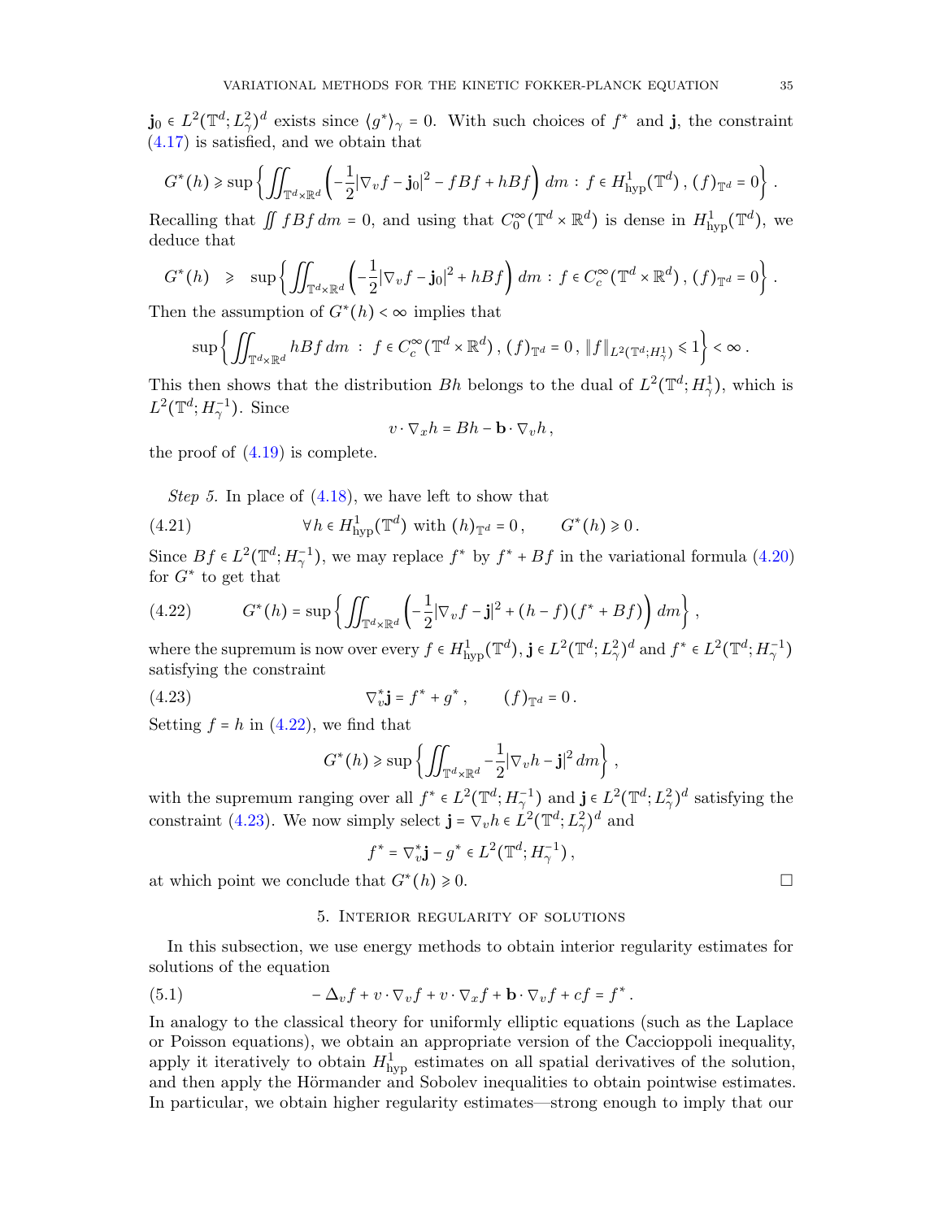$\mathbf{j}_0 \in L^2(\mathbb{T}^d; L^2_\gamma)^d$ exists since $\langle g^* \rangle_\gamma = 0$. With such choices of $f^*$ and $\mathbf{j}$, the constraint (4.17) is satisfied, and we obtain that

$$G^*(h) \geqslant \sup \left\{ \iint_{\mathbb{T}^d \times \mathbb{R}^d} \left( -\frac{1}{2} |\nabla_v f - \mathbf{j}_0|^2 - fBf + hBf \right) dm : f \in H^1_{\mathrm{hyp}}(\mathbb{T}^d), \, (f)_{\mathbb{T}^d} = 0 \right\}.$$

Recalling that $\iint fBf \, dm = 0$, and using that $C_0^\infty(\mathbb{T}^d \times \mathbb{R}^d)$ is dense in $H^1_{\mathrm{hyp}}(\mathbb{T}^d)$, we deduce that

$$G^*(h) \quad \geqslant \quad \sup \left\{ \iint_{\mathbb{T}^d \times \mathbb{R}^d} \left( -\frac{1}{2} |\nabla_v f - \mathbf{j}_0|^2 + hBf \right) dm : f \in C_c^\infty(\mathbb{T}^d \times \mathbb{R}^d), \, (f)_{\mathbb{T}^d} = 0 \right\}.$$

Then the assumption of $G^*(h) < \infty$ implies that

$$\sup \left\{ \iint_{\mathbb{T}^d \times \mathbb{R}^d} hBf \, dm \; : \; f \in C_c^\infty(\mathbb{T}^d \times \mathbb{R}^d), \, (f)_{\mathbb{T}^d} = 0, \, \|f\|_{L^2(\mathbb{T}^d; H^1_\gamma)} \leqslant 1 \right\} < \infty.$$

This then shows that the distribution $Bh$ belongs to the dual of $L^2(\mathbb{T}^d; H^1_\gamma)$, which is $L^2(\mathbb{T}^d; H^{-1}_\gamma)$. Since

$$v \cdot \nabla_x h = Bh - \mathbf{b} \cdot \nabla_v h,$$

the proof of (4.19) is complete.

*Step 5.* In place of (4.18), we have left to show that

$$\forall h \in H^1_{\mathrm{hyp}}(\mathbb{T}^d) \text{ with } (h)_{\mathbb{T}^d} = 0, \qquad G^*(h) \geqslant 0. \tag{4.21}$$

Since $Bf \in L^2(\mathbb{T}^d; H^{-1}_\gamma)$, we may replace $f^*$ by $f^* + Bf$ in the variational formula (4.20) for $G^*$ to get that

$$G^*(h) = \sup \left\{ \iint_{\mathbb{T}^d \times \mathbb{R}^d} \left( -\frac{1}{2} |\nabla_v f - \mathbf{j}|^2 + (h - f)(f^* + Bf) \right) dm \right\}, \tag{4.22}$$

where the supremum is now over every $f \in H^1_{\mathrm{hyp}}(\mathbb{T}^d)$, $\mathbf{j} \in L^2(\mathbb{T}^d; L^2_\gamma)^d$ and $f^* \in L^2(\mathbb{T}^d; H^{-1}_\gamma)$ satisfying the constraint

$$\nabla_v^* \mathbf{j} = f^* + g^*, \qquad (f)_{\mathbb{T}^d} = 0. \tag{4.23}$$

Setting $f = h$ in (4.22), we find that

$$G^*(h) \geqslant \sup \left\{ \iint_{\mathbb{T}^d \times \mathbb{R}^d} -\frac{1}{2} |\nabla_v h - \mathbf{j}|^2 \, dm \right\},$$

with the supremum ranging over all $f^* \in L^2(\mathbb{T}^d; H^{-1}_\gamma)$ and $\mathbf{j} \in L^2(\mathbb{T}^d; L^2_\gamma)^d$ satisfying the constraint (4.23). We now simply select $\mathbf{j} = \nabla_v h \in L^2(\mathbb{T}^d; L^2_\gamma)^d$ and

$$f^* = \nabla_v^* \mathbf{j} - g^* \in L^2(\mathbb{T}^d; H^{-1}_\gamma),$$

at which point we conclude that $G^*(h) \geqslant 0$. $\square$

## 5. Interior regularity of solutions

In this subsection, we use energy methods to obtain interior regularity estimates for solutions of the equation

$$-\Delta_v f + v \cdot \nabla_v f + v \cdot \nabla_x f + \mathbf{b} \cdot \nabla_v f + cf = f^*. \tag{5.1}$$

In analogy to the classical theory for uniformly elliptic equations (such as the Laplace or Poisson equations), we obtain an appropriate version of the Caccioppoli inequality, apply it iteratively to obtain $H^1_{\mathrm{hyp}}$ estimates on all spatial derivatives of the solution, and then apply the Hörmander and Sobolev inequalities to obtain pointwise estimates. In particular, we obtain higher regularity estimates—strong enough to imply that our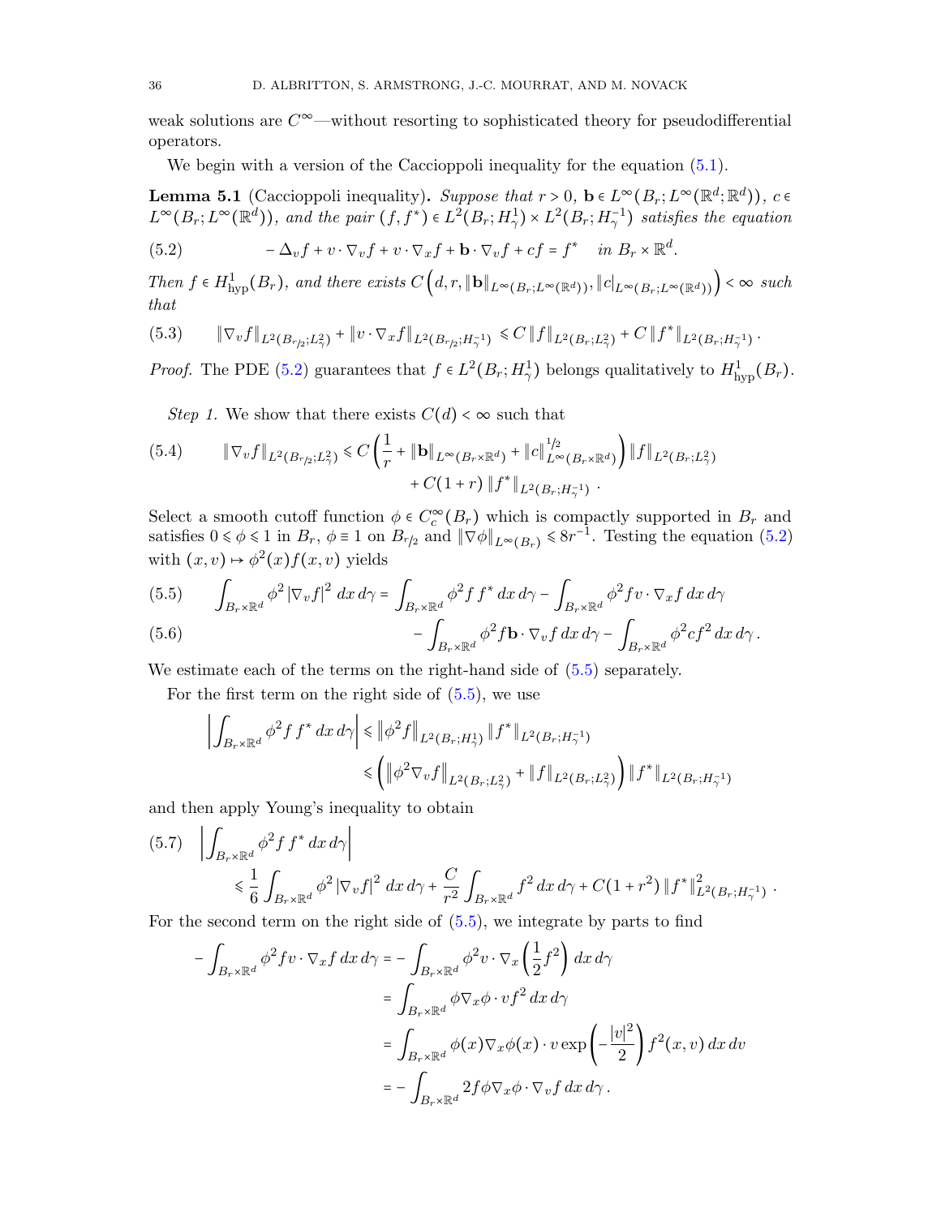weak solutions are $C^\infty$—without resorting to sophisticated theory for pseudodifferential operators.

We begin with a version of the Caccioppoli inequality for the equation (5.1).

**Lemma 5.1** (Caccioppoli inequality). *Suppose that $r > 0$, $\mathbf{b} \in L^\infty(B_r; L^\infty(\mathbb{R}^d;\mathbb{R}^d))$, $c \in L^\infty(B_r; L^\infty(\mathbb{R}^d))$, and the pair $(f, f^*) \in L^2(B_r; H^1_\gamma) \times L^2(B_r; H^{-1}_\gamma)$ satisfies the equation*

$$
-\Delta_v f + v\cdot\nabla_v f + v\cdot\nabla_x f + \mathbf{b}\cdot\nabla_v f + cf = f^* \quad \text{in } B_r \times \mathbb{R}^d. \tag{5.2}
$$

*Then $f \in H^1_{\mathrm{hyp}}(B_r)$, and there exists $C\left(d, r, \|\mathbf{b}\|_{L^\infty(B_r;L^\infty(\mathbb{R}^d))}, \|c|_{L^\infty(B_r;L^\infty(\mathbb{R}^d))}\right) < \infty$ such that*

$$
\|\nabla_v f\|_{L^2(B_{r/2};L^2_\gamma)} + \|v\cdot\nabla_x f\|_{L^2(B_{r/2};H^{-1}_\gamma)} \leqslant C\|f\|_{L^2(B_r;L^2_\gamma)} + C\|f^*\|_{L^2(B_r;H^{-1}_\gamma)}. \tag{5.3}
$$

*Proof.* The PDE (5.2) guarantees that $f \in L^2(B_r; H^1_\gamma)$ belongs qualitatively to $H^1_{\mathrm{hyp}}(B_r)$.

*Step 1.* We show that there exists $C(d) < \infty$ such that

$$
\begin{aligned}
\|\nabla_v f\|_{L^2(B_{r/2};L^2_\gamma)} \leqslant C\left(\frac{1}{r} + \|\mathbf{b}\|_{L^\infty(B_r\times\mathbb{R}^d)} + \|c\|^{1/2}_{L^\infty(B_r\times\mathbb{R}^d)}\right)\|f\|_{L^2(B_r;L^2_\gamma)} \\
+ C(1+r)\|f^*\|_{L^2(B_r;H^{-1}_\gamma)}.
\end{aligned} \tag{5.4}
$$

Select a smooth cutoff function $\phi \in C^\infty_c(B_r)$ which is compactly supported in $B_r$ and satisfies $0 \leqslant \phi \leqslant 1$ in $B_r$, $\phi \equiv 1$ on $B_{r/2}$ and $\|\nabla\phi\|_{L^\infty(B_r)} \leqslant 8r^{-1}$. Testing the equation (5.2) with $(x,v) \mapsto \phi^2(x) f(x,v)$ yields

$$
\int_{B_r\times\mathbb{R}^d} \phi^2 |\nabla_v f|^2 \, dx\, d\gamma = \int_{B_r\times\mathbb{R}^d} \phi^2 f f^* \, dx\, d\gamma - \int_{B_r\times\mathbb{R}^d} \phi^2 f v\cdot\nabla_x f \, dx\, d\gamma \tag{5.5}
$$

$$
- \int_{B_r\times\mathbb{R}^d} \phi^2 f \mathbf{b}\cdot\nabla_v f \, dx\, d\gamma - \int_{B_r\times\mathbb{R}^d} \phi^2 c f^2 \, dx\, d\gamma. \tag{5.6}
$$

We estimate each of the terms on the right-hand side of (5.5) separately.

For the first term on the right side of (5.5), we use

$$
\begin{aligned}
\left|\int_{B_r\times\mathbb{R}^d} \phi^2 f f^* \, dx\, d\gamma\right| &\leqslant \left\|\phi^2 f\right\|_{L^2(B_r;H^1_\gamma)} \|f^*\|_{L^2(B_r;H^{-1}_\gamma)} \\
&\leqslant \left(\left\|\phi^2\nabla_v f\right\|_{L^2(B_r;L^2_\gamma)} + \|f\|_{L^2(B_r;L^2_\gamma)}\right)\|f^*\|_{L^2(B_r;H^{-1}_\gamma)}
\end{aligned}
$$

and then apply Young's inequality to obtain

$$
\begin{aligned}
&\left|\int_{B_r\times\mathbb{R}^d} \phi^2 f f^* \, dx\, d\gamma\right| \\
&\qquad \leqslant \frac{1}{6}\int_{B_r\times\mathbb{R}^d} \phi^2 |\nabla_v f|^2 \, dx\, d\gamma + \frac{C}{r^2}\int_{B_r\times\mathbb{R}^d} f^2 \, dx\, d\gamma + C(1+r^2)\|f^*\|^2_{L^2(B_r;H^{-1}_\gamma)}.
\end{aligned} \tag{5.7}
$$

For the second term on the right side of (5.5), we integrate by parts to find

$$
\begin{aligned}
-\int_{B_r\times\mathbb{R}^d} \phi^2 f v\cdot\nabla_x f \, dx\, d\gamma &= -\int_{B_r\times\mathbb{R}^d} \phi^2 v\cdot\nabla_x\left(\frac{1}{2}f^2\right) dx\, d\gamma \\
&= \int_{B_r\times\mathbb{R}^d} \phi\nabla_x\phi\cdot v f^2 \, dx\, d\gamma \\
&= \int_{B_r\times\mathbb{R}^d} \phi(x)\nabla_x\phi(x)\cdot v \exp\left(-\frac{|v|^2}{2}\right) f^2(x,v)\, dx\, dv \\
&= -\int_{B_r\times\mathbb{R}^d} 2f\phi\nabla_x\phi\cdot\nabla_v f \, dx\, d\gamma.
\end{aligned}
$$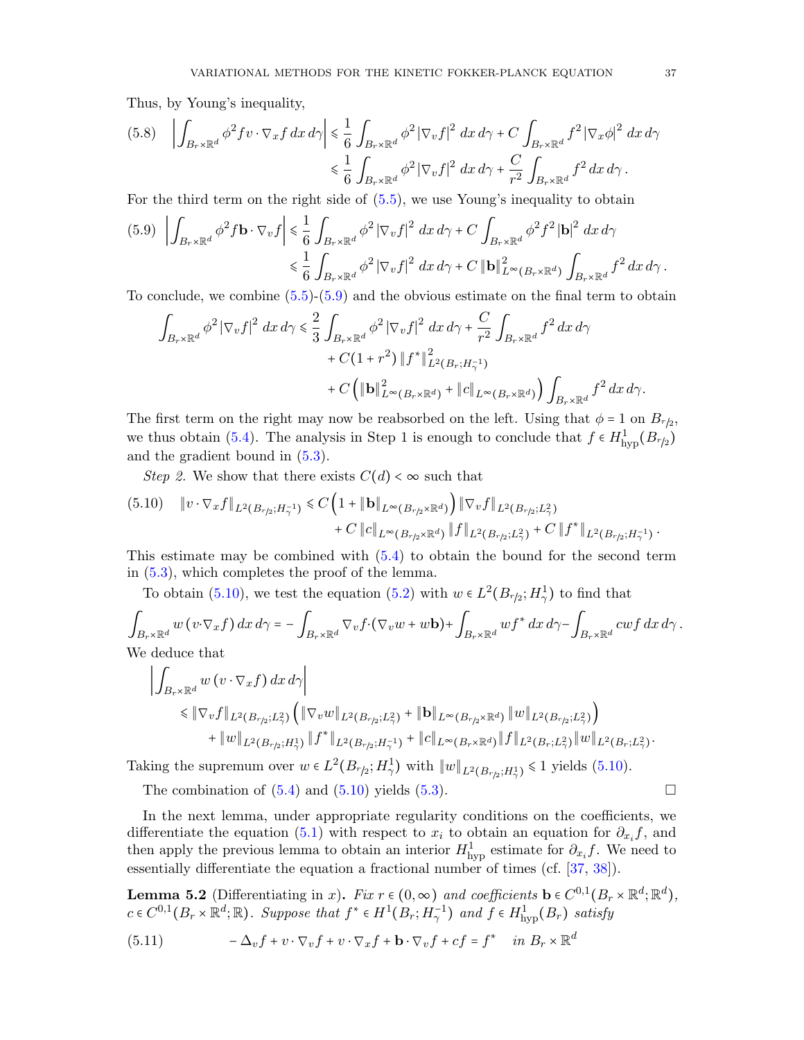Thus, by Young's inequality,

$$
\left| \int_{B_r \times \mathbb{R}^d} \phi^2 f v \cdot \nabla_x f \, dx \, d\gamma \right| \leqslant \frac{1}{6} \int_{B_r \times \mathbb{R}^d} \phi^2 |\nabla_v f|^2 \, dx \, d\gamma + C \int_{B_r \times \mathbb{R}^d} f^2 |\nabla_x \phi|^2 \, dx \, d\gamma
$$

$$
\leqslant \frac{1}{6} \int_{B_r \times \mathbb{R}^d} \phi^2 |\nabla_v f|^2 \, dx \, d\gamma + \frac{C}{r^2} \int_{B_r \times \mathbb{R}^d} f^2 \, dx \, d\gamma \, . \tag{5.8}
$$

For the third term on the right side of (5.5), we use Young's inequality to obtain

$$
\left| \int_{B_r \times \mathbb{R}^d} \phi^2 f \mathbf{b} \cdot \nabla_v f \right| \leqslant \frac{1}{6} \int_{B_r \times \mathbb{R}^d} \phi^2 |\nabla_v f|^2 \, dx \, d\gamma + C \int_{B_r \times \mathbb{R}^d} \phi^2 f^2 |\mathbf{b}|^2 \, dx \, d\gamma
$$

$$
\leqslant \frac{1}{6} \int_{B_r \times \mathbb{R}^d} \phi^2 |\nabla_v f|^2 \, dx \, d\gamma + C \|\mathbf{b}\|^2_{L^\infty(B_r \times \mathbb{R}^d)} \int_{B_r \times \mathbb{R}^d} f^2 \, dx \, d\gamma \, . \tag{5.9}
$$

To conclude, we combine (5.5)-(5.9) and the obvious estimate on the final term to obtain

$$
\begin{aligned}
\int_{B_r \times \mathbb{R}^d} \phi^2 |\nabla_v f|^2 \, dx \, d\gamma \leqslant \frac{2}{3} \int_{B_r \times \mathbb{R}^d} \phi^2 |\nabla_v f|^2 \, dx \, d\gamma + \frac{C}{r^2} \int_{B_r \times \mathbb{R}^d} f^2 \, dx \, d\gamma \\
+ C(1 + r^2) \|f^*\|^2_{L^2(B_r; H^{-1}_\gamma)} \\
+ C \left( \|\mathbf{b}\|^2_{L^\infty(B_r \times \mathbb{R}^d)} + \|c\|_{L^\infty(B_r \times \mathbb{R}^d)} \right) \int_{B_r \times \mathbb{R}^d} f^2 \, dx \, d\gamma.
\end{aligned}
$$

The first term on the right may now be reabsorbed on the left. Using that $\phi = 1$ on $B_{r/2}$, we thus obtain (5.4). The analysis in Step 1 is enough to conclude that $f \in H^1_{\mathrm{hyp}}(B_{r/2})$ and the gradient bound in (5.3).

*Step 2.* We show that there exists $C(d) < \infty$ such that

$$
\begin{aligned}
\|v \cdot \nabla_x f\|_{L^2(B_{r/2}; H^{-1}_\gamma)} \leqslant C \left( 1 + \|\mathbf{b}\|_{L^\infty(B_{r/2} \times \mathbb{R}^d)} \right) \|\nabla_v f\|_{L^2(B_{r/2}; L^2_\gamma)} \\
+ C \|c\|_{L^\infty(B_{r/2} \times \mathbb{R}^d)} \|f\|_{L^2(B_{r/2}; L^2_\gamma)} + C \|f^*\|_{L^2(B_{r/2}; H^{-1}_\gamma)} \, .
\end{aligned} \tag{5.10}
$$

This estimate may be combined with (5.4) to obtain the bound for the second term in (5.3), which completes the proof of the lemma.

To obtain (5.10), we test the equation (5.2) with $w \in L^2(B_{r/2}; H^1_\gamma)$ to find that

$$
\int_{B_r \times \mathbb{R}^d} w \, (v \cdot \nabla_x f) \, dx \, d\gamma = - \int_{B_r \times \mathbb{R}^d} \nabla_v f \cdot (\nabla_v w + w \mathbf{b}) + \int_{B_r \times \mathbb{R}^d} w f^* \, dx \, d\gamma - \int_{B_r \times \mathbb{R}^d} c w f \, dx \, d\gamma \, .
$$

We deduce that

$$
\begin{aligned}
&\left| \int_{B_r \times \mathbb{R}^d} w \, (v \cdot \nabla_x f) \, dx \, d\gamma \right| \\
&\quad \leqslant \|\nabla_v f\|_{L^2(B_{r/2}; L^2_\gamma)} \left( \|\nabla_v w\|_{L^2(B_{r/2}; L^2_\gamma)} + \|\mathbf{b}\|_{L^\infty(B_{r/2} \times \mathbb{R}^d)} \|w\|_{L^2(B_{r/2}; L^2_\gamma)} \right) \\
&\quad\quad + \|w\|_{L^2(B_{r/2}; H^1_\gamma)} \|f^*\|_{L^2(B_{r/2}; H^{-1}_\gamma)} + \|c\|_{L^\infty(B_r \times \mathbb{R}^d)} \|f\|_{L^2(B_r; L^2_\gamma)} \|w\|_{L^2(B_r; L^2_\gamma)}.
\end{aligned}
$$

Taking the supremum over $w \in L^2(B_{r/2}; H^1_\gamma)$ with $\|w\|_{L^2(B_{r/2}; H^1_\gamma)} \leqslant 1$ yields (5.10).

The combination of (5.4) and (5.10) yields (5.3). $\square$

In the next lemma, under appropriate regularity conditions on the coefficients, we differentiate the equation (5.1) with respect to $x_i$ to obtain an equation for $\partial_{x_i} f$, and then apply the previous lemma to obtain an interior $H^1_{\mathrm{hyp}}$ estimate for $\partial_{x_i} f$. We need to essentially differentiate the equation a fractional number of times (cf. [37, 38]).

**Lemma 5.2** (Differentiating in $x$)**.** *Fix $r \in (0, \infty)$ and coefficients $\mathbf{b} \in C^{0,1}(B_r \times \mathbb{R}^d; \mathbb{R}^d)$, $c \in C^{0,1}(B_r \times \mathbb{R}^d; \mathbb{R})$. Suppose that $f^* \in H^1(B_r; H^{-1}_\gamma)$ and $f \in H^1_{\mathrm{hyp}}(B_r)$ satisfy*

$$
-\Delta_v f + v \cdot \nabla_v f + v \cdot \nabla_x f + \mathbf{b} \cdot \nabla_v f + c f = f^* \quad \text{in } B_r \times \mathbb{R}^d \tag{5.11}
$$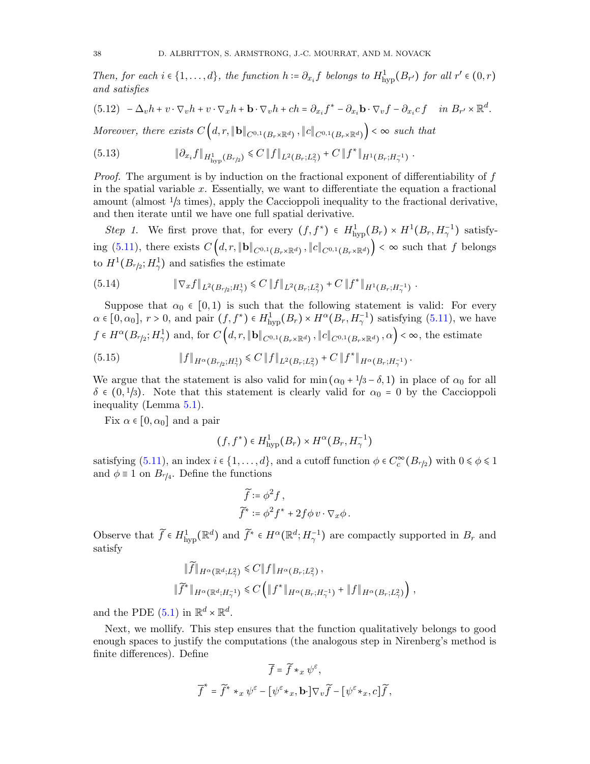*Then, for each $i \in \{1,\ldots,d\}$, the function $h := \partial_{x_i} f$ belongs to $H^1_{\mathrm{hyp}}(B_{r'})$ for all $r' \in (0,r)$ and satisfies*

$$
-\Delta_v h + v\cdot\nabla_v h + v\cdot\nabla_x h + \mathbf{b}\cdot\nabla_v h + ch = \partial_{x_i} f^* - \partial_{x_i}\mathbf{b}\cdot\nabla_v f - \partial_{x_i} c\, f \quad \text{in } B_{r'}\times\mathbb{R}^d. \tag{5.12}
$$

*Moreover, there exists $C\left(d, r, \|\mathbf{b}\|_{C^{0,1}(B_r\times\mathbb{R}^d)}, \|c\|_{C^{0,1}(B_r\times\mathbb{R}^d)}\right) < \infty$ such that*

$$
\|\partial_{x_i} f\|_{H^1_{\mathrm{hyp}}(B_{r/2})} \leqslant C\|f\|_{L^2(B_r;L^2_\gamma)} + C\|f^*\|_{H^1(B_r;H^{-1}_\gamma)}\,. \tag{5.13}
$$

*Proof.* The argument is by induction on the fractional exponent of differentiability of $f$ in the spatial variable $x$. Essentially, we want to differentiate the equation a fractional amount (almost $1/3$ times), apply the Caccioppoli inequality to the fractional derivative, and then iterate until we have one full spatial derivative.

*Step 1.* We first prove that, for every $(f,f^*) \in H^1_{\mathrm{hyp}}(B_r)\times H^1(B_r,H^{-1}_\gamma)$ satisfying (5.11), there exists $C\left(d, r, \|\mathbf{b}\|_{C^{0,1}(B_r\times\mathbb{R}^d)}, \|c\|_{C^{0,1}(B_r\times\mathbb{R}^d)}\right) < \infty$ such that $f$ belongs to $H^1(B_{r/2};H^1_\gamma)$ and satisfies the estimate

$$
\|\nabla_x f\|_{L^2(B_{r/2};H^1_\gamma)} \leqslant C\|f\|_{L^2(B_r;L^2_\gamma)} + C\|f^*\|_{H^1(B_r;H^{-1}_\gamma)}\,. \tag{5.14}
$$

Suppose that $\alpha_0 \in [0,1)$ is such that the following statement is valid: For every $\alpha\in[0,\alpha_0]$, $r>0$, and pair $(f,f^*) \in H^1_{\mathrm{hyp}}(B_r)\times H^\alpha(B_r,H^{-1}_\gamma)$ satisfying (5.11), we have $f\in H^\alpha(B_{r/2};H^1_\gamma)$ and, for $C\left(d, r, \|\mathbf{b}\|_{C^{0,1}(B_r\times\mathbb{R}^d)}, \|c\|_{C^{0,1}(B_r\times\mathbb{R}^d)}, \alpha\right) < \infty$, the estimate

$$
\|f\|_{H^\alpha(B_{r/2};H^1_\gamma)} \leqslant C\|f\|_{L^2(B_r;L^2_\gamma)} + C\|f^*\|_{H^\alpha(B_r;H^{-1}_\gamma)}\,. \tag{5.15}
$$

We argue that the statement is also valid for $\min(\alpha_0 + 1/3 - \delta, 1)$ in place of $\alpha_0$ for all $\delta\in(0,1/3)$. Note that this statement is clearly valid for $\alpha_0 = 0$ by the Caccioppoli inequality (Lemma 5.1).

Fix $\alpha\in[0,\alpha_0]$ and a pair

$$
(f,f^*) \in H^1_{\mathrm{hyp}}(B_r)\times H^\alpha(B_r,H^{-1}_\gamma)
$$

satisfying (5.11), an index $i\in\{1,\ldots,d\}$, and a cutoff function $\phi\in C^\infty_c(B_{r/2})$ with $0\leqslant\phi\leqslant 1$ and $\phi\equiv 1$ on $B_{r/4}$. Define the functions

$$
\begin{aligned}
\widetilde{f} &:= \phi^2 f\,,\\
\widetilde{f}^* &:= \phi^2 f^* + 2f\phi\, v\cdot\nabla_x\phi\,.
\end{aligned}
$$

Observe that $\widetilde{f}\in H^1_{\mathrm{hyp}}(\mathbb{R}^d)$ and $\widetilde{f}^*\in H^\alpha(\mathbb{R}^d;H^{-1}_\gamma)$ are compactly supported in $B_r$ and satisfy

$$
\begin{aligned}
\|\widetilde{f}\|_{H^\alpha(\mathbb{R}^d;L^2_\gamma)} &\leqslant C\|f\|_{H^\alpha(B_r;L^2_\gamma)}\,,\\
\|\widetilde{f}^*\|_{H^\alpha(\mathbb{R}^d;H^{-1}_\gamma)} &\leqslant C\left(\|f^*\|_{H^\alpha(B_r;H^{-1}_\gamma)} + \|f\|_{H^\alpha(B_r;L^2_\gamma)}\right),
\end{aligned}
$$

and the PDE (5.1) in $\mathbb{R}^d\times\mathbb{R}^d$.

Next, we mollify. This step ensures that the function qualitatively belongs to good enough spaces to justify the computations (the analogous step in Nirenberg's method is finite differences). Define

$$
\begin{aligned}
\overline{f} &= \widetilde{f} *_x \psi^\varepsilon,\\
\overline{f}^* &= \widetilde{f}^* *_x \psi^\varepsilon - [\psi^\varepsilon *_x, \mathbf{b}\cdot]\nabla_v\widetilde{f} - [\psi^\varepsilon *_x, c]\widetilde{f},
\end{aligned}
$$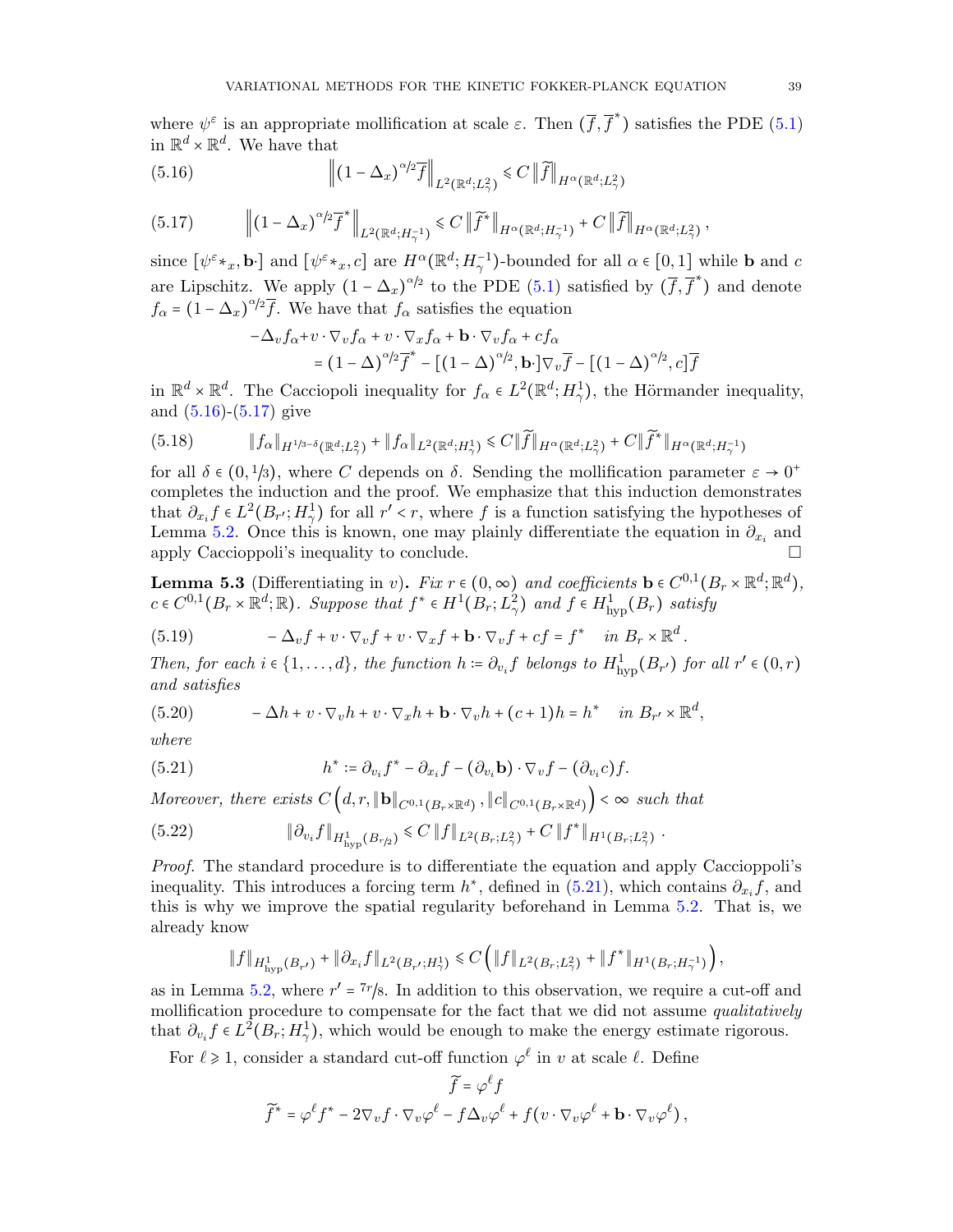where $\psi^\varepsilon$ is an appropriate mollification at scale $\varepsilon$. Then $(\overline{f}, \overline{f}^*)$ satisfies the PDE (5.1) in $\mathbb{R}^d \times \mathbb{R}^d$. We have that

$$
\left\| (1-\Delta_x)^{\alpha/2} \overline{f} \right\|_{L^2(\mathbb{R}^d; L^2_\gamma)} \leqslant C \left\| \widetilde{f} \right\|_{H^\alpha(\mathbb{R}^d; L^2_\gamma)} \tag{5.16}
$$

$$
\left\| (1-\Delta_x)^{\alpha/2} \overline{f}^* \right\|_{L^2(\mathbb{R}^d; H^{-1}_\gamma)} \leqslant C \left\| \widetilde{f}^* \right\|_{H^\alpha(\mathbb{R}^d; H^{-1}_\gamma)} + C \left\| \widetilde{f} \right\|_{H^\alpha(\mathbb{R}^d; L^2_\gamma)}, \tag{5.17}
$$

since $[\psi^\varepsilon *_x, \mathbf{b}\cdot]$ and $[\psi^\varepsilon *_x, c]$ are $H^\alpha(\mathbb{R}^d; H^{-1}_\gamma)$-bounded for all $\alpha \in [0,1]$ while $\mathbf{b}$ and $c$ are Lipschitz. We apply $(1-\Delta_x)^{\alpha/2}$ to the PDE (5.1) satisfied by $(\overline{f}, \overline{f}^*)$ and denote $f_\alpha = (1-\Delta_x)^{\alpha/2}\overline{f}$. We have that $f_\alpha$ satisfies the equation

$$
\begin{aligned}
-\Delta_v f_\alpha + v \cdot \nabla_v f_\alpha + v \cdot \nabla_x f_\alpha + \mathbf{b} \cdot \nabla_v f_\alpha + c f_\alpha \\
= (1-\Delta)^{\alpha/2} \overline{f}^* - [(1-\Delta)^{\alpha/2}, \mathbf{b}] \nabla_v \overline{f} - [(1-\Delta)^{\alpha/2}, c] \overline{f}
\end{aligned}
$$

in $\mathbb{R}^d \times \mathbb{R}^d$. The Cacciopoli inequality for $f_\alpha \in L^2(\mathbb{R}^d; H^1_\gamma)$, the Hörmander inequality, and (5.16)-(5.17) give

$$
\|f_\alpha\|_{H^{1/3-\delta}(\mathbb{R}^d; L^2_\gamma)} + \|f_\alpha\|_{L^2(\mathbb{R}^d; H^1_\gamma)} \leqslant C \|\widetilde{f}\|_{H^\alpha(\mathbb{R}^d; L^2_\gamma)} + C \|\widetilde{f}^*\|_{H^\alpha(\mathbb{R}^d; H^{-1}_\gamma)} \tag{5.18}
$$

for all $\delta \in (0, 1/3)$, where $C$ depends on $\delta$. Sending the mollification parameter $\varepsilon \to 0^+$ completes the induction and the proof. We emphasize that this induction demonstrates that $\partial_{x_i} f \in L^2(B_{r'}; H^1_\gamma)$ for all $r' < r$, where $f$ is a function satisfying the hypotheses of Lemma 5.2. Once this is known, one may plainly differentiate the equation in $\partial_{x_i}$ and apply Caccioppoli's inequality to conclude. □

**Lemma 5.3** (Differentiating in $v$)**.** *Fix $r \in (0,\infty)$ and coefficients $\mathbf{b} \in C^{0,1}(B_r \times \mathbb{R}^d; \mathbb{R}^d)$, $c \in C^{0,1}(B_r \times \mathbb{R}^d; \mathbb{R})$. Suppose that $f^* \in H^1(B_r; L^2_\gamma)$ and $f \in H^1_{\mathrm{hyp}}(B_r)$ satisfy*

$$
-\Delta_v f + v \cdot \nabla_v f + v \cdot \nabla_x f + \mathbf{b} \cdot \nabla_v f + c f = f^* \quad \text{in } B_r \times \mathbb{R}^d. \tag{5.19}
$$

*Then, for each $i \in \{1, \ldots, d\}$, the function $h := \partial_{v_i} f$ belongs to $H^1_{\mathrm{hyp}}(B_{r'})$ for all $r' \in (0,r)$ and satisfies*

$$
-\Delta h + v \cdot \nabla_v h + v \cdot \nabla_x h + \mathbf{b} \cdot \nabla_v h + (c+1) h = h^* \quad \text{in } B_{r'} \times \mathbb{R}^d, \tag{5.20}
$$

*where*

$$
h^* := \partial_{v_i} f^* - \partial_{x_i} f - (\partial_{v_i} \mathbf{b}) \cdot \nabla_v f - (\partial_{v_i} c) f. \tag{5.21}
$$

*Moreover, there exists $C\left(d, r, \|\mathbf{b}\|_{C^{0,1}(B_r \times \mathbb{R}^d)}, \|c\|_{C^{0,1}(B_r \times \mathbb{R}^d)}\right) < \infty$ such that*

$$
\|\partial_{v_i} f\|_{H^1_{\mathrm{hyp}}(B_{r/2})} \leqslant C \|f\|_{L^2(B_r; L^2_\gamma)} + C \|f^*\|_{H^1(B_r; L^2_\gamma)}. \tag{5.22}
$$

*Proof.* The standard procedure is to differentiate the equation and apply Caccioppoli's inequality. This introduces a forcing term $h^*$, defined in (5.21), which contains $\partial_{x_i} f$, and this is why we improve the spatial regularity beforehand in Lemma 5.2. That is, we already know

$$
\|f\|_{H^1_{\mathrm{hyp}}(B_{r'})} + \|\partial_{x_i} f\|_{L^2(B_{r'}; H^1_\gamma)} \leqslant C \left( \|f\|_{L^2(B_r; L^2_\gamma)} + \|f^*\|_{H^1(B_r; H^{-1}_\gamma)} \right),
$$

as in Lemma 5.2, where $r' = 7r/8$. In addition to this observation, we require a cut-off and mollification procedure to compensate for the fact that we did not assume *qualitatively* that $\partial_{v_i} f \in L^2(B_r; H^1_\gamma)$, which would be enough to make the energy estimate rigorous.

For $\ell \geqslant 1$, consider a standard cut-off function $\varphi^\ell$ in $v$ at scale $\ell$. Define

$$
\begin{aligned}
\widetilde{f} &= \varphi^\ell f \\
\widetilde{f}^* &= \varphi^\ell f^* - 2\nabla_v f \cdot \nabla_v \varphi^\ell - f \Delta_v \varphi^\ell + f \left( v \cdot \nabla_v \varphi^\ell + \mathbf{b} \cdot \nabla_v \varphi^\ell \right),
\end{aligned}
$$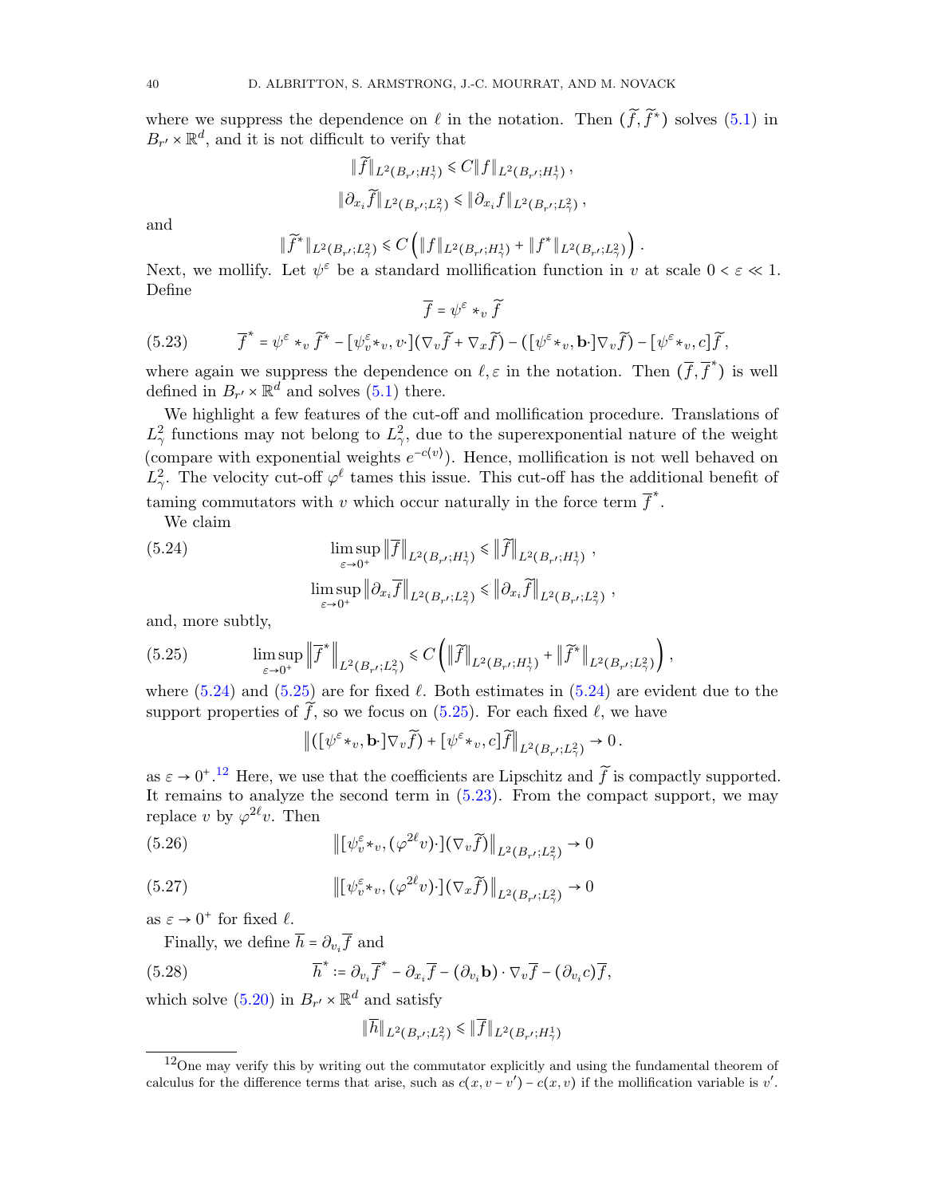where we suppress the dependence on $\ell$ in the notation. Then $(\widetilde{f},\widetilde{f}^*)$ solves (5.1) in $B_{r'}\times\mathbb{R}^d$, and it is not difficult to verify that

$$\|\widetilde{f}\|_{L^2(B_{r'};H^1_\gamma)} \leqslant C\|f\|_{L^2(B_{r'};H^1_\gamma)}\,,$$

$$\|\partial_{x_i}\widetilde{f}\|_{L^2(B_{r'};L^2_\gamma)} \leqslant \|\partial_{x_i} f\|_{L^2(B_{r'};L^2_\gamma)}\,,$$

and

$$\|\widetilde{f}^*\|_{L^2(B_{r'};L^2_\gamma)} \leqslant C\left(\|f\|_{L^2(B_{r'};H^1_\gamma)} + \|f^*\|_{L^2(B_{r'};L^2_\gamma)}\right).$$

Next, we mollify. Let $\psi^\varepsilon$ be a standard mollification function in $v$ at scale $0<\varepsilon\ll 1$. Define

$$\overline{f} = \psi^\varepsilon *_v \widetilde{f}$$

$$\overline{f}^* = \psi^\varepsilon *_v \widetilde{f}^* - [\psi^\varepsilon_v *_v, v\cdot](\nabla_v\widetilde{f} + \nabla_x\widetilde{f}) - ([\psi^\varepsilon *_v, \mathbf{b}\cdot]\nabla_v\widetilde{f}) - [\psi^\varepsilon *_v, c]\widetilde{f}, \tag{5.23}$$

where again we suppress the dependence on $\ell,\varepsilon$ in the notation. Then $(\overline{f},\overline{f}^*)$ is well defined in $B_{r'}\times\mathbb{R}^d$ and solves (5.1) there.

We highlight a few features of the cut-off and mollification procedure. Translations of $L^2_\gamma$ functions may not belong to $L^2_\gamma$, due to the superexponential nature of the weight (compare with exponential weights $e^{-c\langle v\rangle}$). Hence, mollification is not well behaved on $L^2_\gamma$. The velocity cut-off $\varphi^\ell$ tames this issue. This cut-off has the additional benefit of taming commutators with $v$ which occur naturally in the force term $\overline{f}^*$.

We claim

$$\limsup_{\varepsilon\to 0^+}\left\|\overline{f}\right\|_{L^2(B_{r'};H^1_\gamma)} \leqslant \left\|\widetilde{f}\right\|_{L^2(B_{r'};H^1_\gamma)}\,, \tag{5.24}$$

$$\limsup_{\varepsilon\to 0^+}\left\|\partial_{x_i}\overline{f}\right\|_{L^2(B_{r'};L^2_\gamma)} \leqslant \left\|\partial_{x_i}\widetilde{f}\right\|_{L^2(B_{r'};L^2_\gamma)}\,,$$

and, more subtly,

$$\limsup_{\varepsilon\to 0^+}\left\|\overline{f}^*\right\|_{L^2(B_{r'};L^2_\gamma)} \leqslant C\left(\left\|\widetilde{f}\right\|_{L^2(B_{r'};H^1_\gamma)} + \left\|\widetilde{f}^*\right\|_{L^2(B_{r'};L^2_\gamma)}\right), \tag{5.25}$$

where (5.24) and (5.25) are for fixed $\ell$. Both estimates in (5.24) are evident due to the support properties of $\widetilde{f}$, so we focus on (5.25). For each fixed $\ell$, we have

$$\left\|([\psi^\varepsilon *_v, \mathbf{b}\cdot]\nabla_v\widetilde{f}) + [\psi^\varepsilon *_v, c]\widetilde{f}\right\|_{L^2(B_{r'};L^2_\gamma)} \to 0\,.$$

as $\varepsilon\to 0^+$.[12] Here, we use that the coefficients are Lipschitz and $\widetilde{f}$ is compactly supported. It remains to analyze the second term in (5.23). From the compact support, we may replace $v$ by $\varphi^{2\ell}v$. Then

$$\left\|[\psi^\varepsilon_v *_v, (\varphi^{2\ell}v)\cdot](\nabla_v\widetilde{f})\right\|_{L^2(B_{r'};L^2_\gamma)} \to 0 \tag{5.26}$$

$$\left\|[\psi^\varepsilon_v *_v, (\varphi^{2\ell}v)\cdot](\nabla_x\widetilde{f})\right\|_{L^2(B_{r'};L^2_\gamma)} \to 0 \tag{5.27}$$

as $\varepsilon\to 0^+$ for fixed $\ell$.

Finally, we define $\overline{h} = \partial_{v_i}\overline{f}$ and

$$\overline{h}^* := \partial_{v_i}\overline{f}^* - \partial_{x_i}\overline{f} - (\partial_{v_i}\mathbf{b})\cdot\nabla_v\overline{f} - (\partial_{v_i}c)\overline{f}, \tag{5.28}$$

which solve (5.20) in $B_{r'}\times\mathbb{R}^d$ and satisfy

$$\|\overline{h}\|_{L^2(B_{r'};L^2_\gamma)} \leqslant \|\overline{f}\|_{L^2(B_{r'};H^1_\gamma)}$$

---

[12] One may verify this by writing out the commutator explicitly and using the fundamental theorem of calculus for the difference terms that arise, such as $c(x,v-v') - c(x,v)$ if the mollification variable is $v'$.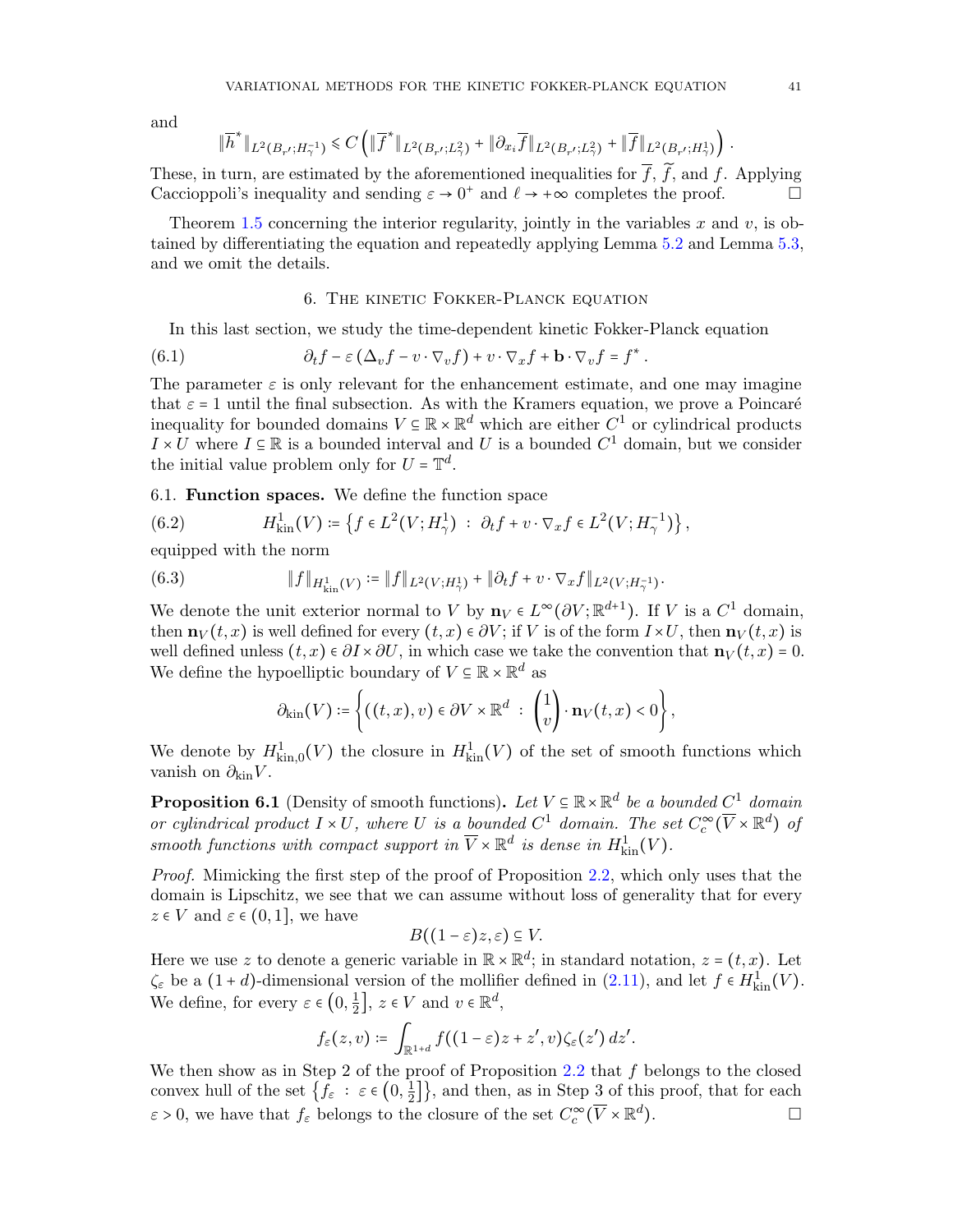and

$$\|\overline{h}^*\|_{L^2(B_{r'};H^{-1}_\gamma)} \leqslant C\left(\|\overline{f}^*\|_{L^2(B_{r'};L^2_\gamma)} + \|\partial_{x_i}\overline{f}\|_{L^2(B_{r'};L^2_\gamma)} + \|\overline{f}\|_{L^2(B_{r'};H^1_\gamma)}\right).$$

These, in turn, are estimated by the aforementioned inequalities for $\overline{f}$, $\widetilde{f}$, and $f$. Applying Caccioppoli's inequality and sending $\varepsilon \to 0^+$ and $\ell \to +\infty$ completes the proof. □

Theorem 1.5 concerning the interior regularity, jointly in the variables $x$ and $v$, is obtained by differentiating the equation and repeatedly applying Lemma 5.2 and Lemma 5.3, and we omit the details.

## 6. The kinetic Fokker-Planck equation

In this last section, we study the time-dependent kinetic Fokker-Planck equation

$$\partial_t f - \varepsilon\left(\Delta_v f - v\cdot\nabla_v f\right) + v\cdot\nabla_x f + \mathbf{b}\cdot\nabla_v f = f^*. \tag{6.1}$$

The parameter $\varepsilon$ is only relevant for the enhancement estimate, and one may imagine that $\varepsilon = 1$ until the final subsection. As with the Kramers equation, we prove a Poincaré inequality for bounded domains $V \subseteq \mathbb{R}\times\mathbb{R}^d$ which are either $C^1$ or cylindrical products $I\times U$ where $I \subseteq \mathbb{R}$ is a bounded interval and $U$ is a bounded $C^1$ domain, but we consider the initial value problem only for $U = \mathbb{T}^d$.

### 6.1. Function spaces.

We define the function space

$$H^1_{\mathrm{kin}}(V) \coloneqq \left\{ f \in L^2(V;H^1_\gamma) \,:\, \partial_t f + v\cdot\nabla_x f \in L^2(V;H^{-1}_\gamma)\right\}, \tag{6.2}$$

equipped with the norm

$$\|f\|_{H^1_{\mathrm{kin}}(V)} \coloneqq \|f\|_{L^2(V;H^1_\gamma)} + \|\partial_t f + v\cdot\nabla_x f\|_{L^2(V;H^{-1}_\gamma)}. \tag{6.3}$$

We denote the unit exterior normal to $V$ by $\mathbf{n}_V \in L^\infty(\partial V;\mathbb{R}^{d+1})$. If $V$ is a $C^1$ domain, then $\mathbf{n}_V(t,x)$ is well defined for every $(t,x)\in\partial V$; if $V$ is of the form $I\times U$, then $\mathbf{n}_V(t,x)$ is well defined unless $(t,x)\in\partial I\times\partial U$, in which case we take the convention that $\mathbf{n}_V(t,x) = 0$. We define the hypoelliptic boundary of $V\subseteq\mathbb{R}\times\mathbb{R}^d$ as

$$\partial_{\mathrm{kin}}(V) \coloneqq \left\{ ((t,x),v)\in\partial V\times\mathbb{R}^d \,:\, \begin{pmatrix}1\\ v\end{pmatrix}\cdot\mathbf{n}_V(t,x) < 0\right\},$$

We denote by $H^1_{\mathrm{kin},0}(V)$ the closure in $H^1_{\mathrm{kin}}(V)$ of the set of smooth functions which vanish on $\partial_{\mathrm{kin}}V$.

**Proposition 6.1** (Density of smooth functions). *Let $V\subseteq\mathbb{R}\times\mathbb{R}^d$ be a bounded $C^1$ domain or cylindrical product $I\times U$, where $U$ is a bounded $C^1$ domain. The set $C^\infty_c(\overline{V}\times\mathbb{R}^d)$ of smooth functions with compact support in $\overline{V}\times\mathbb{R}^d$ is dense in $H^1_{\mathrm{kin}}(V)$.*

*Proof.* Mimicking the first step of the proof of Proposition 2.2, which only uses that the domain is Lipschitz, we see that we can assume without loss of generality that for every $z\in V$ and $\varepsilon\in(0,1]$, we have

$$B((1-\varepsilon)z,\varepsilon)\subseteq V.$$

Here we use $z$ to denote a generic variable in $\mathbb{R}\times\mathbb{R}^d$; in standard notation, $z = (t,x)$. Let $\zeta_\varepsilon$ be a $(1+d)$-dimensional version of the mollifier defined in (2.11), and let $f\in H^1_{\mathrm{kin}}(V)$. We define, for every $\varepsilon\in\left(0,\tfrac12\right]$, $z\in V$ and $v\in\mathbb{R}^d$,

$$f_\varepsilon(z,v) \coloneqq \int_{\mathbb{R}^{1+d}} f((1-\varepsilon)z + z', v)\zeta_\varepsilon(z')\,dz'.$$

We then show as in Step 2 of the proof of Proposition 2.2 that $f$ belongs to the closed convex hull of the set $\left\{f_\varepsilon \,:\, \varepsilon\in\left(0,\tfrac12\right]\right\}$, and then, as in Step 3 of this proof, that for each $\varepsilon > 0$, we have that $f_\varepsilon$ belongs to the closure of the set $C^\infty_c(\overline{V}\times\mathbb{R}^d)$. □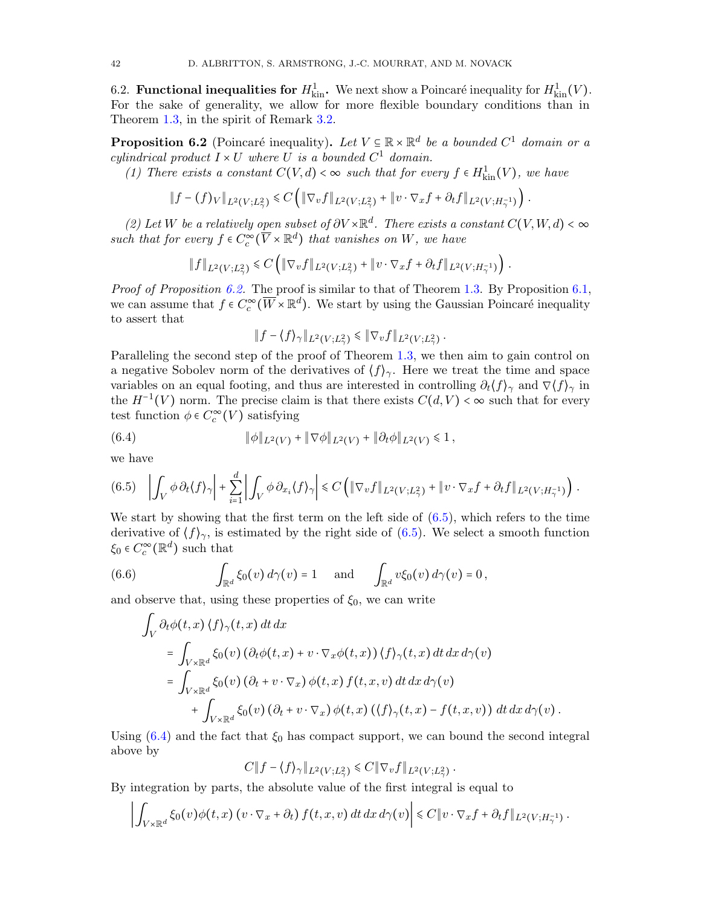6.2. **Functional inequalities for $H^1_{\mathrm{kin}}$.** We next show a Poincaré inequality for $H^1_{\mathrm{kin}}(V)$. For the sake of generality, we allow for more flexible boundary conditions than in Theorem 1.3, in the spirit of Remark 3.2.

**Proposition 6.2** (Poincaré inequality). *Let $V \subseteq \mathbb{R} \times \mathbb{R}^d$ be a bounded $C^1$ domain or a cylindrical product $I \times U$ where $U$ is a bounded $C^1$ domain.*

*(1) There exists a constant $C(V,d) < \infty$ such that for every $f \in H^1_{\mathrm{kin}}(V)$, we have*

$$\|f - (f)_V\|_{L^2(V;L^2_\gamma)} \leqslant C\left(\|\nabla_v f\|_{L^2(V;L^2_\gamma)} + \|v \cdot \nabla_x f + \partial_t f\|_{L^2(V;H^{-1}_\gamma)}\right).$$

*(2) Let $W$ be a relatively open subset of $\partial V \times \mathbb{R}^d$. There exists a constant $C(V,W,d) < \infty$ such that for every $f \in C^\infty_c(\overline{V} \times \mathbb{R}^d)$ that vanishes on $W$, we have*

$$\|f\|_{L^2(V;L^2_\gamma)} \leqslant C\left(\|\nabla_v f\|_{L^2(V;L^2_\gamma)} + \|v \cdot \nabla_x f + \partial_t f\|_{L^2(V;H^{-1}_\gamma)}\right).$$

*Proof of Proposition 6.2.* The proof is similar to that of Theorem 1.3. By Proposition 6.1, we can assume that $f \in C^\infty_c(\overline{W} \times \mathbb{R}^d)$. We start by using the Gaussian Poincaré inequality to assert that

$$\|f - \langle f \rangle_\gamma\|_{L^2(V;L^2_\gamma)} \leqslant \|\nabla_v f\|_{L^2(V;L^2_\gamma)}.$$

Paralleling the second step of the proof of Theorem 1.3, we then aim to gain control on a negative Sobolev norm of the derivatives of $\langle f \rangle_\gamma$. Here we treat the time and space variables on an equal footing, and thus are interested in controlling $\partial_t \langle f \rangle_\gamma$ and $\nabla \langle f \rangle_\gamma$ in the $H^{-1}(V)$ norm. The precise claim is that there exists $C(d,V) < \infty$ such that for every test function $\phi \in C^\infty_c(V)$ satisfying

$$\|\phi\|_{L^2(V)} + \|\nabla \phi\|_{L^2(V)} + \|\partial_t \phi\|_{L^2(V)} \leqslant 1, \tag{6.4}$$

we have

$$\left|\int_V \phi\, \partial_t \langle f \rangle_\gamma\right| + \sum_{i=1}^d \left|\int_V \phi\, \partial_{x_i} \langle f \rangle_\gamma\right| \leqslant C\left(\|\nabla_v f\|_{L^2(V;L^2_\gamma)} + \|v \cdot \nabla_x f + \partial_t f\|_{L^2(V;H^{-1}_\gamma)}\right). \tag{6.5}$$

We start by showing that the first term on the left side of (6.5), which refers to the time derivative of $\langle f \rangle_\gamma$, is estimated by the right side of (6.5). We select a smooth function $\xi_0 \in C^\infty_c(\mathbb{R}^d)$ such that

$$\int_{\mathbb{R}^d} \xi_0(v)\, d\gamma(v) = 1 \quad \text{and} \quad \int_{\mathbb{R}^d} v \xi_0(v)\, d\gamma(v) = 0, \tag{6.6}$$

and observe that, using these properties of $\xi_0$, we can write

$$\begin{aligned}
&\int_V \partial_t \phi(t,x)\, \langle f \rangle_\gamma(t,x)\, dt\, dx \\
&\quad = \int_{V \times \mathbb{R}^d} \xi_0(v)\left(\partial_t \phi(t,x) + v \cdot \nabla_x \phi(t,x)\right) \langle f \rangle_\gamma(t,x)\, dt\, dx\, d\gamma(v) \\
&\quad = \int_{V \times \mathbb{R}^d} \xi_0(v)\left(\partial_t + v \cdot \nabla_x\right) \phi(t,x)\, f(t,x,v)\, dt\, dx\, d\gamma(v) \\
&\qquad + \int_{V \times \mathbb{R}^d} \xi_0(v)\left(\partial_t + v \cdot \nabla_x\right) \phi(t,x)\left(\langle f \rangle_\gamma(t,x) - f(t,x,v)\right) dt\, dx\, d\gamma(v).
\end{aligned}$$

Using (6.4) and the fact that $\xi_0$ has compact support, we can bound the second integral above by

$$C\|f - \langle f \rangle_\gamma\|_{L^2(V;L^2_\gamma)} \leqslant C\|\nabla_v f\|_{L^2(V;L^2_\gamma)}.$$

By integration by parts, the absolute value of the first integral is equal to

$$\left|\int_{V \times \mathbb{R}^d} \xi_0(v) \phi(t,x)\left(v \cdot \nabla_x + \partial_t\right) f(t,x,v)\, dt\, dx\, d\gamma(v)\right| \leqslant C\|v \cdot \nabla_x f + \partial_t f\|_{L^2(V;H^{-1}_\gamma)}.$$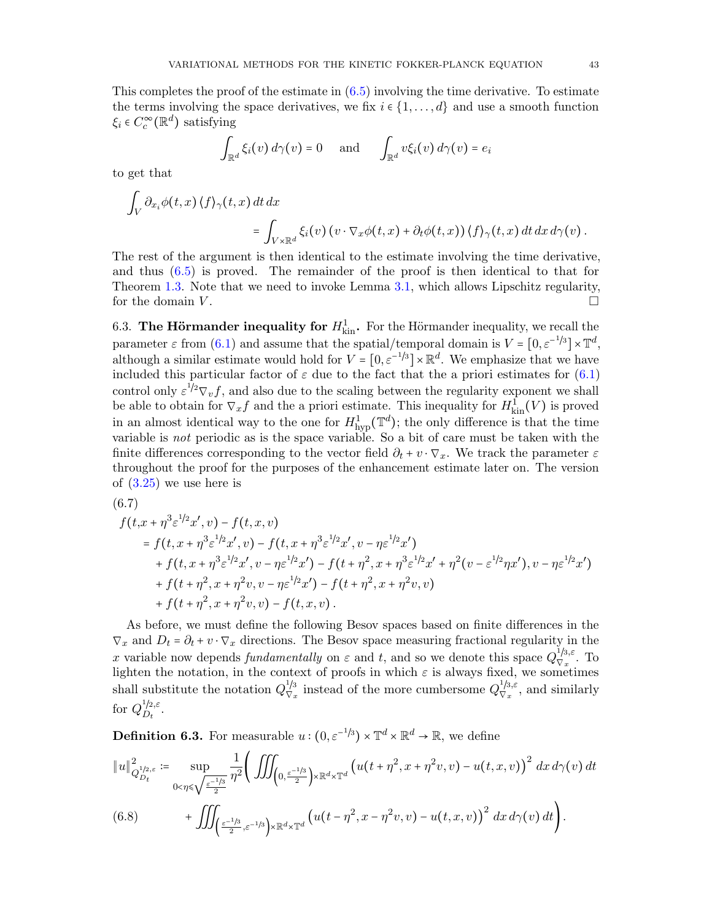This completes the proof of the estimate in (6.5) involving the time derivative. To estimate the terms involving the space derivatives, we fix $i \in \{1, \dots, d\}$ and use a smooth function $\xi_i \in C_c^\infty(\mathbb{R}^d)$ satisfying

$$\int_{\mathbb{R}^d} \xi_i(v)\, d\gamma(v) = 0 \quad \text{and} \quad \int_{\mathbb{R}^d} v \xi_i(v)\, d\gamma(v) = e_i$$

to get that

$$\int_V \partial_{x_i} \phi(t,x) \langle f \rangle_\gamma(t,x)\, dt\, dx$$
$$= \int_{V \times \mathbb{R}^d} \xi_i(v) \left( v \cdot \nabla_x \phi(t,x) + \partial_t \phi(t,x) \right) \langle f \rangle_\gamma(t,x)\, dt\, dx\, d\gamma(v)\,.$$

The rest of the argument is then identical to the estimate involving the time derivative, and thus (6.5) is proved. The remainder of the proof is then identical to that for Theorem 1.3. Note that we need to invoke Lemma 3.1, which allows Lipschitz regularity, for the domain $V$. $\square$

6.3. **The Hörmander inequality for $H^1_{\mathrm{kin}}$.** For the Hörmander inequality, we recall the parameter $\varepsilon$ from (6.1) and assume that the spatial/temporal domain is $V = [0, \varepsilon^{-1/3}] \times \mathbb{T}^d$, although a similar estimate would hold for $V = [0, \varepsilon^{-1/3}] \times \mathbb{R}^d$. We emphasize that we have included this particular factor of $\varepsilon$ due to the fact that the a priori estimates for (6.1) control only $\varepsilon^{1/2} \nabla_v f$, and also due to the scaling between the regularity exponent we shall be able to obtain for $\nabla_x f$ and the a priori estimate. This inequality for $H^1_{\mathrm{kin}}(V)$ is proved in an almost identical way to the one for $H^1_{\mathrm{hyp}}(\mathbb{T}^d)$; the only difference is that the time variable is *not* periodic as is the space variable. So a bit of care must be taken with the finite differences corresponding to the vector field $\partial_t + v \cdot \nabla_x$. We track the parameter $\varepsilon$ throughout the proof for the purposes of the enhancement estimate later on. The version of (3.25) we use here is

$$\begin{aligned}
(6.7)\quad & f(t, x + \eta^3 \varepsilon^{1/2} x', v) - f(t,x,v) \\
&= f(t, x + \eta^3 \varepsilon^{1/2} x', v) - f(t, x + \eta^3 \varepsilon^{1/2} x', v - \eta \varepsilon^{1/2} x') \\
&\quad + f(t, x + \eta^3 \varepsilon^{1/2} x', v - \eta \varepsilon^{1/2} x') - f(t + \eta^2, x + \eta^3 \varepsilon^{1/2} x' + \eta^2 (v - \varepsilon^{1/2} \eta x'), v - \eta \varepsilon^{1/2} x') \\
&\quad + f(t + \eta^2, x + \eta^2 v, v - \eta \varepsilon^{1/2} x') - f(t + \eta^2, x + \eta^2 v, v) \\
&\quad + f(t + \eta^2, x + \eta^2 v, v) - f(t,x,v)\,.
\end{aligned}$$

As before, we must define the following Besov spaces based on finite differences in the $\nabla_x$ and $D_t = \partial_t + v \cdot \nabla_x$ directions. The Besov space measuring fractional regularity in the $x$ variable now depends *fundamentally* on $\varepsilon$ and $t$, and so we denote this space $Q^{1/3, \varepsilon}_{\nabla_x}$. To lighten the notation, in the context of proofs in which $\varepsilon$ is always fixed, we sometimes shall substitute the notation $Q^{1/3}_{\nabla_x}$ instead of the more cumbersome $Q^{1/3,\varepsilon}_{\nabla_x}$, and similarly for $Q^{1/2,\varepsilon}_{D_t}$.

**Definition 6.3.** For measurable $u : (0, \varepsilon^{-1/3}) \times \mathbb{T}^d \times \mathbb{R}^d \to \mathbb{R}$, we define

$$\begin{aligned}
\|u\|^2_{Q^{1/2,\varepsilon}_{D_t}} &:= \sup_{0 < \eta \leqslant \sqrt{\frac{\varepsilon^{-1/3}}{2}}} \frac{1}{\eta^2} \Bigg( \iiint_{\left(0, \frac{\varepsilon^{-1/3}}{2}\right) \times \mathbb{R}^d \times \mathbb{T}^d} \left( u(t + \eta^2, x + \eta^2 v, v) - u(t,x,v) \right)^2 dx\, d\gamma(v)\, dt \\
(6.8)\qquad & \quad + \iiint_{\left(\frac{\varepsilon^{-1/3}}{2}, \varepsilon^{-1/3}\right) \times \mathbb{R}^d \times \mathbb{T}^d} \left( u(t - \eta^2, x - \eta^2 v, v) - u(t,x,v) \right)^2 dx\, d\gamma(v)\, dt \Bigg).
\end{aligned}$$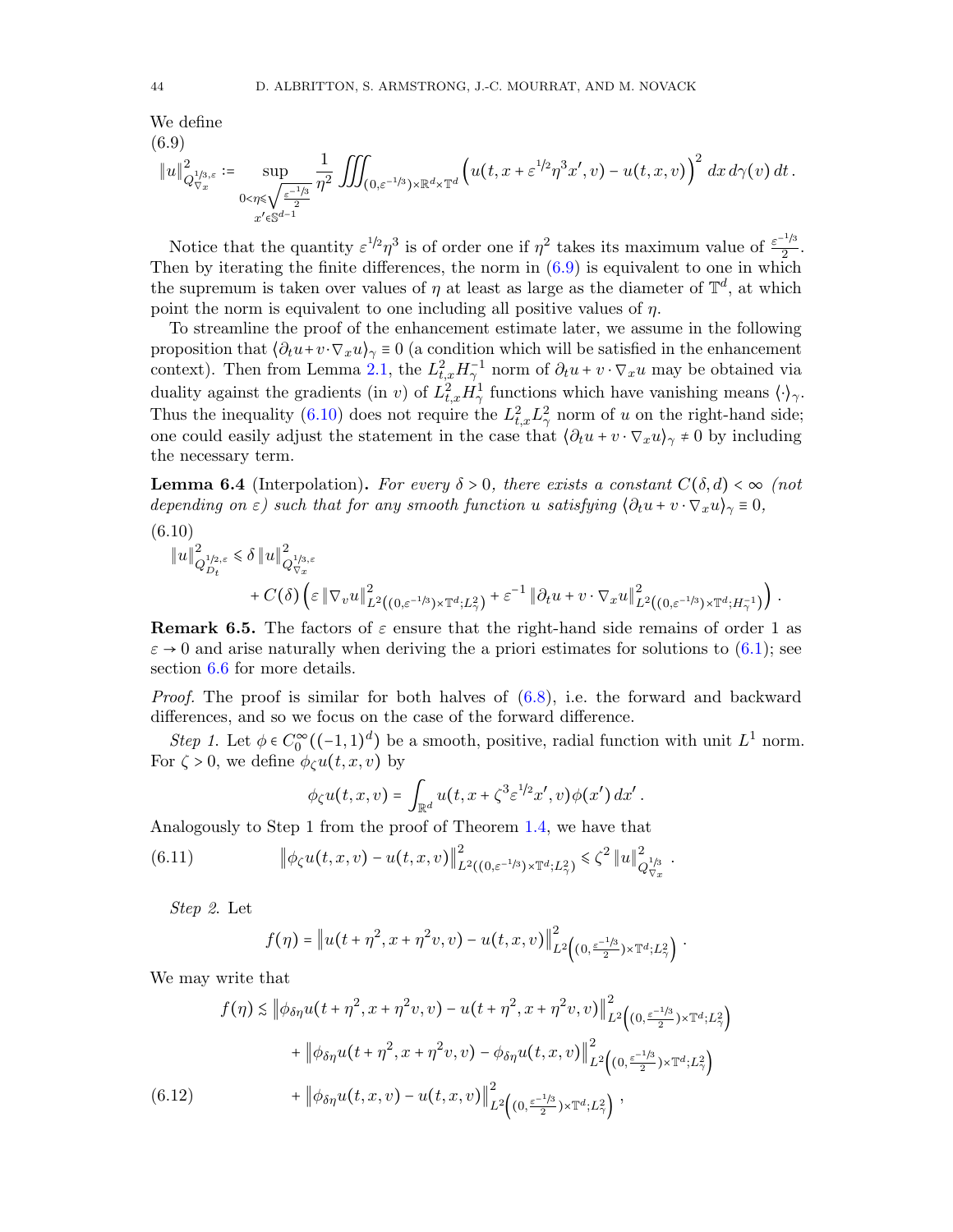We define

(6.9)

$$\|u\|^2_{Q^{1/3,\varepsilon}_{\nabla_x}} := \sup_{\substack{0<\eta\leqslant\sqrt{\frac{\varepsilon^{-1/3}}{2}}\\ x'\in\mathbb{S}^{d-1}}} \frac{1}{\eta^2}\iiint_{(0,\varepsilon^{-1/3})\times\mathbb{R}^d\times\mathbb{T}^d} \Big(u(t,x+\varepsilon^{1/2}\eta^3 x',v)-u(t,x,v)\Big)^2\,dx\,d\gamma(v)\,dt\,.$$

Notice that the quantity $\varepsilon^{1/2}\eta^3$ is of order one if $\eta^2$ takes its maximum value of $\frac{\varepsilon^{-1/3}}{2}$. Then by iterating the finite differences, the norm in (6.9) is equivalent to one in which the supremum is taken over values of $\eta$ at least as large as the diameter of $\mathbb{T}^d$, at which point the norm is equivalent to one including all positive values of $\eta$.

To streamline the proof of the enhancement estimate later, we assume in the following proposition that $\langle \partial_t u + v\cdot\nabla_x u\rangle_\gamma \equiv 0$ (a condition which will be satisfied in the enhancement context). Then from Lemma 2.1, the $L^2_{t,x}H^{-1}_\gamma$ norm of $\partial_t u + v\cdot\nabla_x u$ may be obtained via duality against the gradients (in $v$) of $L^2_{t,x}H^1_\gamma$ functions which have vanishing means $\langle\cdot\rangle_\gamma$. Thus the inequality (6.10) does not require the $L^2_{t,x}L^2_\gamma$ norm of $u$ on the right-hand side; one could easily adjust the statement in the case that $\langle\partial_t u + v\cdot\nabla_x u\rangle_\gamma \neq 0$ by including the necessary term.

**Lemma 6.4** (Interpolation)**.** *For every $\delta>0$, there exists a constant $C(\delta,d)<\infty$ (not depending on $\varepsilon$) such that for any smooth function $u$ satisfying $\langle\partial_t u + v\cdot\nabla_x u\rangle_\gamma \equiv 0$,*

(6.10)

$$\begin{aligned}\|u\|^2_{Q^{1/2,\varepsilon}_{D_t}} &\leqslant \delta\,\|u\|^2_{Q^{1/3,\varepsilon}_{\nabla_x}}\\ &\quad + C(\delta)\left(\varepsilon\,\|\nabla_v u\|^2_{L^2((0,\varepsilon^{-1/3})\times\mathbb{T}^d;L^2_\gamma)} + \varepsilon^{-1}\,\|\partial_t u + v\cdot\nabla_x u\|^2_{L^2((0,\varepsilon^{-1/3})\times\mathbb{T}^d;H^{-1}_\gamma)}\right).\end{aligned}$$

**Remark 6.5.** The factors of $\varepsilon$ ensure that the right-hand side remains of order 1 as $\varepsilon\to 0$ and arise naturally when deriving the a priori estimates for solutions to (6.1); see section 6.6 for more details.

*Proof.* The proof is similar for both halves of (6.8), i.e. the forward and backward differences, and so we focus on the case of the forward difference.

*Step 1.* Let $\phi\in C_0^\infty((-1,1)^d)$ be a smooth, positive, radial function with unit $L^1$ norm. For $\zeta>0$, we define $\phi_\zeta u(t,x,v)$ by

$$\phi_\zeta u(t,x,v) = \int_{\mathbb{R}^d} u(t,x+\zeta^3\varepsilon^{1/2}x',v)\phi(x')\,dx'\,.$$

Analogously to Step 1 from the proof of Theorem 1.4, we have that

$$\|\phi_\zeta u(t,x,v)-u(t,x,v)\|^2_{L^2((0,\varepsilon^{-1/3})\times\mathbb{T}^d;L^2_\gamma)} \leqslant \zeta^2\,\|u\|^2_{Q^{1/3}_{\nabla_x}}\,. \tag{6.11}$$

*Step 2.* Let

$$f(\eta) = \|u(t+\eta^2,x+\eta^2 v,v)-u(t,x,v)\|^2_{L^2\left((0,\frac{\varepsilon^{-1/3}}{2})\times\mathbb{T}^d;L^2_\gamma\right)}\,.$$

We may write that

$$\begin{aligned}f(\eta) &\lesssim \|\phi_{\delta\eta}u(t+\eta^2,x+\eta^2 v,v)-u(t+\eta^2,x+\eta^2 v,v)\|^2_{L^2\left((0,\frac{\varepsilon^{-1/3}}{2})\times\mathbb{T}^d;L^2_\gamma\right)}\\ &\quad + \|\phi_{\delta\eta}u(t+\eta^2,x+\eta^2 v,v)-\phi_{\delta\eta}u(t,x,v)\|^2_{L^2\left((0,\frac{\varepsilon^{-1/3}}{2})\times\mathbb{T}^d;L^2_\gamma\right)}\\ &\quad + \|\phi_{\delta\eta}u(t,x,v)-u(t,x,v)\|^2_{L^2\left((0,\frac{\varepsilon^{-1/3}}{2})\times\mathbb{T}^d;L^2_\gamma\right)}\,,\end{aligned} \tag{6.12}$$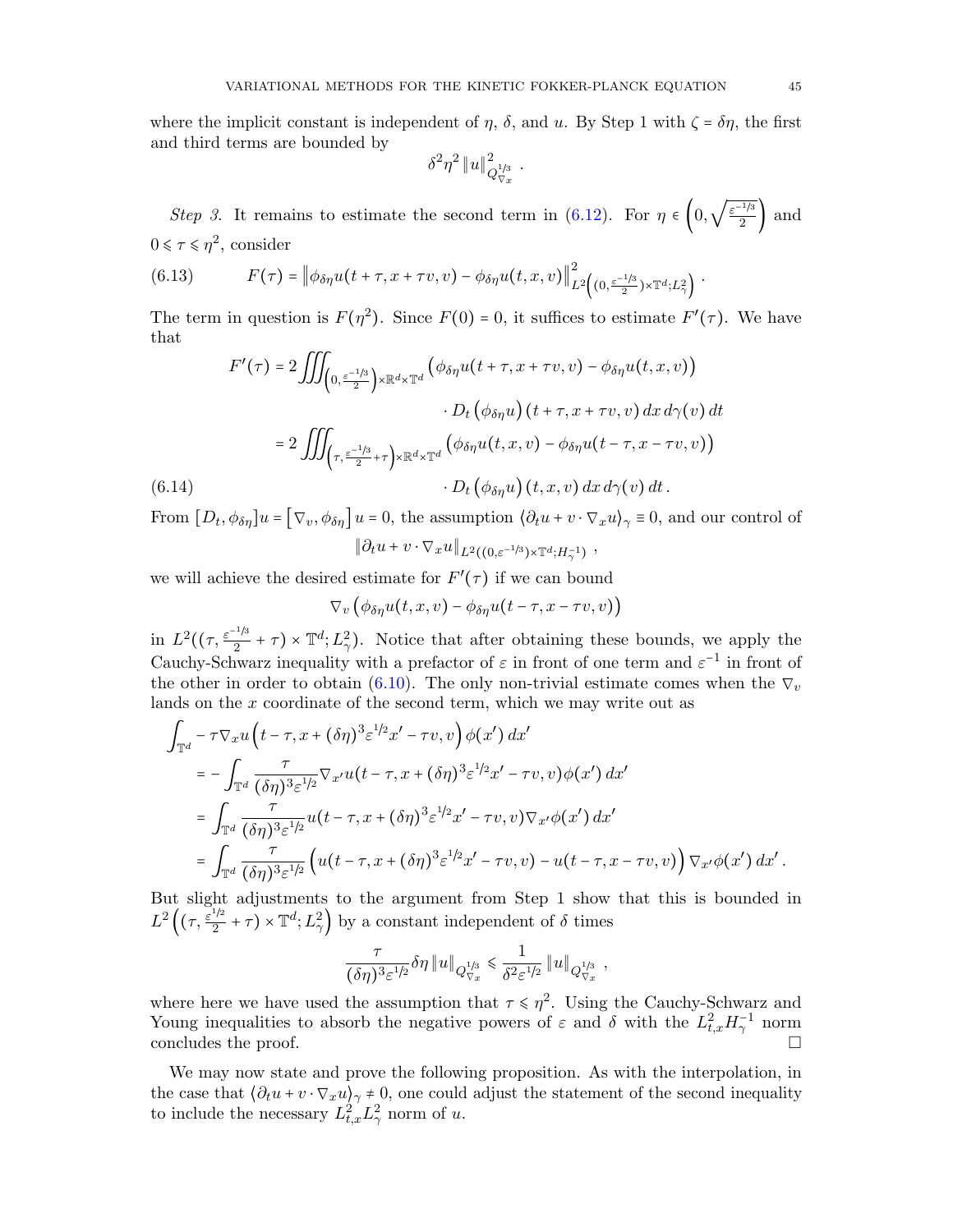where the implicit constant is independent of $\eta$, $\delta$, and $u$. By Step 1 with $\zeta = \delta\eta$, the first and third terms are bounded by

$$\delta^2\eta^2 \|u\|^2_{Q^{1/3}_{\nabla_x}}\,.$$

*Step 3.* It remains to estimate the second term in (6.12). For $\eta \in \left(0, \sqrt{\frac{\varepsilon^{-1/3}}{2}}\right)$ and $0 \leqslant \tau \leqslant \eta^2$, consider

$$F(\tau) = \left\|\phi_{\delta\eta}u(t+\tau, x+\tau v, v) - \phi_{\delta\eta}u(t,x,v)\right\|^2_{L^2\left((0,\frac{\varepsilon^{-1/3}}{2})\times\mathbb{T}^d;L^2_\gamma\right)}\,. \tag{6.13}$$

The term in question is $F(\eta^2)$. Since $F(0) = 0$, it suffices to estimate $F'(\tau)$. We have that

$$\begin{aligned}
F'(\tau) &= 2\iiint_{\left(0,\frac{\varepsilon^{-1/3}}{2}\right)\times\mathbb{R}^d\times\mathbb{T}^d} \left(\phi_{\delta\eta}u(t+\tau, x+\tau v, v) - \phi_{\delta\eta}u(t,x,v)\right) \\
&\qquad\qquad \cdot D_t\left(\phi_{\delta\eta}u\right)(t+\tau, x+\tau v, v)\,dx\,d\gamma(v)\,dt \\
&= 2\iiint_{\left(\tau,\frac{\varepsilon^{-1/3}}{2}+\tau\right)\times\mathbb{R}^d\times\mathbb{T}^d} \left(\phi_{\delta\eta}u(t,x,v) - \phi_{\delta\eta}u(t-\tau, x-\tau v, v)\right) \\
&\qquad\qquad \cdot D_t\left(\phi_{\delta\eta}u\right)(t,x,v)\,dx\,d\gamma(v)\,dt\,.
\end{aligned} \tag{6.14}$$

From $[D_t, \phi_{\delta\eta}]u = \left[\nabla_v, \phi_{\delta\eta}\right]u = 0$, the assumption $\langle \partial_t u + v\cdot\nabla_x u\rangle_\gamma \equiv 0$, and our control of

$$\|\partial_t u + v\cdot\nabla_x u\|_{L^2((0,\varepsilon^{-1/3})\times\mathbb{T}^d;H^{-1}_\gamma)}\,,$$

we will achieve the desired estimate for $F'(\tau)$ if we can bound

$$\nabla_v\left(\phi_{\delta\eta}u(t,x,v) - \phi_{\delta\eta}u(t-\tau, x-\tau v, v)\right)$$

in $L^2((\tau, \frac{\varepsilon^{-1/3}}{2}+\tau)\times\mathbb{T}^d;L^2_\gamma)$. Notice that after obtaining these bounds, we apply the Cauchy-Schwarz inequality with a prefactor of $\varepsilon$ in front of one term and $\varepsilon^{-1}$ in front of the other in order to obtain (6.10). The only non-trivial estimate comes when the $\nabla_v$ lands on the $x$ coordinate of the second term, which we may write out as

$$\begin{aligned}
&\int_{\mathbb{T}^d} -\tau\nabla_x u\left(t-\tau, x+(\delta\eta)^3\varepsilon^{1/2}x' - \tau v, v\right)\phi(x')\,dx' \\
&\quad= -\int_{\mathbb{T}^d}\frac{\tau}{(\delta\eta)^3\varepsilon^{1/2}}\nabla_{x'}u(t-\tau, x+(\delta\eta)^3\varepsilon^{1/2}x' - \tau v, v)\phi(x')\,dx' \\
&\quad= \int_{\mathbb{T}^d}\frac{\tau}{(\delta\eta)^3\varepsilon^{1/2}}u(t-\tau, x+(\delta\eta)^3\varepsilon^{1/2}x' - \tau v, v)\nabla_{x'}\phi(x')\,dx' \\
&\quad= \int_{\mathbb{T}^d}\frac{\tau}{(\delta\eta)^3\varepsilon^{1/2}}\left(u(t-\tau, x+(\delta\eta)^3\varepsilon^{1/2}x' - \tau v, v) - u(t-\tau, x-\tau v, v)\right)\nabla_{x'}\phi(x')\,dx'\,.
\end{aligned}$$

But slight adjustments to the argument from Step 1 show that this is bounded in $L^2\left((\tau, \frac{\varepsilon^{1/2}}{2}+\tau)\times\mathbb{T}^d;L^2_\gamma\right)$ by a constant independent of $\delta$ times

$$\frac{\tau}{(\delta\eta)^3\varepsilon^{1/2}}\delta\eta\|u\|_{Q^{1/3}_{\nabla_x}} \leqslant \frac{1}{\delta^2\varepsilon^{1/2}}\|u\|_{Q^{1/3}_{\nabla_x}}\,,$$

where here we have used the assumption that $\tau \leqslant \eta^2$. Using the Cauchy-Schwarz and Young inequalities to absorb the negative powers of $\varepsilon$ and $\delta$ with the $L^2_{t,x}H^{-1}_\gamma$ norm concludes the proof. $\square$

We may now state and prove the following proposition. As with the interpolation, in the case that $\langle \partial_t u + v\cdot\nabla_x u\rangle_\gamma \neq 0$, one could adjust the statement of the second inequality to include the necessary $L^2_{t,x}L^2_\gamma$ norm of $u$.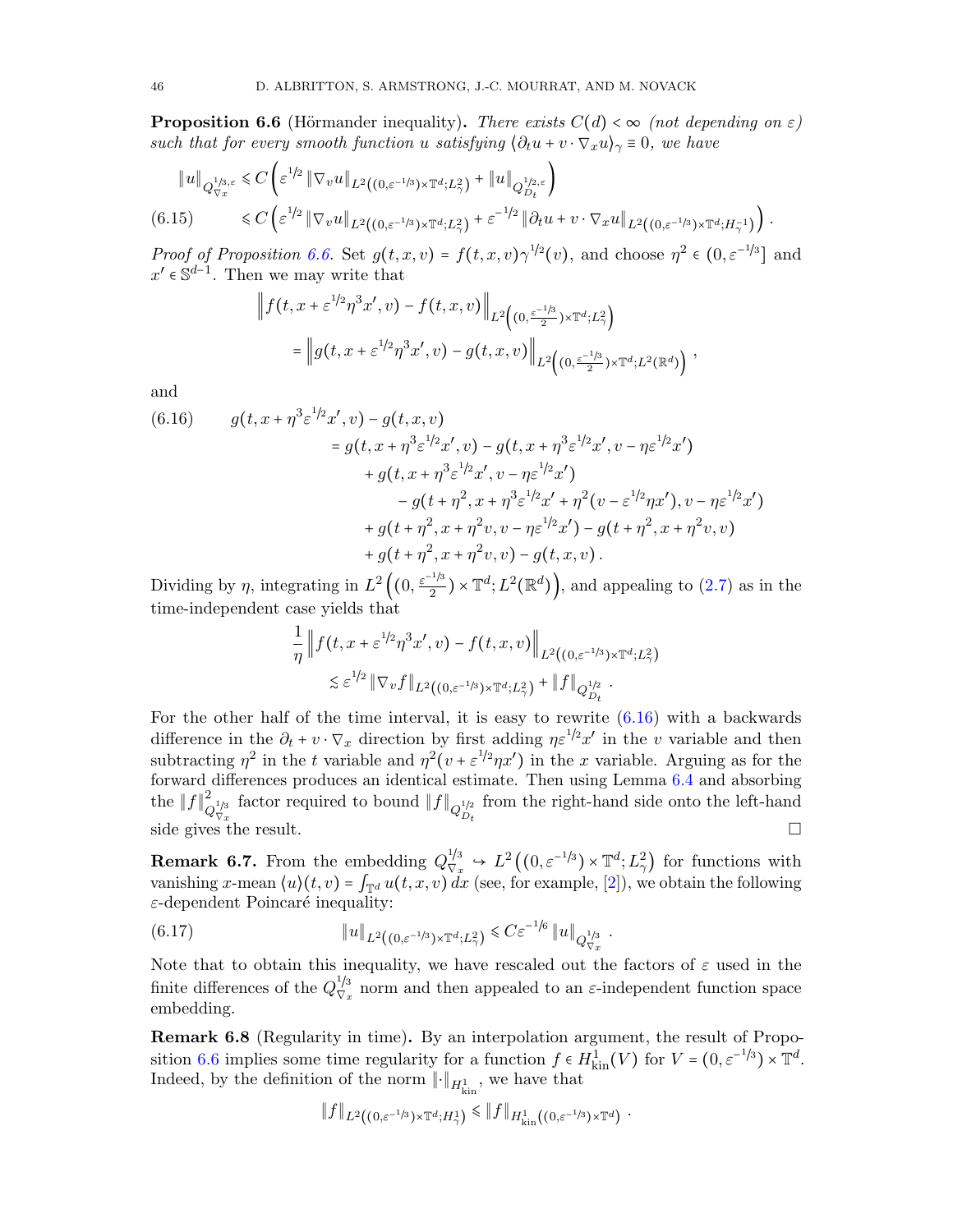**Proposition 6.6** (Hörmander inequality)**.** *There exists $C(d) < \infty$ (not depending on $\varepsilon$) such that for every smooth function $u$ satisfying $\langle \partial_t u + v \cdot \nabla_x u \rangle_\gamma \equiv 0$, we have*

$$
\begin{aligned}
\|u\|_{Q^{1/3,\varepsilon}_{\nabla_x}} &\leqslant C \left( \varepsilon^{1/2} \|\nabla_v u\|_{L^2((0,\varepsilon^{-1/3}) \times \mathbb{T}^d; L^2_\gamma)} + \|u\|_{Q^{1/2,\varepsilon}_{D_t}} \right) \\
&\leqslant C \left( \varepsilon^{1/2} \|\nabla_v u\|_{L^2((0,\varepsilon^{-1/3}) \times \mathbb{T}^d; L^2_\gamma)} + \varepsilon^{-1/2} \|\partial_t u + v \cdot \nabla_x u\|_{L^2((0,\varepsilon^{-1/3}) \times \mathbb{T}^d; H^{-1}_\gamma)} \right). \qquad (6.15)
\end{aligned}
$$

*Proof of Proposition 6.6.* Set $g(t,x,v) = f(t,x,v)\gamma^{1/2}(v)$, and choose $\eta^2 \in (0, \varepsilon^{-1/3}]$ and $x' \in \mathbb{S}^{d-1}$. Then we may write that

$$
\begin{aligned}
&\left\| f(t, x + \varepsilon^{1/2}\eta^3 x', v) - f(t,x,v) \right\|_{L^2\left((0, \frac{\varepsilon^{-1/3}}{2}) \times \mathbb{T}^d; L^2_\gamma\right)} \\
&\qquad = \left\| g(t, x + \varepsilon^{1/2}\eta^3 x', v) - g(t,x,v) \right\|_{L^2\left((0, \frac{\varepsilon^{-1/3}}{2}) \times \mathbb{T}^d; L^2(\mathbb{R}^d)\right)},
\end{aligned}
$$

and

$$
\begin{aligned}
(6.16) \qquad g(t, x + \eta^3 \varepsilon^{1/2} x', v) - g(t,x,v) \\
&= g(t, x + \eta^3 \varepsilon^{1/2} x', v) - g(t, x + \eta^3 \varepsilon^{1/2} x', v - \eta \varepsilon^{1/2} x') \\
&\quad + g(t, x + \eta^3 \varepsilon^{1/2} x', v - \eta \varepsilon^{1/2} x') \\
&\qquad - g(t + \eta^2, x + \eta^3 \varepsilon^{1/2} x' + \eta^2(v - \varepsilon^{1/2}\eta x'), v - \eta \varepsilon^{1/2} x') \\
&\quad + g(t + \eta^2, x + \eta^2 v, v - \eta \varepsilon^{1/2} x') - g(t + \eta^2, x + \eta^2 v, v) \\
&\quad + g(t + \eta^2, x + \eta^2 v, v) - g(t,x,v).
\end{aligned}
$$

Dividing by $\eta$, integrating in $L^2\left((0, \frac{\varepsilon^{-1/3}}{2}) \times \mathbb{T}^d; L^2(\mathbb{R}^d)\right)$, and appealing to (2.7) as in the time-independent case yields that

$$
\begin{aligned}
&\frac{1}{\eta} \left\| f(t, x + \varepsilon^{1/2}\eta^3 x', v) - f(t,x,v) \right\|_{L^2((0,\varepsilon^{-1/3}) \times \mathbb{T}^d; L^2_\gamma)} \\
&\qquad \lesssim \varepsilon^{1/2} \|\nabla_v f\|_{L^2((0,\varepsilon^{-1/3}) \times \mathbb{T}^d; L^2_\gamma)} + \|f\|_{Q^{1/2}_{D_t}}.
\end{aligned}
$$

For the other half of the time interval, it is easy to rewrite (6.16) with a backwards difference in the $\partial_t + v \cdot \nabla_x$ direction by first adding $\eta \varepsilon^{1/2} x'$ in the $v$ variable and then subtracting $\eta^2$ in the $t$ variable and $\eta^2(v + \varepsilon^{1/2}\eta x')$ in the $x$ variable. Arguing as for the forward differences produces an identical estimate. Then using Lemma 6.4 and absorbing the $\|f\|^2_{Q^{1/3}_{\nabla_x}}$ factor required to bound $\|f\|_{Q^{1/2}_{D_t}}$ from the right-hand side onto the left-hand side gives the result. □

**Remark 6.7.** From the embedding $Q^{1/3}_{\nabla_x} \hookrightarrow L^2\left((0,\varepsilon^{-1/3}) \times \mathbb{T}^d; L^2_\gamma\right)$ for functions with vanishing $x$-mean $\langle u \rangle(t,v) = \int_{\mathbb{T}^d} u(t,x,v)\,dx$ (see, for example, [2]), we obtain the following $\varepsilon$-dependent Poincaré inequality:

$$
\|u\|_{L^2((0,\varepsilon^{-1/3}) \times \mathbb{T}^d; L^2_\gamma)} \leqslant C \varepsilon^{-1/6} \|u\|_{Q^{1/3}_{\nabla_x}}. \qquad (6.17)
$$

Note that to obtain this inequality, we have rescaled out the factors of $\varepsilon$ used in the finite differences of the $Q^{1/3}_{\nabla_x}$ norm and then appealed to an $\varepsilon$-independent function space embedding.

**Remark 6.8** (Regularity in time)**.** By an interpolation argument, the result of Proposition 6.6 implies some time regularity for a function $f \in H^1_{\mathrm{kin}}(V)$ for $V = (0, \varepsilon^{-1/3}) \times \mathbb{T}^d$. Indeed, by the definition of the norm $\|\cdot\|_{H^1_{\mathrm{kin}}}$, we have that

$$
\|f\|_{L^2((0,\varepsilon^{-1/3}) \times \mathbb{T}^d; H^1_\gamma)} \leqslant \|f\|_{H^1_{\mathrm{kin}}((0,\varepsilon^{-1/3}) \times \mathbb{T}^d)}.
$$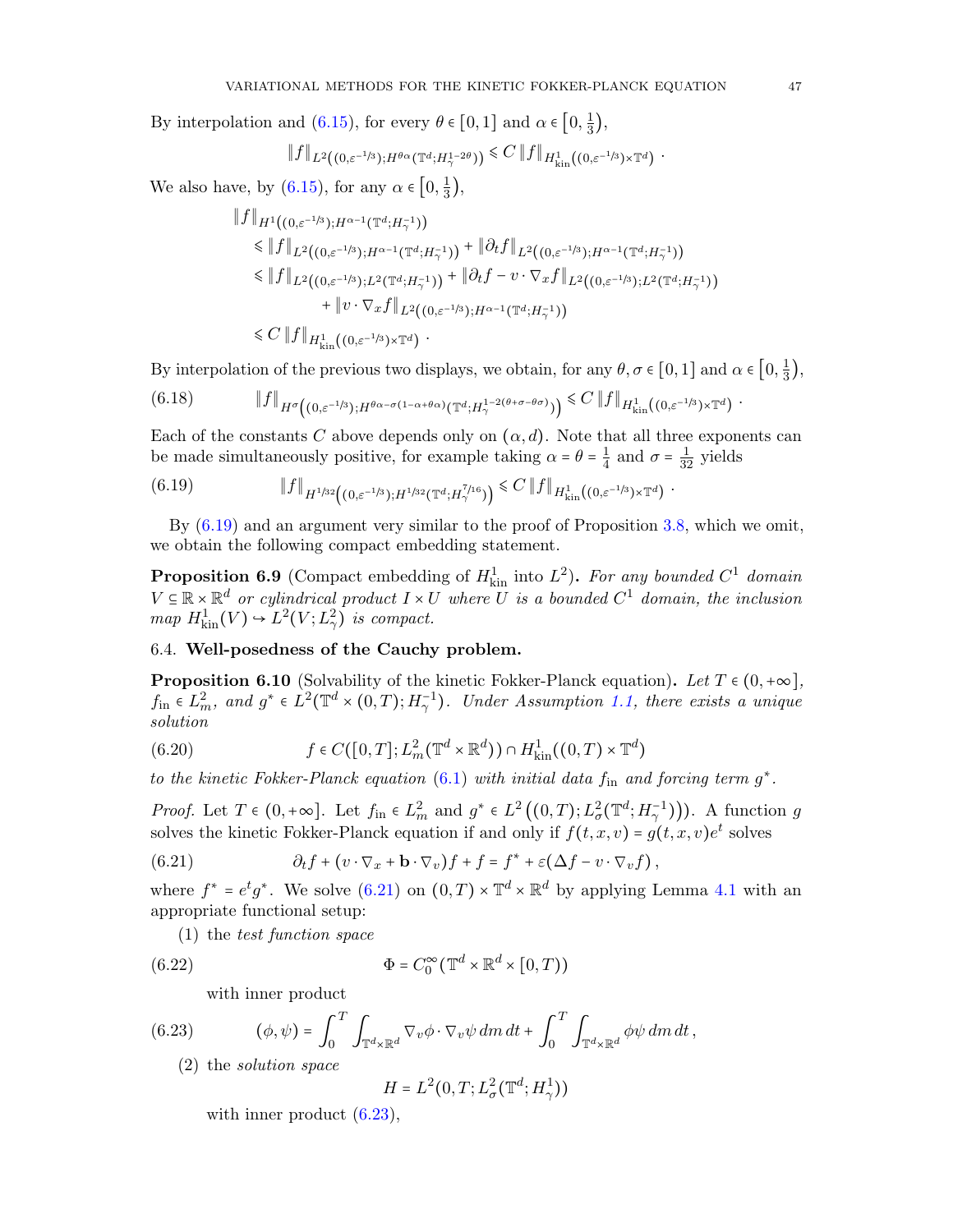By interpolation and (6.15), for every $\theta \in [0,1]$ and $\alpha \in \left[0, \frac{1}{3}\right)$,

$$\|f\|_{L^2\left((0,\varepsilon^{-1/3});H^{\theta\alpha}(\mathbb{T}^d;H^{1-2\theta}_\gamma)\right)} \leqslant C\,\|f\|_{H^1_{\mathrm{kin}}\left((0,\varepsilon^{-1/3})\times\mathbb{T}^d\right)}\,.$$

We also have, by (6.15), for any $\alpha \in \left[0, \frac{1}{3}\right)$,

$$\begin{aligned}
&\|f\|_{H^1\left((0,\varepsilon^{-1/3});H^{\alpha-1}(\mathbb{T}^d;H^{-1}_\gamma)\right)} \\
&\quad\leqslant \|f\|_{L^2\left((0,\varepsilon^{-1/3});H^{\alpha-1}(\mathbb{T}^d;H^{-1}_\gamma)\right)} + \|\partial_t f\|_{L^2\left((0,\varepsilon^{-1/3});H^{\alpha-1}(\mathbb{T}^d;H^{-1}_\gamma)\right)} \\
&\quad\leqslant \|f\|_{L^2\left((0,\varepsilon^{-1/3});L^2(\mathbb{T}^d;H^{-1}_\gamma)\right)} + \|\partial_t f - v\cdot\nabla_x f\|_{L^2\left((0,\varepsilon^{-1/3});L^2(\mathbb{T}^d;H^{-1}_\gamma)\right)} \\
&\qquad\qquad + \|v\cdot\nabla_x f\|_{L^2\left((0,\varepsilon^{-1/3});H^{\alpha-1}(\mathbb{T}^d;H^{-1}_\gamma)\right)} \\
&\quad\leqslant C\,\|f\|_{H^1_{\mathrm{kin}}\left((0,\varepsilon^{-1/3})\times\mathbb{T}^d\right)}\,.
\end{aligned}$$

By interpolation of the previous two displays, we obtain, for any $\theta, \sigma \in [0,1]$ and $\alpha \in \left[0, \frac{1}{3}\right)$,

$$\|f\|_{H^\sigma\left((0,\varepsilon^{-1/3});H^{\theta\alpha-\sigma(1-\alpha+\theta\alpha)}(\mathbb{T}^d;H^{1-2(\theta+\sigma-\theta\sigma)}_\gamma)\right)} \leqslant C\,\|f\|_{H^1_{\mathrm{kin}}\left((0,\varepsilon^{-1/3})\times\mathbb{T}^d\right)}\,. \tag{6.18}$$

Each of the constants $C$ above depends only on $(\alpha, d)$. Note that all three exponents can be made simultaneously positive, for example taking $\alpha = \theta = \frac{1}{4}$ and $\sigma = \frac{1}{32}$ yields

$$\|f\|_{H^{1/32}\left((0,\varepsilon^{-1/3});H^{1/32}(\mathbb{T}^d;H^{7/16}_\gamma)\right)} \leqslant C\,\|f\|_{H^1_{\mathrm{kin}}\left((0,\varepsilon^{-1/3})\times\mathbb{T}^d\right)}\,. \tag{6.19}$$

By (6.19) and an argument very similar to the proof of Proposition 3.8, which we omit, we obtain the following compact embedding statement.

**Proposition 6.9** (Compact embedding of $H^1_{\mathrm{kin}}$ into $L^2$)**.** *For any bounded $C^1$ domain $V \subseteq \mathbb{R}\times\mathbb{R}^d$ or cylindrical product $I \times U$ where $U$ is a bounded $C^1$ domain, the inclusion map $H^1_{\mathrm{kin}}(V) \hookrightarrow L^2(V; L^2_\gamma)$ is compact.*

### 6.4. Well-posedness of the Cauchy problem.

**Proposition 6.10** (Solvability of the kinetic Fokker-Planck equation)**.** *Let $T \in (0, +\infty]$, $f_{\mathrm{in}} \in L^2_m$, and $g^* \in L^2(\mathbb{T}^d \times (0,T); H^{-1}_\gamma)$. Under Assumption 1.1, there exists a unique solution*

$$f \in C([0,T]; L^2_m(\mathbb{T}^d\times\mathbb{R}^d)) \cap H^1_{\mathrm{kin}}((0,T)\times\mathbb{T}^d) \tag{6.20}$$

*to the kinetic Fokker-Planck equation (6.1) with initial data $f_{\mathrm{in}}$ and forcing term $g^*$.*

*Proof.* Let $T \in (0,+\infty]$. Let $f_{\mathrm{in}} \in L^2_m$ and $g^* \in L^2\left((0,T); L^2_\sigma(\mathbb{T}^d; H^{-1}_\gamma)\right)$. A function $g$ solves the kinetic Fokker-Planck equation if and only if $f(t,x,v) = g(t,x,v)e^t$ solves

$$\partial_t f + (v\cdot\nabla_x + \mathbf{b}\cdot\nabla_v) f + f = f^* + \varepsilon(\Delta f - v\cdot\nabla_v f)\,, \tag{6.21}$$

where $f^* = e^t g^*$. We solve (6.21) on $(0,T)\times\mathbb{T}^d\times\mathbb{R}^d$ by applying Lemma 4.1 with an appropriate functional setup:

(1) the *test function space*

$$\Phi = C^\infty_0(\mathbb{T}^d\times\mathbb{R}^d\times[0,T)) \tag{6.22}$$

with inner product

$$(\phi,\psi) = \int_0^T\int_{\mathbb{T}^d\times\mathbb{R}^d} \nabla_v\phi\cdot\nabla_v\psi\,dm\,dt + \int_0^T\int_{\mathbb{T}^d\times\mathbb{R}^d}\phi\psi\,dm\,dt\,, \tag{6.23}$$

(2) the *solution space*

$$H = L^2(0,T; L^2_\sigma(\mathbb{T}^d; H^1_\gamma))$$

with inner product (6.23),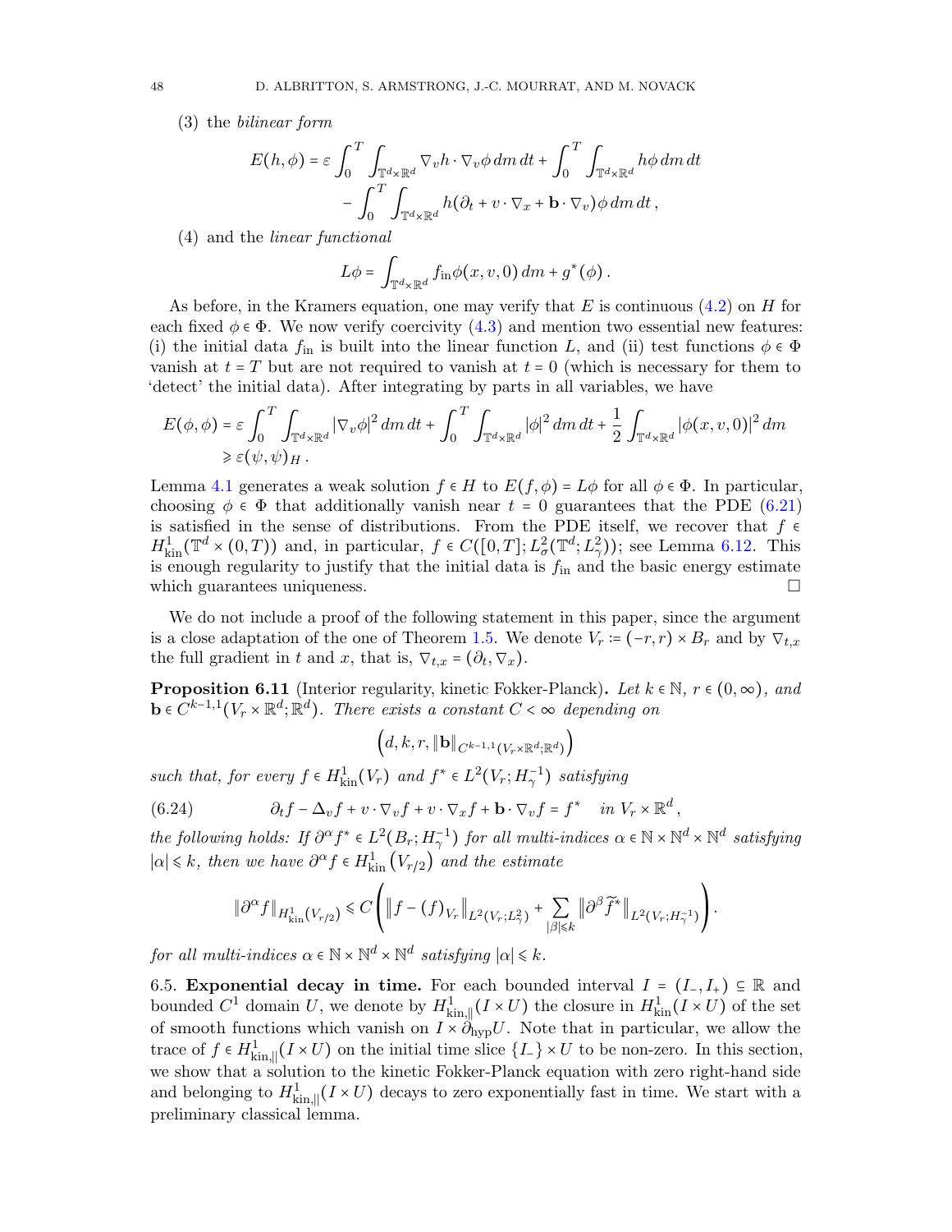(3) the *bilinear form*

$$E(h,\phi) = \varepsilon \int_0^T \int_{\mathbb{T}^d\times\mathbb{R}^d} \nabla_v h \cdot \nabla_v \phi \, dm \, dt + \int_0^T \int_{\mathbb{T}^d\times\mathbb{R}^d} h\phi \, dm \, dt - \int_0^T \int_{\mathbb{T}^d\times\mathbb{R}^d} h(\partial_t + v\cdot\nabla_x + \mathbf{b}\cdot\nabla_v)\phi \, dm \, dt \,,$$

(4) and the *linear functional*

$$L\phi = \int_{\mathbb{T}^d\times\mathbb{R}^d} f_{\mathrm{in}} \phi(x,v,0)\, dm + g^*(\phi)\,.$$

As before, in the Kramers equation, one may verify that $E$ is continuous (4.2) on $H$ for each fixed $\phi \in \Phi$. We now verify coercivity (4.3) and mention two essential new features: (i) the initial data $f_{\mathrm{in}}$ is built into the linear function $L$, and (ii) test functions $\phi \in \Phi$ vanish at $t = T$ but are not required to vanish at $t = 0$ (which is necessary for them to 'detect' the initial data). After integrating by parts in all variables, we have

$$\begin{aligned} E(\phi,\phi) &= \varepsilon \int_0^T \int_{\mathbb{T}^d\times\mathbb{R}^d} |\nabla_v \phi|^2 \, dm \, dt + \int_0^T \int_{\mathbb{T}^d\times\mathbb{R}^d} |\phi|^2 \, dm \, dt + \frac{1}{2}\int_{\mathbb{T}^d\times\mathbb{R}^d} |\phi(x,v,0)|^2 \, dm \\ &\geqslant \varepsilon (\psi,\psi)_H \,. \end{aligned}$$

Lemma 4.1 generates a weak solution $f \in H$ to $E(f,\phi) = L\phi$ for all $\phi \in \Phi$. In particular, choosing $\phi \in \Phi$ that additionally vanish near $t = 0$ guarantees that the PDE (6.21) is satisfied in the sense of distributions. From the PDE itself, we recover that $f \in H^1_{\mathrm{kin}}(\mathbb{T}^d \times (0,T))$ and, in particular, $f \in C([0,T]; L^2_\sigma(\mathbb{T}^d; L^2_\gamma))$; see Lemma 6.12. This is enough regularity to justify that the initial data is $f_{\mathrm{in}}$ and the basic energy estimate which guarantees uniqueness. □

We do not include a proof of the following statement in this paper, since the argument is a close adaptation of the one of Theorem 1.5. We denote $V_r \coloneqq (-r,r)\times B_r$ and by $\nabla_{t,x}$ the full gradient in $t$ and $x$, that is, $\nabla_{t,x} = (\partial_t, \nabla_x)$.

**Proposition 6.11** (Interior regularity, kinetic Fokker-Planck)**.** *Let $k \in \mathbb{N}$, $r \in (0,\infty)$, and $\mathbf{b} \in C^{k-1,1}(V_r\times\mathbb{R}^d;\mathbb{R}^d)$. There exists a constant $C < \infty$ depending on*

$$\left(d, k, r, \|\mathbf{b}\|_{C^{k-1,1}(V_r\times\mathbb{R}^d;\mathbb{R}^d)}\right)$$

*such that, for every $f \in H^1_{\mathrm{kin}}(V_r)$ and $f^* \in L^2(V_r; H^{-1}_\gamma)$ satisfying*

$$\partial_t f - \Delta_v f + v\cdot\nabla_v f + v\cdot\nabla_x f + \mathbf{b}\cdot\nabla_v f = f^* \quad \text{in } V_r\times\mathbb{R}^d\,, \tag{6.24}$$

*the following holds: If $\partial^\alpha f^* \in L^2(B_r; H^{-1}_\gamma)$ for all multi-indices $\alpha \in \mathbb{N}\times\mathbb{N}^d\times\mathbb{N}^d$ satisfying $|\alpha| \leqslant k$, then we have $\partial^\alpha f \in H^1_{\mathrm{kin}}(V_{r/2})$ and the estimate*

$$\|\partial^\alpha f\|_{H^1_{\mathrm{kin}}(V_{r/2})} \leqslant C\left( \left\| f - (f)_{V_r}\right\|_{L^2(V_r;L^2_\gamma)} + \sum_{|\beta|\leqslant k} \left\| \partial^\beta \widetilde{f}^*\right\|_{L^2(V_r;H^{-1}_\gamma)} \right).$$

*for all multi-indices $\alpha \in \mathbb{N}\times\mathbb{N}^d\times\mathbb{N}^d$ satisfying $|\alpha| \leqslant k$.*

6.5. **Exponential decay in time.** For each bounded interval $I = (I_-, I_+) \subseteq \mathbb{R}$ and bounded $C^1$ domain $U$, we denote by $H^1_{\mathrm{kin},\parallel}(I\times U)$ the closure in $H^1_{\mathrm{kin}}(I\times U)$ of the set of smooth functions which vanish on $I\times\partial_{\mathrm{hyp}}U$. Note that in particular, we allow the trace of $f \in H^1_{\mathrm{kin},\parallel}(I\times U)$ on the initial time slice $\{I_-\}\times U$ to be non-zero. In this section, we show that a solution to the kinetic Fokker-Planck equation with zero right-hand side and belonging to $H^1_{\mathrm{kin},\parallel}(I\times U)$ decays to zero exponentially fast in time. We start with a preliminary classical lemma.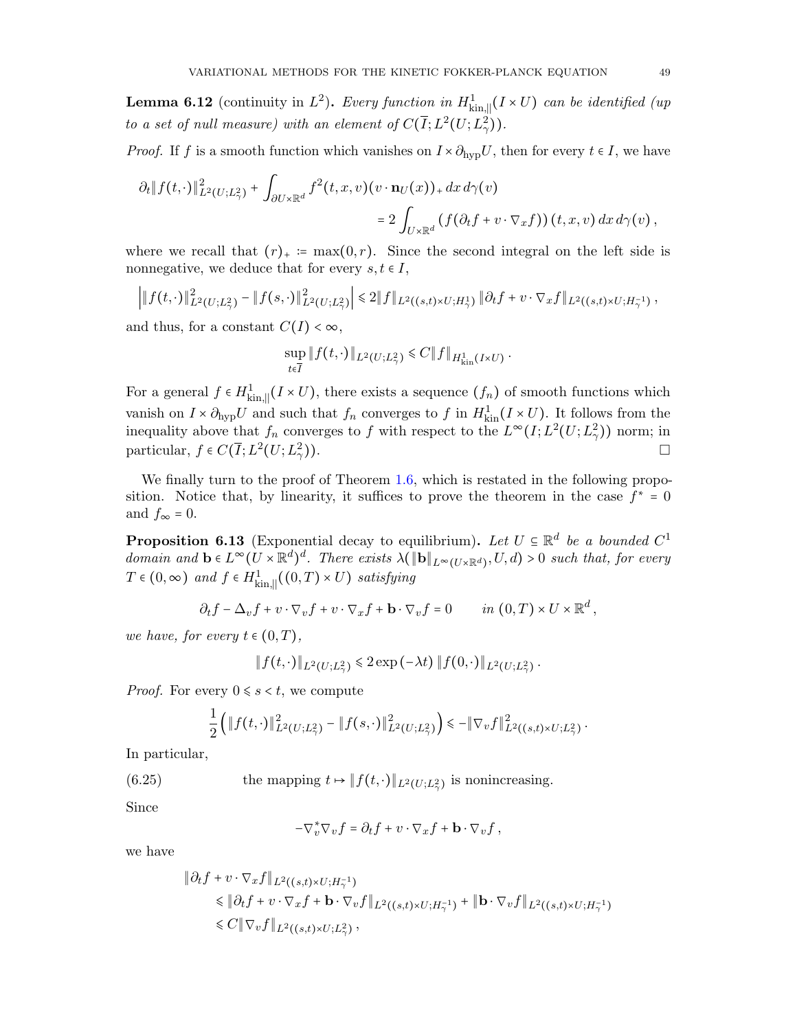**Lemma 6.12** (continuity in $L^2$)**.** *Every function in $H^1_{\mathrm{kin},\|}(I \times U)$ can be identified (up to a set of null measure) with an element of $C(\overline{I}; L^2(U; L^2_\gamma))$.*

*Proof.* If $f$ is a smooth function which vanishes on $I \times \partial_{\mathrm{hyp}} U$, then for every $t \in I$, we have

$$
\partial_t \| f(t,\cdot)\|^2_{L^2(U;L^2_\gamma)} + \int_{\partial U \times \mathbb{R}^d} f^2(t,x,v)(v \cdot \mathbf{n}_U(x))_+ \, dx \, d\gamma(v) \\
= 2 \int_{U \times \mathbb{R}^d} \left( f(\partial_t f + v \cdot \nabla_x f)\right)(t,x,v) \, dx \, d\gamma(v) \, ,
$$

where we recall that $(r)_+ \coloneqq \max(0,r)$. Since the second integral on the left side is nonnegative, we deduce that for every $s,t \in I$,

$$
\left| \| f(t,\cdot)\|^2_{L^2(U;L^2_\gamma)} - \| f(s,\cdot)\|^2_{L^2(U;L^2_\gamma)} \right| \leqslant 2 \| f\|_{L^2((s,t)\times U; H^1_\gamma)} \, \| \partial_t f + v \cdot \nabla_x f\|_{L^2((s,t)\times U; H^{-1}_\gamma)} \, ,
$$

and thus, for a constant $C(I) < \infty$,

$$
\sup_{t \in \overline{I}} \| f(t,\cdot)\|_{L^2(U;L^2_\gamma)} \leqslant C \| f\|_{H^1_{\mathrm{kin}}(I\times U)} \, .
$$

For a general $f \in H^1_{\mathrm{kin},\|}(I \times U)$, there exists a sequence $(f_n)$ of smooth functions which vanish on $I \times \partial_{\mathrm{hyp}} U$ and such that $f_n$ converges to $f$ in $H^1_{\mathrm{kin}}(I \times U)$. It follows from the inequality above that $f_n$ converges to $f$ with respect to the $L^\infty(I; L^2(U; L^2_\gamma))$ norm; in particular, $f \in C(\overline{I}; L^2(U; L^2_\gamma))$. $\square$

We finally turn to the proof of Theorem 1.6, which is restated in the following proposition. Notice that, by linearity, it suffices to prove the theorem in the case $f^* = 0$ and $f_\infty = 0$.

**Proposition 6.13** (Exponential decay to equilibrium)**.** *Let $U \subseteq \mathbb{R}^d$ be a bounded $C^1$ domain and $\mathbf{b} \in L^\infty(U \times \mathbb{R}^d)^d$. There exists $\lambda(\|\mathbf{b}\|_{L^\infty(U\times\mathbb{R}^d)}, U, d) > 0$ such that, for every $T \in (0,\infty)$ and $f \in H^1_{\mathrm{kin},\|}((0,T)\times U)$ satisfying*

$$
\partial_t f - \Delta_v f + v \cdot \nabla_v f + v \cdot \nabla_x f + \mathbf{b} \cdot \nabla_v f = 0 \qquad \text{in } (0,T) \times U \times \mathbb{R}^d \, ,
$$

*we have, for every $t \in (0,T)$,*

$$
\| f(t,\cdot)\|_{L^2(U;L^2_\gamma)} \leqslant 2 \exp(-\lambda t) \, \| f(0,\cdot)\|_{L^2(U;L^2_\gamma)} \, .
$$

*Proof.* For every $0 \leqslant s < t$, we compute

$$
\frac{1}{2}\Big( \| f(t,\cdot)\|^2_{L^2(U;L^2_\gamma)} - \| f(s,\cdot)\|^2_{L^2(U;L^2_\gamma)} \Big) \leqslant - \| \nabla_v f\|^2_{L^2((s,t)\times U; L^2_\gamma)} \, .
$$

In particular,

$$
\text{the mapping } t \mapsto \| f(t,\cdot)\|_{L^2(U;L^2_\gamma)} \text{ is nonincreasing.} \tag{6.25}
$$

Since

$$
-\nabla_v^* \nabla_v f = \partial_t f + v \cdot \nabla_x f + \mathbf{b} \cdot \nabla_v f \, ,
$$

we have

$$
\begin{aligned}
&\| \partial_t f + v \cdot \nabla_x f\|_{L^2((s,t)\times U; H^{-1}_\gamma)} \\
&\quad \leqslant \| \partial_t f + v \cdot \nabla_x f + \mathbf{b} \cdot \nabla_v f\|_{L^2((s,t)\times U; H^{-1}_\gamma)} + \| \mathbf{b} \cdot \nabla_v f\|_{L^2((s,t)\times U; H^{-1}_\gamma)} \\
&\quad \leqslant C \| \nabla_v f\|_{L^2((s,t)\times U; L^2_\gamma)} \, ,
\end{aligned}
$$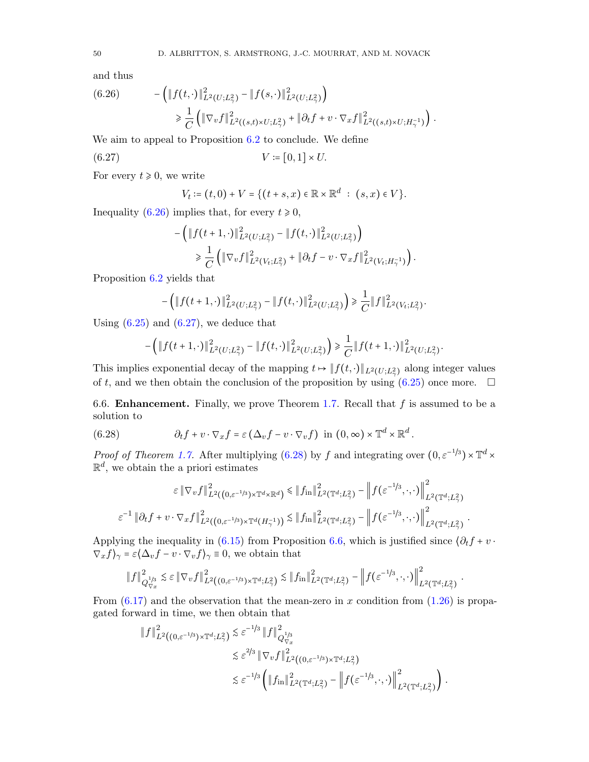and thus

$$
\begin{aligned}
(6.26) \qquad & -\left( \|f(t,\cdot)\|^2_{L^2(U;L^2_\gamma)} - \|f(s,\cdot)\|^2_{L^2(U;L^2_\gamma)} \right) \\
& \qquad \geqslant \frac{1}{C} \left( \|\nabla_v f\|^2_{L^2((s,t)\times U;L^2_\gamma)} + \|\partial_t f + v\cdot\nabla_x f\|^2_{L^2((s,t)\times U;H^{-1}_\gamma)} \right).
\end{aligned}
$$

We aim to appeal to Proposition 6.2 to conclude. We define

$$
V := [0,1]\times U. \tag{6.27}
$$

For every $t \geqslant 0$, we write

$$
V_t := (t,0) + V = \{(t+s,x)\in\mathbb{R}\times\mathbb{R}^d \ : \ (s,x)\in V\}.
$$

Inequality (6.26) implies that, for every $t\geqslant 0$,

$$
\begin{aligned}
& -\left( \|f(t+1,\cdot)\|^2_{L^2(U;L^2_\gamma)} - \|f(t,\cdot)\|^2_{L^2(U;L^2_\gamma)} \right) \\
& \qquad \geqslant \frac{1}{C} \left( \|\nabla_v f\|^2_{L^2(V_t;L^2_\gamma)} + \|\partial_t f - v\cdot\nabla_x f\|^2_{L^2(V_t;H^{-1}_\gamma)} \right).
\end{aligned}
$$

Proposition 6.2 yields that

$$
-\left( \|f(t+1,\cdot)\|^2_{L^2(U;L^2_\gamma)} - \|f(t,\cdot)\|^2_{L^2(U;L^2_\gamma)} \right) \geqslant \frac{1}{C}\|f\|^2_{L^2(V_t;L^2_\gamma)}.
$$

Using (6.25) and (6.27), we deduce that

$$
-\left( \|f(t+1,\cdot)\|^2_{L^2(U;L^2_\gamma)} - \|f(t,\cdot)\|^2_{L^2(U;L^2_\gamma)} \right) \geqslant \frac{1}{C}\|f(t+1,\cdot)\|^2_{L^2(U;L^2_\gamma)}.
$$

This implies exponential decay of the mapping $t\mapsto \|f(t,\cdot)\|_{L^2(U;L^2_\gamma)}$ along integer values of $t$, and we then obtain the conclusion of the proposition by using (6.25) once more. $\square$

## 6.6. **Enhancement.**

Finally, we prove Theorem 1.7. Recall that $f$ is assumed to be a solution to

$$
\partial_t f + v\cdot\nabla_x f = \varepsilon\left(\Delta_v f - v\cdot\nabla_v f\right) \ \text{ in } (0,\infty)\times\mathbb{T}^d\times\mathbb{R}^d. \tag{6.28}
$$

*Proof of Theorem 1.7.* After multiplying (6.28) by $f$ and integrating over $(0,\varepsilon^{-1/3})\times\mathbb{T}^d\times\mathbb{R}^d$, we obtain the a priori estimates

$$
\begin{aligned}
\varepsilon\,\|\nabla_v f\|^2_{L^2((0,\varepsilon^{-1/3})\times\mathbb{T}^d\times\mathbb{R}^d)} &\leqslant \|f_{\mathrm{in}}\|^2_{L^2(\mathbb{T}^d;L^2_\gamma)} - \left\|f(\varepsilon^{-1/3},\cdot,\cdot)\right\|^2_{L^2(\mathbb{T}^d;L^2_\gamma)} \\
\varepsilon^{-1}\,\|\partial_t f + v\cdot\nabla_x f\|^2_{L^2((0,\varepsilon^{-1/3})\times\mathbb{T}^d(H^{-1}_\gamma))} &\lesssim \|f_{\mathrm{in}}\|^2_{L^2(\mathbb{T}^d;L^2_\gamma)} - \left\|f(\varepsilon^{-1/3},\cdot,\cdot)\right\|^2_{L^2(\mathbb{T}^d;L^2_\gamma)}.
\end{aligned}
$$

Applying the inequality in (6.15) from Proposition 6.6, which is justified since $\langle \partial_t f + v\cdot\nabla_x f\rangle_\gamma = \varepsilon\langle\Delta_v f - v\cdot\nabla_v f\rangle_\gamma \equiv 0$, we obtain that

$$
\|f\|^2_{Q^{1/3}_{\nabla x}} \lesssim \varepsilon\,\|\nabla_v f\|^2_{L^2((0,\varepsilon^{-1/3})\times\mathbb{T}^d;L^2_\gamma)} \lesssim \|f_{\mathrm{in}}\|^2_{L^2(\mathbb{T}^d;L^2_\gamma)} - \left\|f(\varepsilon^{-1/3},\cdot,\cdot)\right\|^2_{L^2(\mathbb{T}^d;L^2_\gamma)}.
$$

From (6.17) and the observation that the mean-zero in $x$ condition from (1.26) is propagated forward in time, we then obtain that

$$
\begin{aligned}
\|f\|^2_{L^2((0,\varepsilon^{-1/3})\times\mathbb{T}^d;L^2_\gamma)} &\lesssim \varepsilon^{-1/3}\,\|f\|^2_{Q^{1/3}_{\nabla x}} \\
&\lesssim \varepsilon^{2/3}\,\|\nabla_v f\|^2_{L^2((0,\varepsilon^{-1/3})\times\mathbb{T}^d;L^2_\gamma)} \\
&\lesssim \varepsilon^{-1/3}\left( \|f_{\mathrm{in}}\|^2_{L^2(\mathbb{T}^d;L^2_\gamma)} - \left\|f(\varepsilon^{-1/3},\cdot,\cdot)\right\|^2_{L^2(\mathbb{T}^d;L^2_\gamma)} \right).
\end{aligned}
$$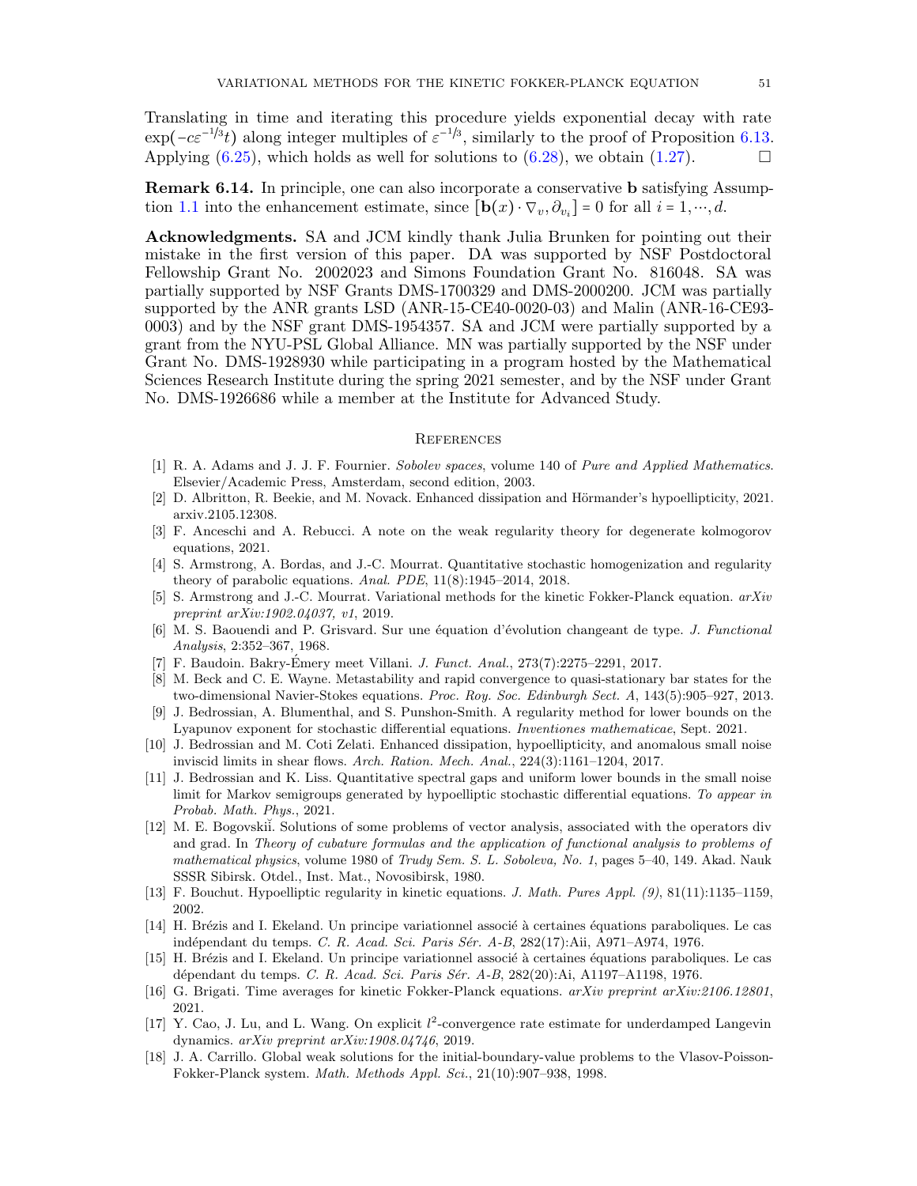Translating in time and iterating this procedure yields exponential decay with rate $\exp(-c\varepsilon^{-1/3}t)$ along integer multiples of $\varepsilon^{-1/3}$, similarly to the proof of Proposition 6.13. Applying (6.25), which holds as well for solutions to (6.28), we obtain (1.27). $\square$

**Remark 6.14.** In principle, one can also incorporate a conservative $\mathbf{b}$ satisfying Assumption 1.1 into the enhancement estimate, since $[\mathbf{b}(x) \cdot \nabla_v, \partial_{v_i}] = 0$ for all $i = 1, \cdots, d$.

**Acknowledgments.** SA and JCM kindly thank Julia Brunken for pointing out their mistake in the first version of this paper. DA was supported by NSF Postdoctoral Fellowship Grant No. 2002023 and Simons Foundation Grant No. 816048. SA was partially supported by NSF Grants DMS-1700329 and DMS-2000200. JCM was partially supported by the ANR grants LSD (ANR-15-CE40-0020-03) and Malin (ANR-16-CE93-0003) and by the NSF grant DMS-1954357. SA and JCM were partially supported by a grant from the NYU-PSL Global Alliance. MN was partially supported by the NSF under Grant No. DMS-1928930 while participating in a program hosted by the Mathematical Sciences Research Institute during the spring 2021 semester, and by the NSF under Grant No. DMS-1926686 while a member at the Institute for Advanced Study.

## References

[1] R. A. Adams and J. J. F. Fournier. *Sobolev spaces*, volume 140 of *Pure and Applied Mathematics*. Elsevier/Academic Press, Amsterdam, second edition, 2003.

[2] D. Albritton, R. Beekie, and M. Novack. Enhanced dissipation and Hörmander's hypoellipticity, 2021. arxiv.2105.12308.

[3] F. Anceschi and A. Rebucci. A note on the weak regularity theory for degenerate kolmogorov equations, 2021.

[4] S. Armstrong, A. Bordas, and J.-C. Mourrat. Quantitative stochastic homogenization and regularity theory of parabolic equations. *Anal. PDE*, 11(8):1945–2014, 2018.

[5] S. Armstrong and J.-C. Mourrat. Variational methods for the kinetic Fokker-Planck equation. *arXiv preprint arXiv:1902.04037, v1*, 2019.

[6] M. S. Baouendi and P. Grisvard. Sur une équation d'évolution changeant de type. *J. Functional Analysis*, 2:352–367, 1968.

[7] F. Baudoin. Bakry-Émery meet Villani. *J. Funct. Anal.*, 273(7):2275–2291, 2017.

[8] M. Beck and C. E. Wayne. Metastability and rapid convergence to quasi-stationary bar states for the two-dimensional Navier-Stokes equations. *Proc. Roy. Soc. Edinburgh Sect. A*, 143(5):905–927, 2013.

[9] J. Bedrossian, A. Blumenthal, and S. Punshon-Smith. A regularity method for lower bounds on the Lyapunov exponent for stochastic differential equations. *Inventiones mathematicae*, Sept. 2021.

[10] J. Bedrossian and M. Coti Zelati. Enhanced dissipation, hypoellipticity, and anomalous small noise inviscid limits in shear flows. *Arch. Ration. Mech. Anal.*, 224(3):1161–1204, 2017.

[11] J. Bedrossian and K. Liss. Quantitative spectral gaps and uniform lower bounds in the small noise limit for Markov semigroups generated by hypoelliptic stochastic differential equations. *To appear in Probab. Math. Phys.*, 2021.

[12] M. E. Bogovskiĭ. Solutions of some problems of vector analysis, associated with the operators div and grad. In *Theory of cubature formulas and the application of functional analysis to problems of mathematical physics*, volume 1980 of *Trudy Sem. S. L. Soboleva, No. 1*, pages 5–40, 149. Akad. Nauk SSSR Sibirsk. Otdel., Inst. Mat., Novosibirsk, 1980.

[13] F. Bouchut. Hypoelliptic regularity in kinetic equations. *J. Math. Pures Appl. (9)*, 81(11):1135–1159, 2002.

[14] H. Brézis and I. Ekeland. Un principe variationnel associé à certaines équations paraboliques. Le cas indépendant du temps. *C. R. Acad. Sci. Paris Sér. A-B*, 282(17):Aii, A971–A974, 1976.

[15] H. Brézis and I. Ekeland. Un principe variationnel associé à certaines équations paraboliques. Le cas dépendant du temps. *C. R. Acad. Sci. Paris Sér. A-B*, 282(20):Ai, A1197–A1198, 1976.

[16] G. Brigati. Time averages for kinetic Fokker-Planck equations. *arXiv preprint arXiv:2106.12801*, 2021.

[17] Y. Cao, J. Lu, and L. Wang. On explicit $l^2$-convergence rate estimate for underdamped Langevin dynamics. *arXiv preprint arXiv:1908.04746*, 2019.

[18] J. A. Carrillo. Global weak solutions for the initial-boundary-value problems to the Vlasov-Poisson-Fokker-Planck system. *Math. Methods Appl. Sci.*, 21(10):907–938, 1998.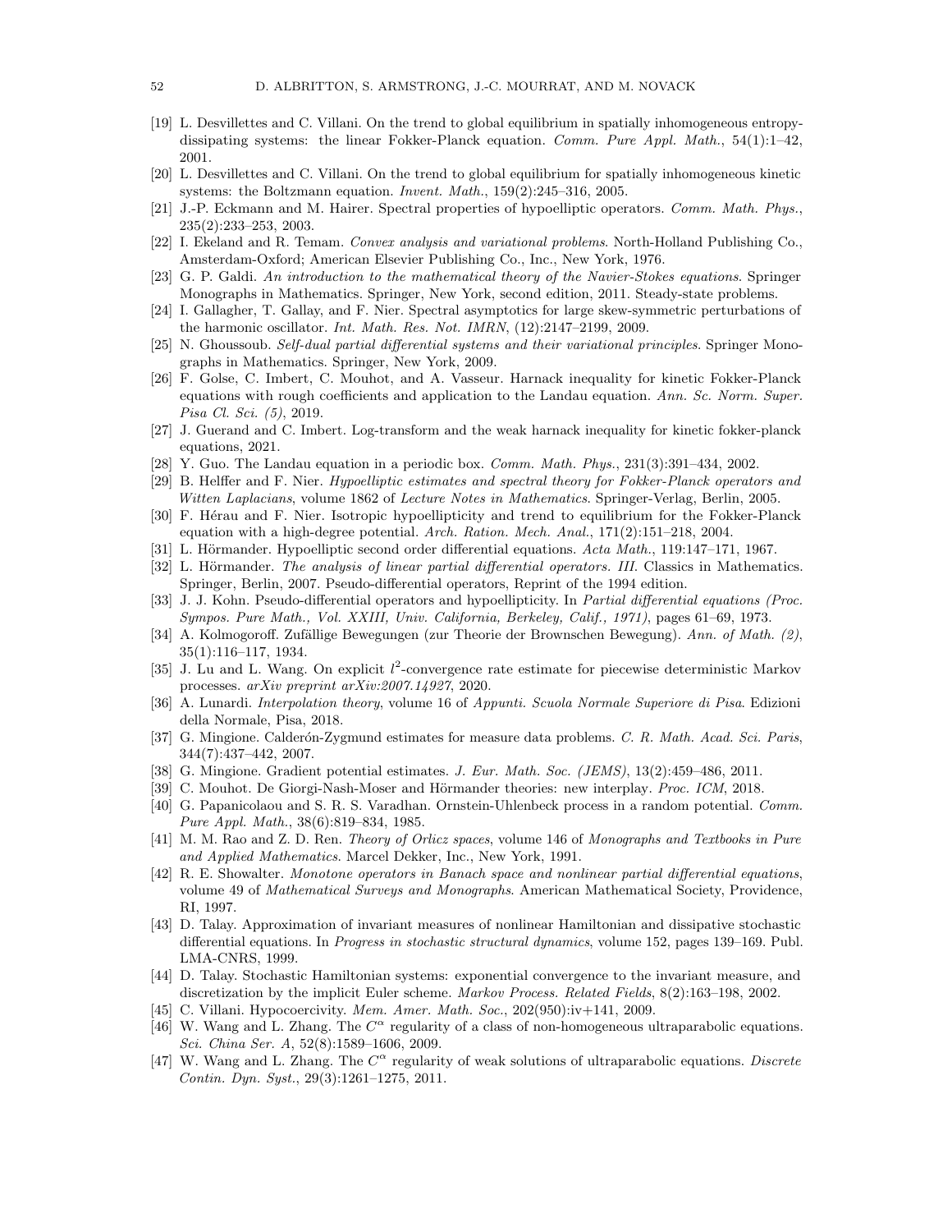[19] L. Desvillettes and C. Villani. On the trend to global equilibrium in spatially inhomogeneous entropy-dissipating systems: the linear Fokker-Planck equation. *Comm. Pure Appl. Math.*, 54(1):1–42, 2001.

[20] L. Desvillettes and C. Villani. On the trend to global equilibrium for spatially inhomogeneous kinetic systems: the Boltzmann equation. *Invent. Math.*, 159(2):245–316, 2005.

[21] J.-P. Eckmann and M. Hairer. Spectral properties of hypoelliptic operators. *Comm. Math. Phys.*, 235(2):233–253, 2003.

[22] I. Ekeland and R. Temam. *Convex analysis and variational problems*. North-Holland Publishing Co., Amsterdam-Oxford; American Elsevier Publishing Co., Inc., New York, 1976.

[23] G. P. Galdi. *An introduction to the mathematical theory of the Navier-Stokes equations*. Springer Monographs in Mathematics. Springer, New York, second edition, 2011. Steady-state problems.

[24] I. Gallagher, T. Gallay, and F. Nier. Spectral asymptotics for large skew-symmetric perturbations of the harmonic oscillator. *Int. Math. Res. Not. IMRN*, (12):2147–2199, 2009.

[25] N. Ghoussoub. *Self-dual partial differential systems and their variational principles*. Springer Monographs in Mathematics. Springer, New York, 2009.

[26] F. Golse, C. Imbert, C. Mouhot, and A. Vasseur. Harnack inequality for kinetic Fokker-Planck equations with rough coefficients and application to the Landau equation. *Ann. Sc. Norm. Super. Pisa Cl. Sci. (5)*, 2019.

[27] J. Guerand and C. Imbert. Log-transform and the weak harnack inequality for kinetic fokker-planck equations, 2021.

[28] Y. Guo. The Landau equation in a periodic box. *Comm. Math. Phys.*, 231(3):391–434, 2002.

[29] B. Helffer and F. Nier. *Hypoelliptic estimates and spectral theory for Fokker-Planck operators and Witten Laplacians*, volume 1862 of *Lecture Notes in Mathematics*. Springer-Verlag, Berlin, 2005.

[30] F. Hérau and F. Nier. Isotropic hypoellipticity and trend to equilibrium for the Fokker-Planck equation with a high-degree potential. *Arch. Ration. Mech. Anal.*, 171(2):151–218, 2004.

[31] L. Hörmander. Hypoelliptic second order differential equations. *Acta Math.*, 119:147–171, 1967.

[32] L. Hörmander. *The analysis of linear partial differential operators. III*. Classics in Mathematics. Springer, Berlin, 2007. Pseudo-differential operators, Reprint of the 1994 edition.

[33] J. J. Kohn. Pseudo-differential operators and hypoellipticity. In *Partial differential equations (Proc. Sympos. Pure Math., Vol. XXIII, Univ. California, Berkeley, Calif., 1971)*, pages 61–69, 1973.

[34] A. Kolmogoroff. Zufällige Bewegungen (zur Theorie der Brownschen Bewegung). *Ann. of Math. (2)*, 35(1):116–117, 1934.

[35] J. Lu and L. Wang. On explicit $l^2$-convergence rate estimate for piecewise deterministic Markov processes. *arXiv preprint arXiv:2007.14927*, 2020.

[36] A. Lunardi. *Interpolation theory*, volume 16 of *Appunti. Scuola Normale Superiore di Pisa*. Edizioni della Normale, Pisa, 2018.

[37] G. Mingione. Calderón-Zygmund estimates for measure data problems. *C. R. Math. Acad. Sci. Paris*, 344(7):437–442, 2007.

[38] G. Mingione. Gradient potential estimates. *J. Eur. Math. Soc. (JEMS)*, 13(2):459–486, 2011.

[39] C. Mouhot. De Giorgi-Nash-Moser and Hörmander theories: new interplay. *Proc. ICM*, 2018.

[40] G. Papanicolaou and S. R. S. Varadhan. Ornstein-Uhlenbeck process in a random potential. *Comm. Pure Appl. Math.*, 38(6):819–834, 1985.

[41] M. M. Rao and Z. D. Ren. *Theory of Orlicz spaces*, volume 146 of *Monographs and Textbooks in Pure and Applied Mathematics*. Marcel Dekker, Inc., New York, 1991.

[42] R. E. Showalter. *Monotone operators in Banach space and nonlinear partial differential equations*, volume 49 of *Mathematical Surveys and Monographs*. American Mathematical Society, Providence, RI, 1997.

[43] D. Talay. Approximation of invariant measures of nonlinear Hamiltonian and dissipative stochastic differential equations. In *Progress in stochastic structural dynamics*, volume 152, pages 139–169. Publ. LMA-CNRS, 1999.

[44] D. Talay. Stochastic Hamiltonian systems: exponential convergence to the invariant measure, and discretization by the implicit Euler scheme. *Markov Process. Related Fields*, 8(2):163–198, 2002.

[45] C. Villani. Hypocoercivity. *Mem. Amer. Math. Soc.*, 202(950):iv+141, 2009.

[46] W. Wang and L. Zhang. The $C^\alpha$ regularity of a class of non-homogeneous ultraparabolic equations. *Sci. China Ser. A*, 52(8):1589–1606, 2009.

[47] W. Wang and L. Zhang. The $C^\alpha$ regularity of weak solutions of ultraparabolic equations. *Discrete Contin. Dyn. Syst.*, 29(3):1261–1275, 2011.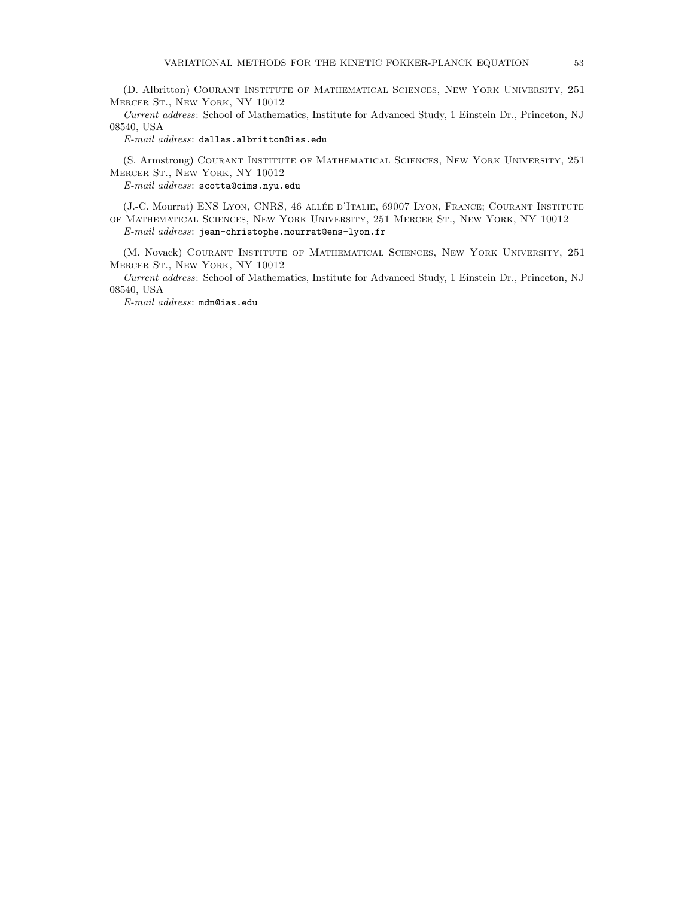(D. Albritton) Courant Institute of Mathematical Sciences, New York University, 251 Mercer St., New York, NY 10012

*Current address*: School of Mathematics, Institute for Advanced Study, 1 Einstein Dr., Princeton, NJ 08540, USA

*E-mail address*: `dallas.albritton@ias.edu`

(S. Armstrong) Courant Institute of Mathematical Sciences, New York University, 251 Mercer St., New York, NY 10012

*E-mail address*: `scotta@cims.nyu.edu`

(J.-C. Mourrat) ENS Lyon, CNRS, 46 allée d'Italie, 69007 Lyon, France; Courant Institute of Mathematical Sciences, New York University, 251 Mercer St., New York, NY 10012

*E-mail address*: `jean-christophe.mourrat@ens-lyon.fr`

(M. Novack) Courant Institute of Mathematical Sciences, New York University, 251 Mercer St., New York, NY 10012

*Current address*: School of Mathematics, Institute for Advanced Study, 1 Einstein Dr., Princeton, NJ 08540, USA

*E-mail address*: `mdn@ias.edu`